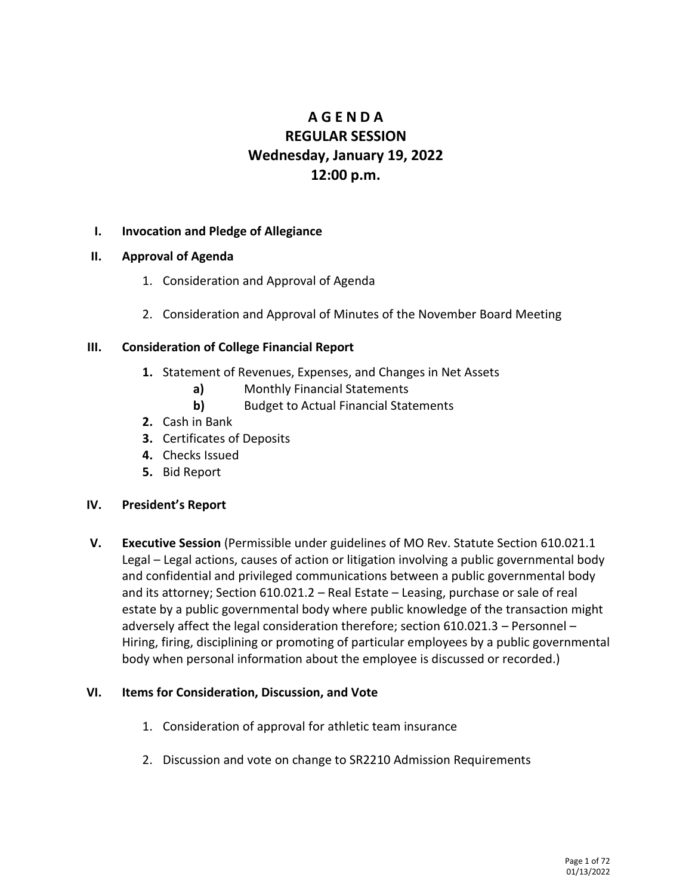# A G E N D A
# REGULAR SESSION
# Wednesday, January 19, 2022
# 12:00 p.m.

**I. Invocation and Pledge of Allegiance**

**II. Approval of Agenda**

1. Consideration and Approval of Agenda
2. Consideration and Approval of Minutes of the November Board Meeting

**III. Consideration of College Financial Report**

1. Statement of Revenues, Expenses, and Changes in Net Assets
   - **a)** Monthly Financial Statements
   - **b)** Budget to Actual Financial Statements
2. Cash in Bank
3. Certificates of Deposits
4. Checks Issued
5. Bid Report

**IV. President's Report**

**V. Executive Session** (Permissible under guidelines of MO Rev. Statute Section 610.021.1 Legal – Legal actions, causes of action or litigation involving a public governmental body and confidential and privileged communications between a public governmental body and its attorney; Section 610.021.2 – Real Estate – Leasing, purchase or sale of real estate by a public governmental body where public knowledge of the transaction might adversely affect the legal consideration therefore; section 610.021.3 – Personnel – Hiring, firing, disciplining or promoting of particular employees by a public governmental body when personal information about the employee is discussed or recorded.)

**VI. Items for Consideration, Discussion, and Vote**

1. Consideration of approval for athletic team insurance
2. Discussion and vote on change to SR2210 Admission Requirements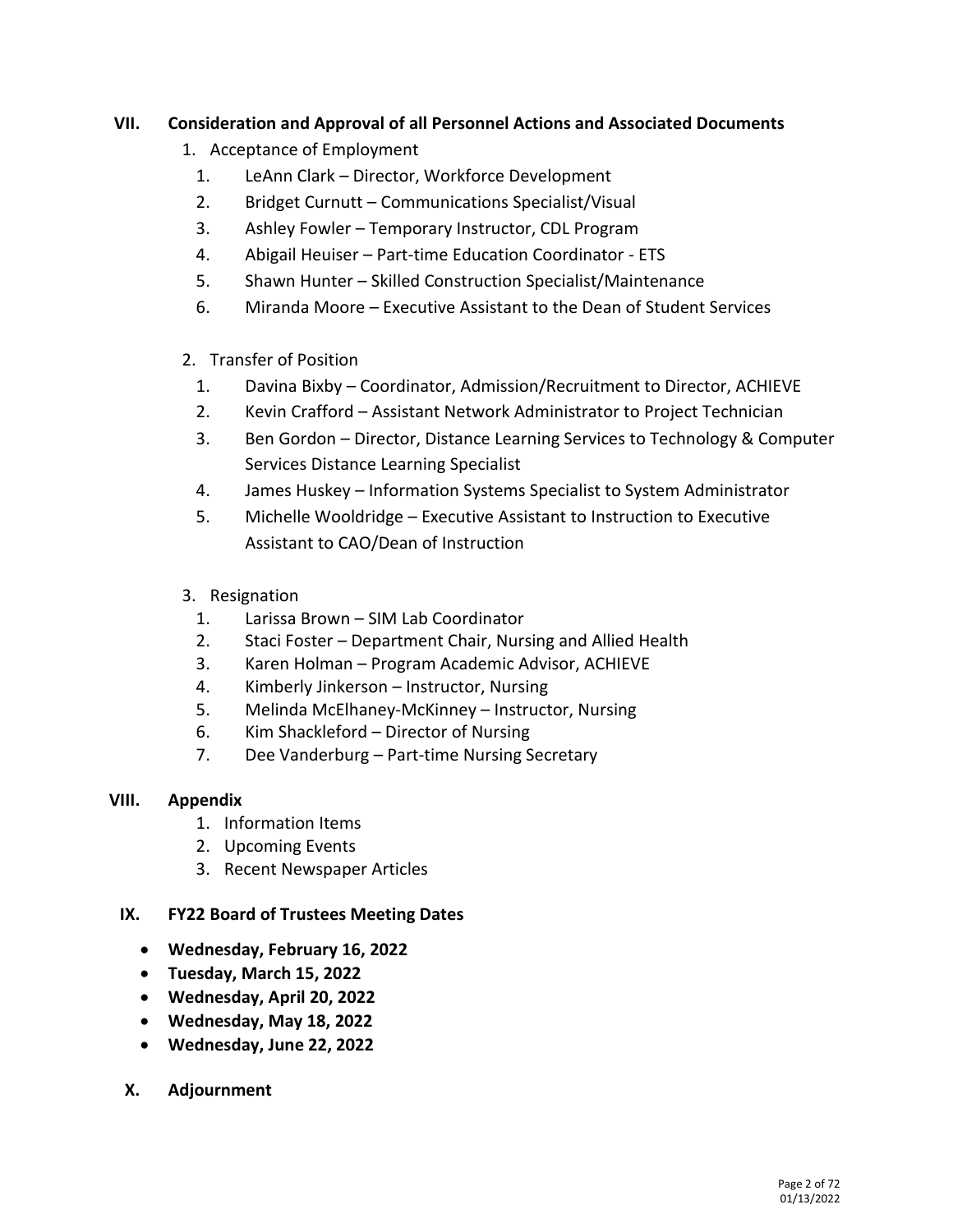## VII. Consideration and Approval of all Personnel Actions and Associated Documents

1. Acceptance of Employment
   1. LeAnn Clark – Director, Workforce Development
   2. Bridget Curnutt – Communications Specialist/Visual
   3. Ashley Fowler – Temporary Instructor, CDL Program
   4. Abigail Heuiser – Part-time Education Coordinator - ETS
   5. Shawn Hunter – Skilled Construction Specialist/Maintenance
   6. Miranda Moore – Executive Assistant to the Dean of Student Services

2. Transfer of Position
   1. Davina Bixby – Coordinator, Admission/Recruitment to Director, ACHIEVE
   2. Kevin Crafford – Assistant Network Administrator to Project Technician
   3. Ben Gordon – Director, Distance Learning Services to Technology & Computer Services Distance Learning Specialist
   4. James Huskey – Information Systems Specialist to System Administrator
   5. Michelle Wooldridge – Executive Assistant to Instruction to Executive Assistant to CAO/Dean of Instruction

3. Resignation
   1. Larissa Brown – SIM Lab Coordinator
   2. Staci Foster – Department Chair, Nursing and Allied Health
   3. Karen Holman – Program Academic Advisor, ACHIEVE
   4. Kimberly Jinkerson – Instructor, Nursing
   5. Melinda McElhaney-McKinney – Instructor, Nursing
   6. Kim Shackleford – Director of Nursing
   7. Dee Vanderburg – Part-time Nursing Secretary

## VIII. Appendix

1. Information Items
2. Upcoming Events
3. Recent Newspaper Articles

## IX. FY22 Board of Trustees Meeting Dates

- **Wednesday, February 16, 2022**
- **Tuesday, March 15, 2022**
- **Wednesday, April 20, 2022**
- **Wednesday, May 18, 2022**
- **Wednesday, June 22, 2022**

## X. Adjournment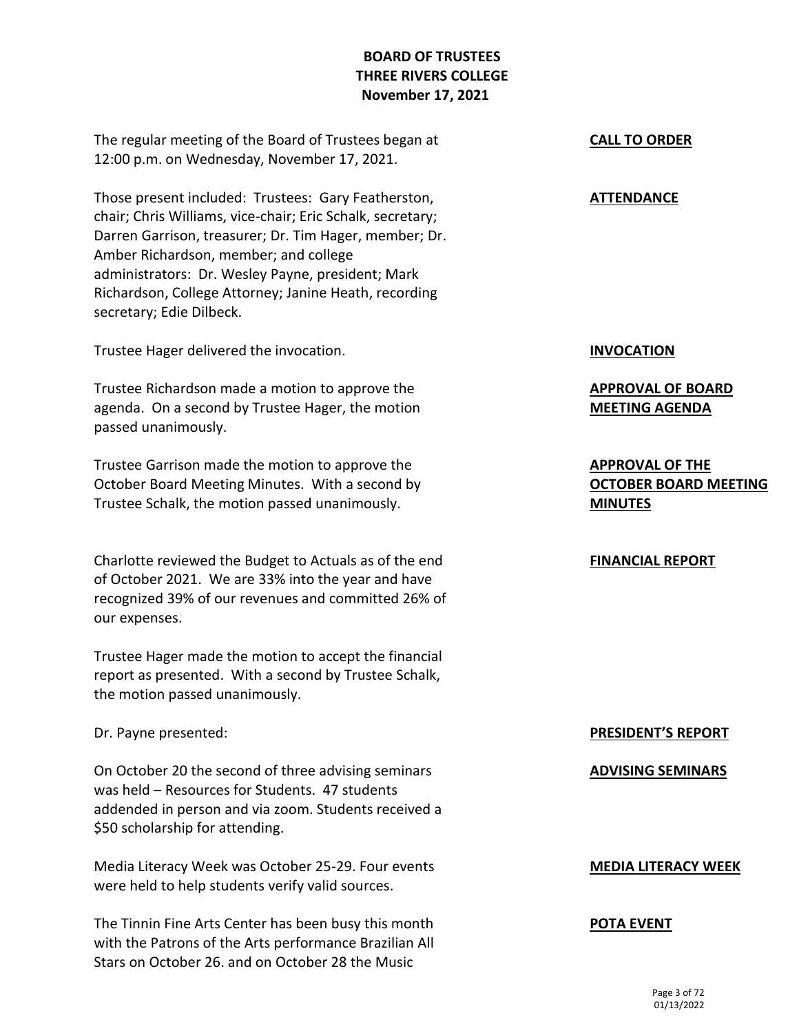**BOARD OF TRUSTEES**
**THREE RIVERS COLLEGE**
**November 17, 2021**

**CALL TO ORDER**

The regular meeting of the Board of Trustees began at 12:00 p.m. on Wednesday, November 17, 2021.

**ATTENDANCE**

Those present included: Trustees: Gary Featherston, chair; Chris Williams, vice-chair; Eric Schalk, secretary; Darren Garrison, treasurer; Dr. Tim Hager, member; Dr. Amber Richardson, member; and college administrators: Dr. Wesley Payne, president; Mark Richardson, College Attorney; Janine Heath, recording secretary; Edie Dilbeck.

**INVOCATION**

Trustee Hager delivered the invocation.

**APPROVAL OF BOARD MEETING AGENDA**

Trustee Richardson made a motion to approve the agenda. On a second by Trustee Hager, the motion passed unanimously.

**APPROVAL OF THE OCTOBER BOARD MEETING MINUTES**

Trustee Garrison made the motion to approve the October Board Meeting Minutes. With a second by Trustee Schalk, the motion passed unanimously.

**FINANCIAL REPORT**

Charlotte reviewed the Budget to Actuals as of the end of October 2021. We are 33% into the year and have recognized 39% of our revenues and committed 26% of our expenses.

Trustee Hager made the motion to accept the financial report as presented. With a second by Trustee Schalk, the motion passed unanimously.

**PRESIDENT'S REPORT**

Dr. Payne presented:

**ADVISING SEMINARS**

On October 20 the second of three advising seminars was held – Resources for Students. 47 students addended in person and via zoom. Students received a $50 scholarship for attending.

**MEDIA LITERACY WEEK**

Media Literacy Week was October 25-29. Four events were held to help students verify valid sources.

**POTA EVENT**

The Tinnin Fine Arts Center has been busy this month with the Patrons of the Arts performance Brazilian All Stars on October 26. and on October 28 the Music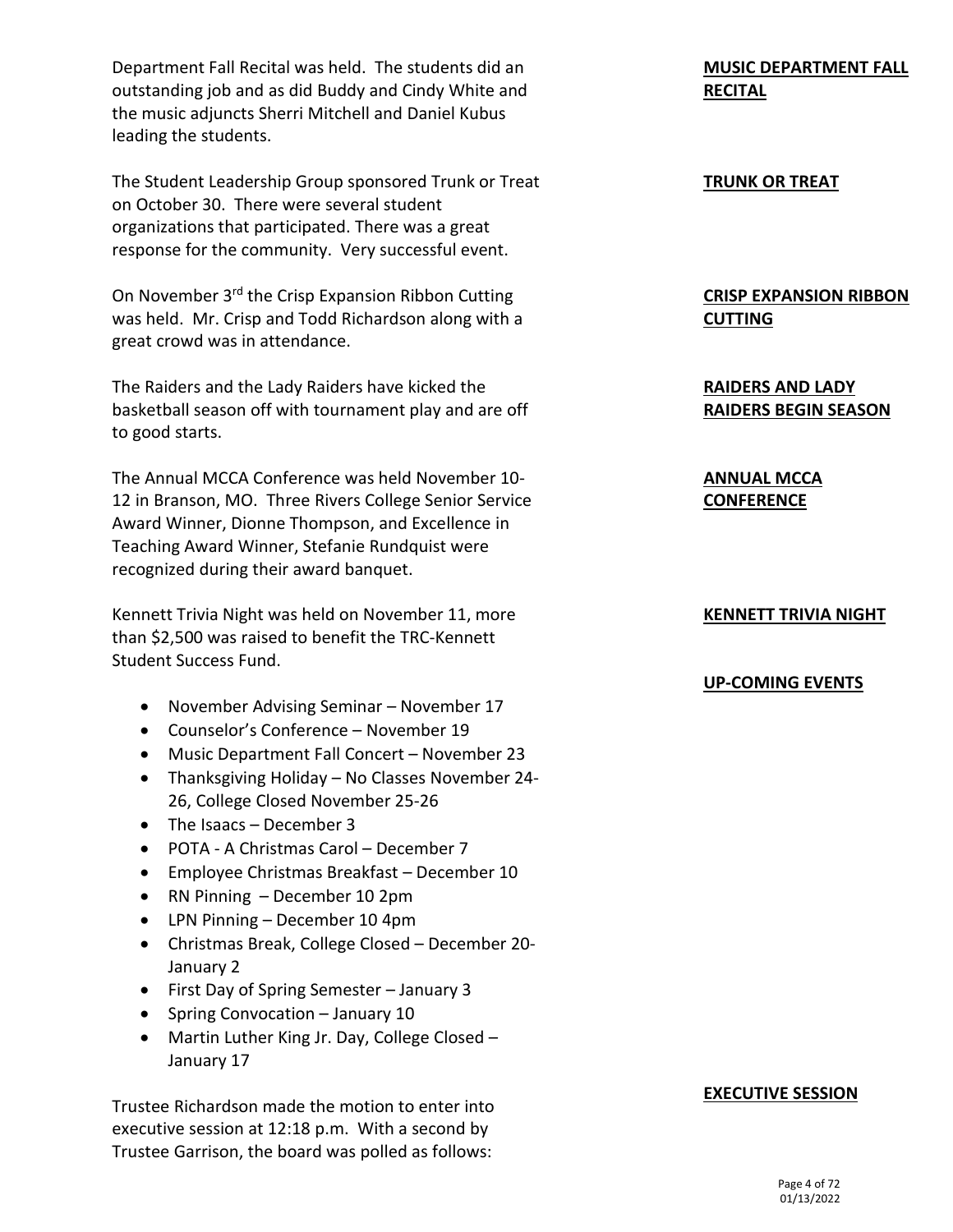Department Fall Recital was held. The students did an outstanding job and as did Buddy and Cindy White and the music adjuncts Sherri Mitchell and Daniel Kubus leading the students.

**MUSIC DEPARTMENT FALL RECITAL**

The Student Leadership Group sponsored Trunk or Treat on October 30. There were several student organizations that participated. There was a great response for the community. Very successful event.

**TRUNK OR TREAT**

On November 3rd the Crisp Expansion Ribbon Cutting was held. Mr. Crisp and Todd Richardson along with a great crowd was in attendance.

**CRISP EXPANSION RIBBON CUTTING**

The Raiders and the Lady Raiders have kicked the basketball season off with tournament play and are off to good starts.

**RAIDERS AND LADY RAIDERS BEGIN SEASON**

The Annual MCCA Conference was held November 10-12 in Branson, MO. Three Rivers College Senior Service Award Winner, Dionne Thompson, and Excellence in Teaching Award Winner, Stefanie Rundquist were recognized during their award banquet.

**ANNUAL MCCA CONFERENCE**

Kennett Trivia Night was held on November 11, more than $2,500 was raised to benefit the TRC-Kennett Student Success Fund.

**KENNETT TRIVIA NIGHT**

**UP-COMING EVENTS**

- November Advising Seminar – November 17
- Counselor's Conference – November 19
- Music Department Fall Concert – November 23
- Thanksgiving Holiday – No Classes November 24-26, College Closed November 25-26
- The Isaacs – December 3
- POTA - A Christmas Carol – December 7
- Employee Christmas Breakfast – December 10
- RN Pinning – December 10 2pm
- LPN Pinning – December 10 4pm
- Christmas Break, College Closed – December 20-January 2
- First Day of Spring Semester – January 3
- Spring Convocation – January 10
- Martin Luther King Jr. Day, College Closed – January 17

**EXECUTIVE SESSION**

Trustee Richardson made the motion to enter into executive session at 12:18 p.m. With a second by Trustee Garrison, the board was polled as follows: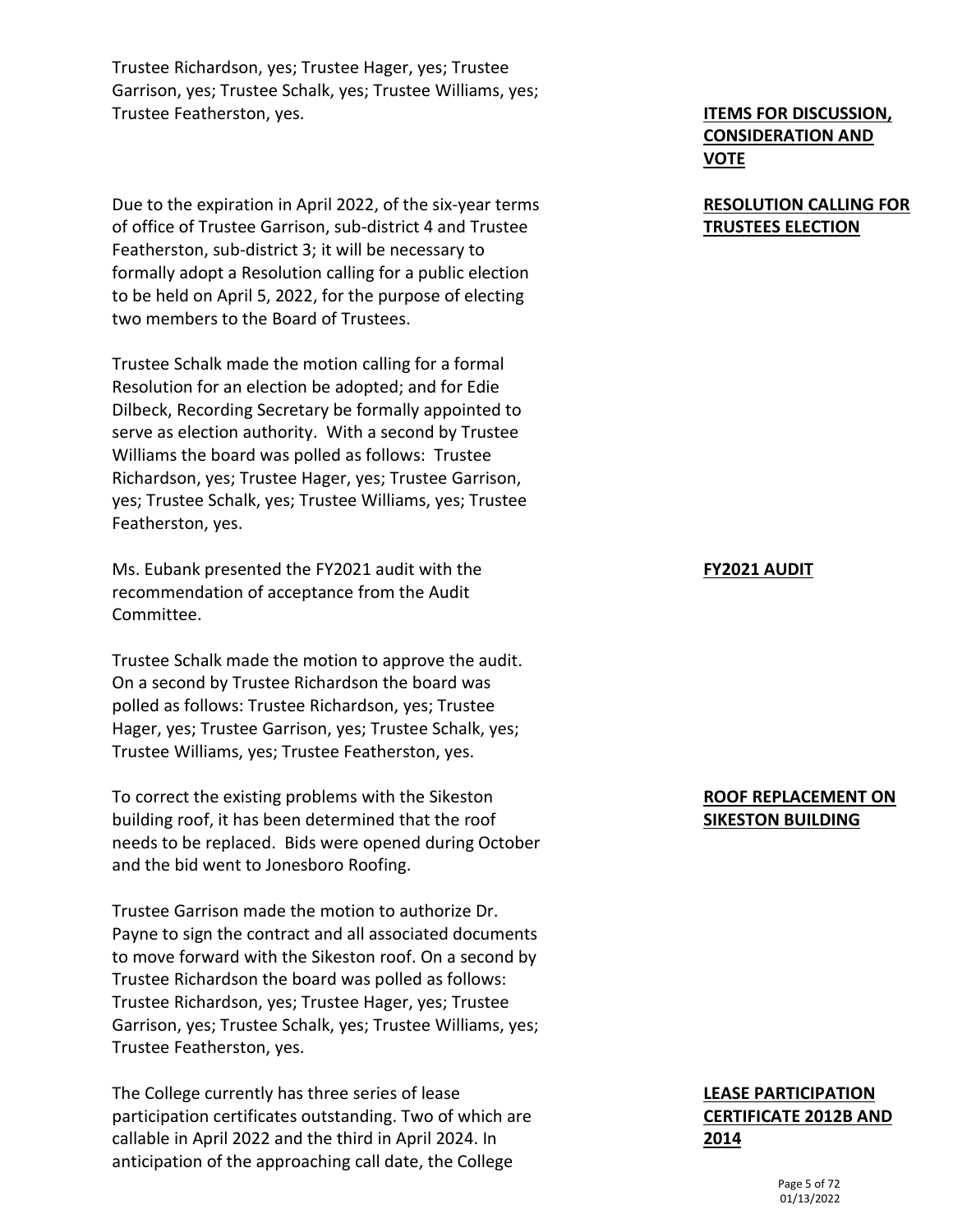Trustee Richardson, yes; Trustee Hager, yes; Trustee Garrison, yes; Trustee Schalk, yes; Trustee Williams, yes; Trustee Featherston, yes.

**ITEMS FOR DISCUSSION, CONSIDERATION AND VOTE**

**RESOLUTION CALLING FOR TRUSTEES ELECTION**

Due to the expiration in April 2022, of the six-year terms of office of Trustee Garrison, sub-district 4 and Trustee Featherston, sub-district 3; it will be necessary to formally adopt a Resolution calling for a public election to be held on April 5, 2022, for the purpose of electing two members to the Board of Trustees.

Trustee Schalk made the motion calling for a formal Resolution for an election be adopted; and for Edie Dilbeck, Recording Secretary be formally appointed to serve as election authority. With a second by Trustee Williams the board was polled as follows: Trustee Richardson, yes; Trustee Hager, yes; Trustee Garrison, yes; Trustee Schalk, yes; Trustee Williams, yes; Trustee Featherston, yes.

**FY2021 AUDIT**

Ms. Eubank presented the FY2021 audit with the recommendation of acceptance from the Audit Committee.

Trustee Schalk made the motion to approve the audit. On a second by Trustee Richardson the board was polled as follows: Trustee Richardson, yes; Trustee Hager, yes; Trustee Garrison, yes; Trustee Schalk, yes; Trustee Williams, yes; Trustee Featherston, yes.

**ROOF REPLACEMENT ON SIKESTON BUILDING**

To correct the existing problems with the Sikeston building roof, it has been determined that the roof needs to be replaced. Bids were opened during October and the bid went to Jonesboro Roofing.

Trustee Garrison made the motion to authorize Dr. Payne to sign the contract and all associated documents to move forward with the Sikeston roof. On a second by Trustee Richardson the board was polled as follows: Trustee Richardson, yes; Trustee Hager, yes; Trustee Garrison, yes; Trustee Schalk, yes; Trustee Williams, yes; Trustee Featherston, yes.

**LEASE PARTICIPATION CERTIFICATE 2012B AND 2014**

The College currently has three series of lease participation certificates outstanding. Two of which are callable in April 2022 and the third in April 2024. In anticipation of the approaching call date, the College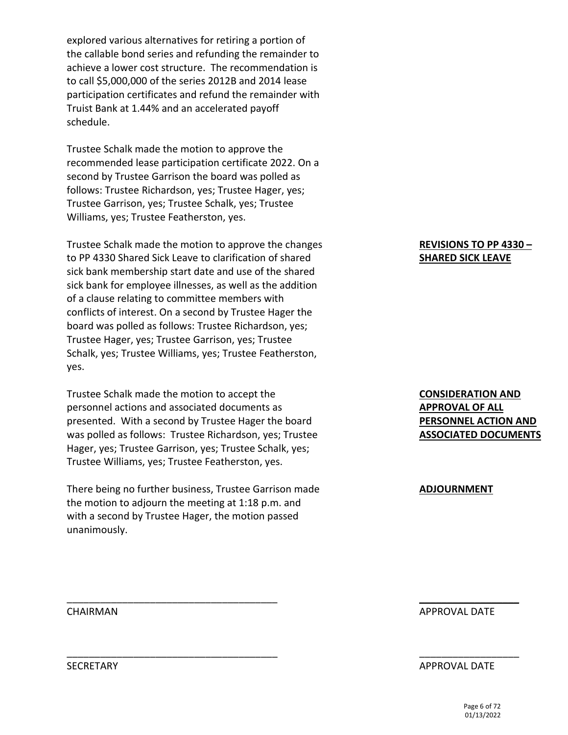explored various alternatives for retiring a portion of the callable bond series and refunding the remainder to achieve a lower cost structure. The recommendation is to call $5,000,000 of the series 2012B and 2014 lease participation certificates and refund the remainder with Truist Bank at 1.44% and an accelerated payoff schedule.

Trustee Schalk made the motion to approve the recommended lease participation certificate 2022. On a second by Trustee Garrison the board was polled as follows: Trustee Richardson, yes; Trustee Hager, yes; Trustee Garrison, yes; Trustee Schalk, yes; Trustee Williams, yes; Trustee Featherston, yes.

**REVISIONS TO PP 4330 – SHARED SICK LEAVE**

Trustee Schalk made the motion to approve the changes to PP 4330 Shared Sick Leave to clarification of shared sick bank membership start date and use of the shared sick bank for employee illnesses, as well as the addition of a clause relating to committee members with conflicts of interest. On a second by Trustee Hager the board was polled as follows: Trustee Richardson, yes; Trustee Hager, yes; Trustee Garrison, yes; Trustee Schalk, yes; Trustee Williams, yes; Trustee Featherston, yes.

**CONSIDERATION AND APPROVAL OF ALL PERSONNEL ACTION AND ASSOCIATED DOCUMENTS**

Trustee Schalk made the motion to accept the personnel actions and associated documents as presented. With a second by Trustee Hager the board was polled as follows: Trustee Richardson, yes; Trustee Hager, yes; Trustee Garrison, yes; Trustee Schalk, yes; Trustee Williams, yes; Trustee Featherston, yes.

**ADJOURNMENT**

There being no further business, Trustee Garrison made the motion to adjourn the meeting at 1:18 p.m. and with a second by Trustee Hager, the motion passed unanimously.

\_\_\_\_\_\_\_\_\_\_\_\_\_\_\_\_\_\_\_\_\_\_\_\_\_\_\_\_\_\_\_\_\_\_\_\_\_\_ \_\_\_\_\_\_\_\_\_\_\_\_\_\_\_\_\_\_

CHAIRMAN APPROVAL DATE

\_\_\_\_\_\_\_\_\_\_\_\_\_\_\_\_\_\_\_\_\_\_\_\_\_\_\_\_\_\_\_\_\_\_\_\_\_\_ \_\_\_\_\_\_\_\_\_\_\_\_\_\_\_\_\_\_

SECRETARY APPROVAL DATE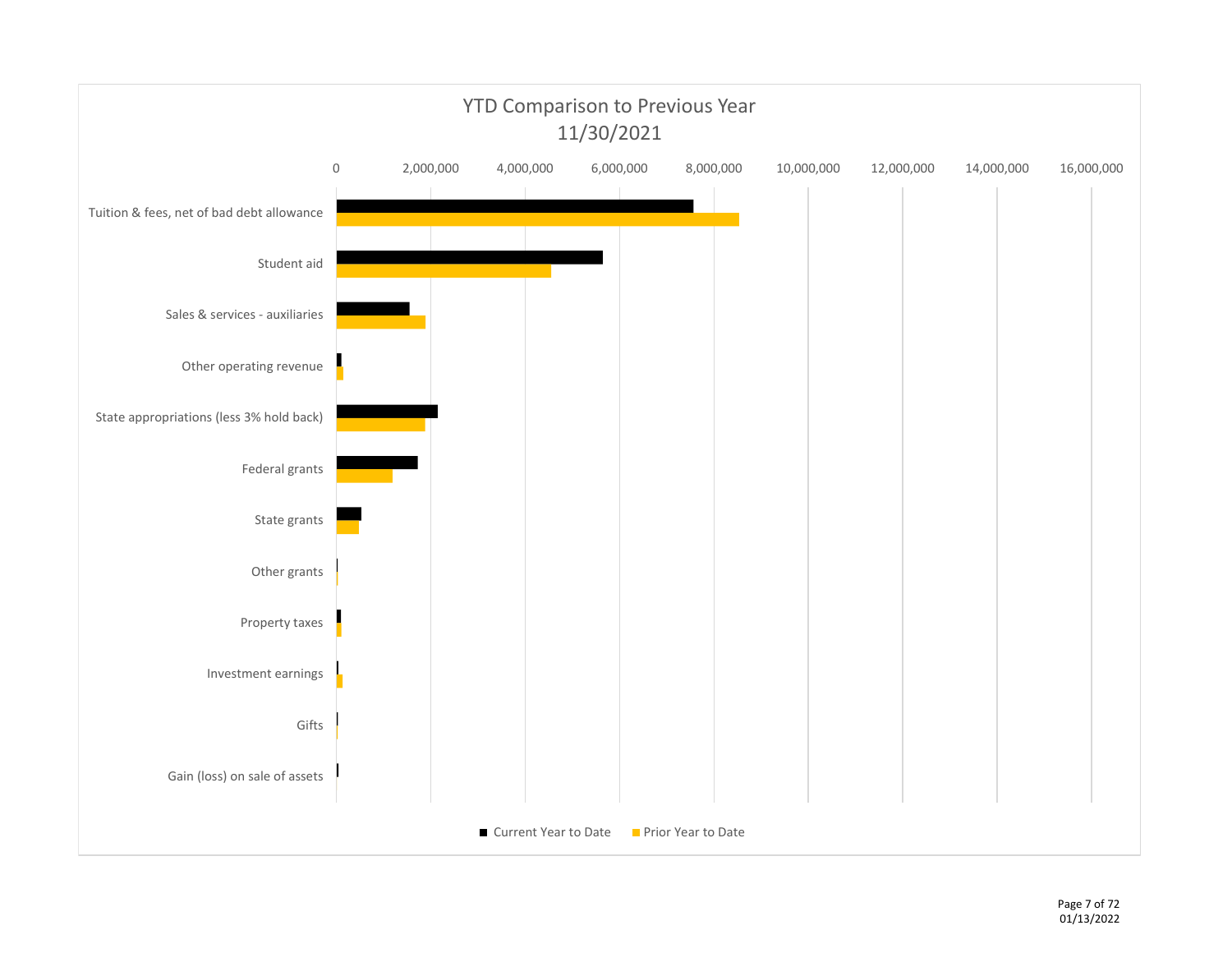## YTD Comparison to Previous Year
## 11/30/2021

Axis: 0, 2,000,000, 4,000,000, 6,000,000, 8,000,000, 10,000,000, 12,000,000, 14,000,000, 16,000,000

Categories:
- Tuition & fees, net of bad debt allowance
- Student aid
- Sales & services - auxiliaries
- Other operating revenue
- State appropriations (less 3% hold back)
- Federal grants
- State grants
- Other grants
- Property taxes
- Investment earnings
- Gifts
- Gain (loss) on sale of assets

■ Current Year to Date ■ Prior Year to Date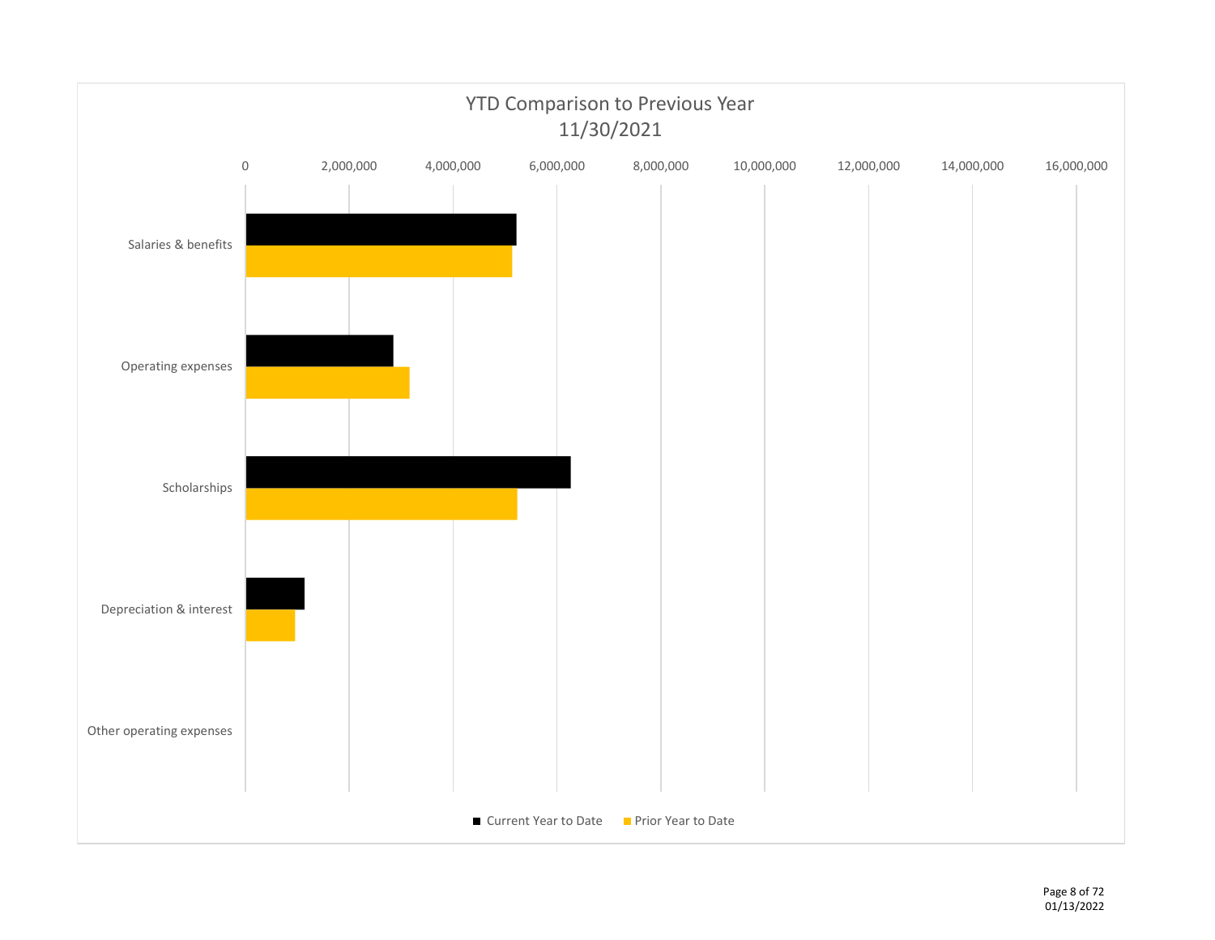## YTD Comparison to Previous Year
## 11/30/2021

0 | 2,000,000 | 4,000,000 | 6,000,000 | 8,000,000 | 10,000,000 | 12,000,000 | 14,000,000 | 16,000,000

- Salaries & benefits
- Operating expenses
- Scholarships
- Depreciation & interest
- Other operating expenses

■ Current Year to Date ■ Prior Year to Date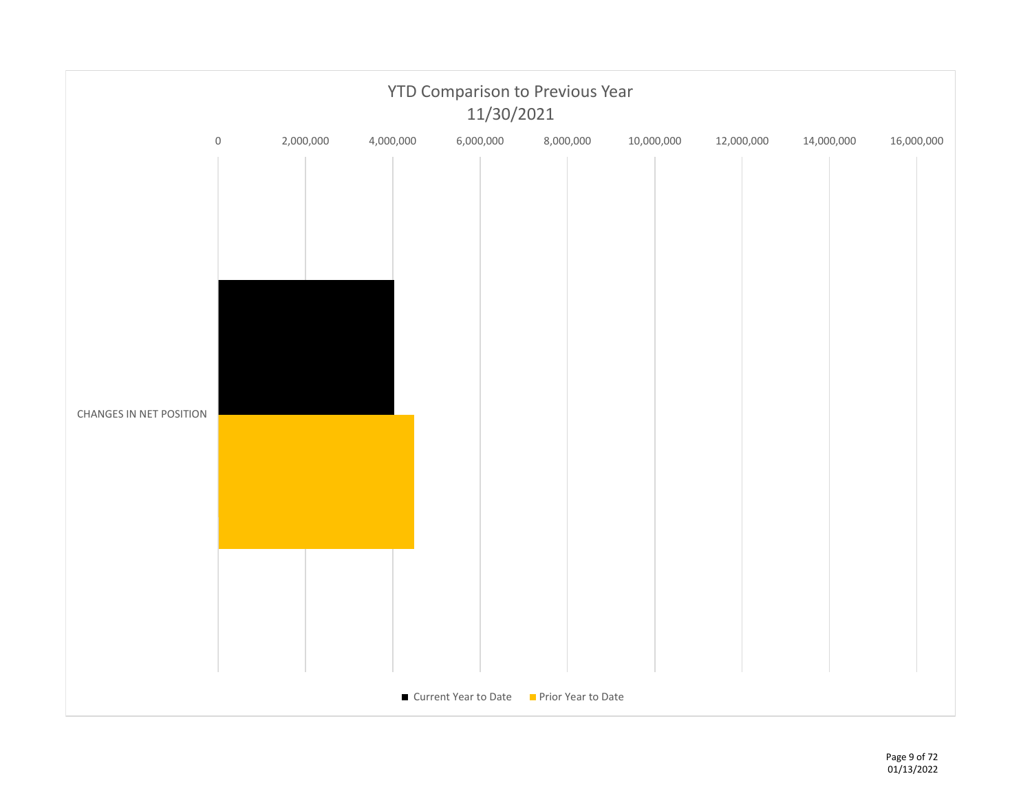## YTD Comparison to Previous Year
## 11/30/2021

0 | 2,000,000 | 4,000,000 | 6,000,000 | 8,000,000 | 10,000,000 | 12,000,000 | 14,000,000 | 16,000,000

CHANGES IN NET POSITION

■ Current Year to Date ■ Prior Year to Date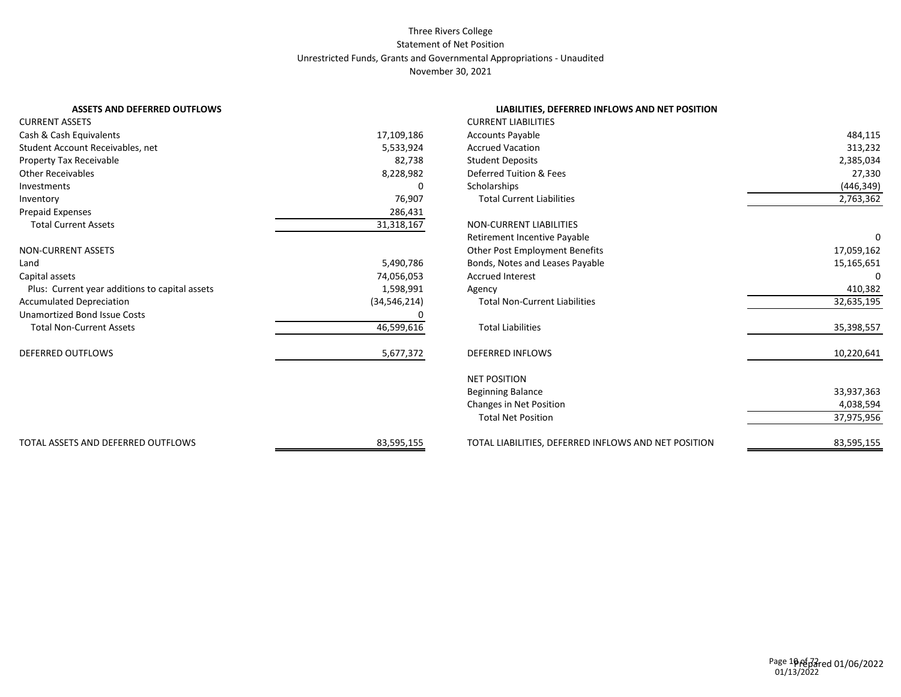# Three Rivers College

## Statement of Net Position

### Unrestricted Funds, Grants and Governmental Appropriations - Unaudited

### November 30, 2021

| ASSETS AND DEFERRED OUTFLOWS | |
|---|---|
| CURRENT ASSETS | |
| Cash & Cash Equivalents | 17,109,186 |
| Student Account Receivables, net | 5,533,924 |
| Property Tax Receivable | 82,738 |
| Other Receivables | 8,228,982 |
| Investments | 0 |
| Inventory | 76,907 |
| Prepaid Expenses | 286,431 |
| Total Current Assets | 31,318,167 |
| | |
| NON-CURRENT ASSETS | |
| Land | 5,490,786 |
| Capital assets | 74,056,053 |
| Plus: Current year additions to capital assets | 1,598,991 |
| Accumulated Depreciation | (34,546,214) |
| Unamortized Bond Issue Costs | 0 |
| Total Non-Current Assets | 46,599,616 |
| | |
| DEFERRED OUTFLOWS | 5,677,372 |
| | |
| TOTAL ASSETS AND DEFERRED OUTFLOWS | 83,595,155 |

| LIABILITIES, DEFERRED INFLOWS AND NET POSITION | |
|---|---|
| CURRENT LIABILITIES | |
| Accounts Payable | 484,115 |
| Accrued Vacation | 313,232 |
| Student Deposits | 2,385,034 |
| Deferred Tuition & Fees | 27,330 |
| Scholarships | (446,349) |
| Total Current Liabilities | 2,763,362 |
| | |
| NON-CURRENT LIABILITIES | |
| Retirement Incentive Payable | 0 |
| Other Post Employment Benefits | 17,059,162 |
| Bonds, Notes and Leases Payable | 15,165,651 |
| Accrued Interest | 0 |
| Agency | 410,382 |
| Total Non-Current Liabilities | 32,635,195 |
| | |
| Total Liabilities | 35,398,557 |
| | |
| DEFERRED INFLOWS | 10,220,641 |
| | |
| NET POSITION | |
| Beginning Balance | 33,937,363 |
| Changes in Net Position | 4,038,594 |
| Total Net Position | 37,975,956 |
| | |
| TOTAL LIABILITIES, DEFERRED INFLOWS AND NET POSITION | 83,595,155 |

Prepared 01/06/2022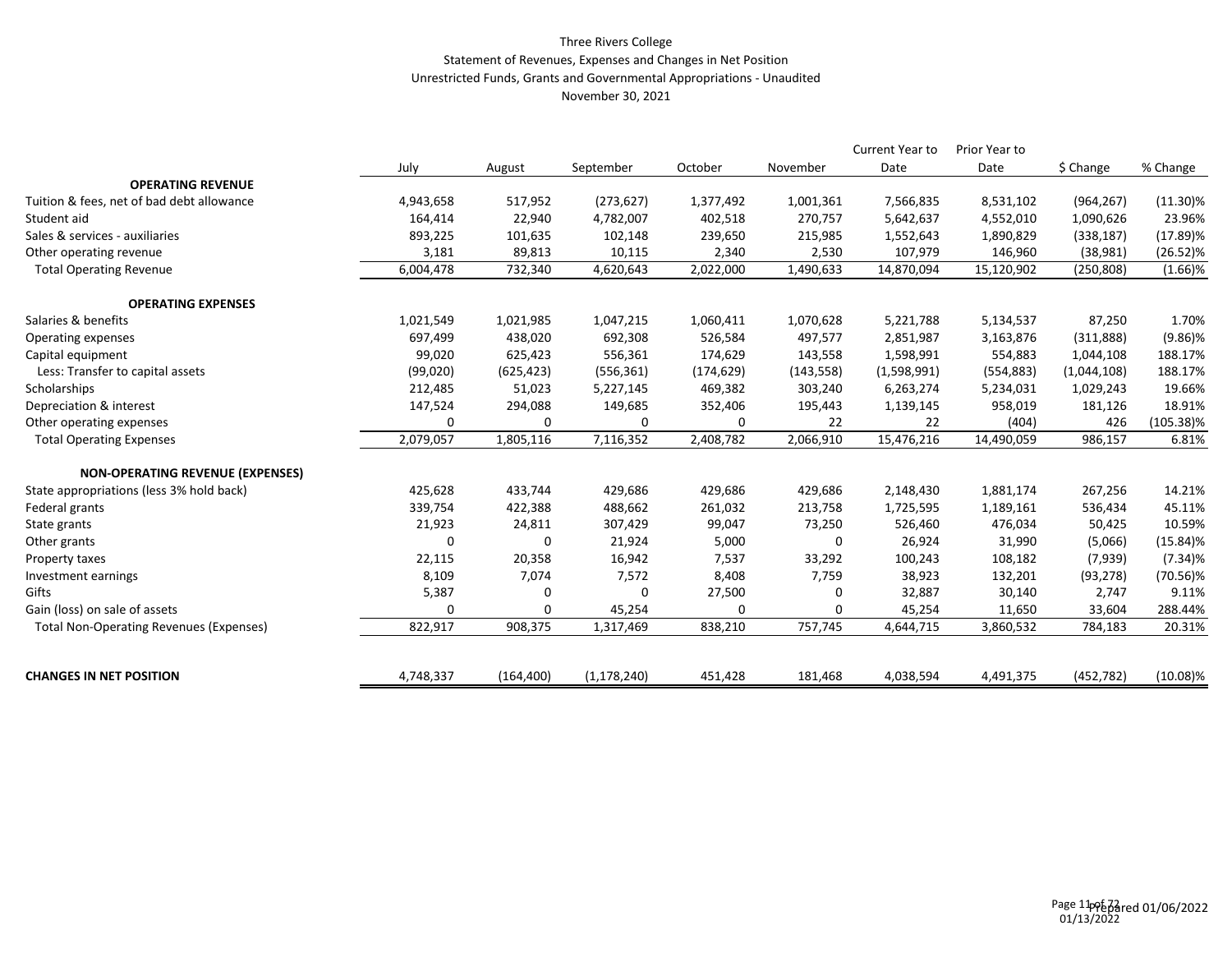Three Rivers College

Statement of Revenues, Expenses and Changes in Net Position

Unrestricted Funds, Grants and Governmental Appropriations - Unaudited

November 30, 2021

| | July | August | September | October | November | Current Year to Date | Prior Year to Date | $ Change | % Change |
|---|---|---|---|---|---|---|---|---|---|
| **OPERATING REVENUE** | | | | | | | | | |
| Tuition & fees, net of bad debt allowance | 4,943,658 | 517,952 | (273,627) | 1,377,492 | 1,001,361 | 7,566,835 | 8,531,102 | (964,267) | (11.30)% |
| Student aid | 164,414 | 22,940 | 4,782,007 | 402,518 | 270,757 | 5,642,637 | 4,552,010 | 1,090,626 | 23.96% |
| Sales & services - auxiliaries | 893,225 | 101,635 | 102,148 | 239,650 | 215,985 | 1,552,643 | 1,890,829 | (338,187) | (17.89)% |
| Other operating revenue | 3,181 | 89,813 | 10,115 | 2,340 | 2,530 | 107,979 | 146,960 | (38,981) | (26.52)% |
| Total Operating Revenue | 6,004,478 | 732,340 | 4,620,643 | 2,022,000 | 1,490,633 | 14,870,094 | 15,120,902 | (250,808) | (1.66)% |
| **OPERATING EXPENSES** | | | | | | | | | |
| Salaries & benefits | 1,021,549 | 1,021,985 | 1,047,215 | 1,060,411 | 1,070,628 | 5,221,788 | 5,134,537 | 87,250 | 1.70% |
| Operating expenses | 697,499 | 438,020 | 692,308 | 526,584 | 497,577 | 2,851,987 | 3,163,876 | (311,888) | (9.86)% |
| Capital equipment | 99,020 | 625,423 | 556,361 | 174,629 | 143,558 | 1,598,991 | 554,883 | 1,044,108 | 188.17% |
| Less: Transfer to capital assets | (99,020) | (625,423) | (556,361) | (174,629) | (143,558) | (1,598,991) | (554,883) | (1,044,108) | 188.17% |
| Scholarships | 212,485 | 51,023 | 5,227,145 | 469,382 | 303,240 | 6,263,274 | 5,234,031 | 1,029,243 | 19.66% |
| Depreciation & interest | 147,524 | 294,088 | 149,685 | 352,406 | 195,443 | 1,139,145 | 958,019 | 181,126 | 18.91% |
| Other operating expenses | 0 | 0 | 0 | 0 | 22 | 22 | (404) | 426 | (105.38)% |
| Total Operating Expenses | 2,079,057 | 1,805,116 | 7,116,352 | 2,408,782 | 2,066,910 | 15,476,216 | 14,490,059 | 986,157 | 6.81% |
| **NON-OPERATING REVENUE (EXPENSES)** | | | | | | | | | |
| State appropriations (less 3% hold back) | 425,628 | 433,744 | 429,686 | 429,686 | 429,686 | 2,148,430 | 1,881,174 | 267,256 | 14.21% |
| Federal grants | 339,754 | 422,388 | 488,662 | 261,032 | 213,758 | 1,725,595 | 1,189,161 | 536,434 | 45.11% |
| State grants | 21,923 | 24,811 | 307,429 | 99,047 | 73,250 | 526,460 | 476,034 | 50,425 | 10.59% |
| Other grants | 0 | 0 | 21,924 | 5,000 | 0 | 26,924 | 31,990 | (5,066) | (15.84)% |
| Property taxes | 22,115 | 20,358 | 16,942 | 7,537 | 33,292 | 100,243 | 108,182 | (7,939) | (7.34)% |
| Investment earnings | 8,109 | 7,074 | 7,572 | 8,408 | 7,759 | 38,923 | 132,201 | (93,278) | (70.56)% |
| Gifts | 5,387 | 0 | 0 | 27,500 | 0 | 32,887 | 30,140 | 2,747 | 9.11% |
| Gain (loss) on sale of assets | 0 | 0 | 45,254 | 0 | 0 | 45,254 | 11,650 | 33,604 | 288.44% |
| Total Non-Operating Revenues (Expenses) | 822,917 | 908,375 | 1,317,469 | 838,210 | 757,745 | 4,644,715 | 3,860,532 | 784,183 | 20.31% |
| **CHANGES IN NET POSITION** | 4,748,337 | (164,400) | (1,178,240) | 451,428 | 181,468 | 4,038,594 | 4,491,375 | (452,782) | (10.08)% |

Prepared 01/06/2022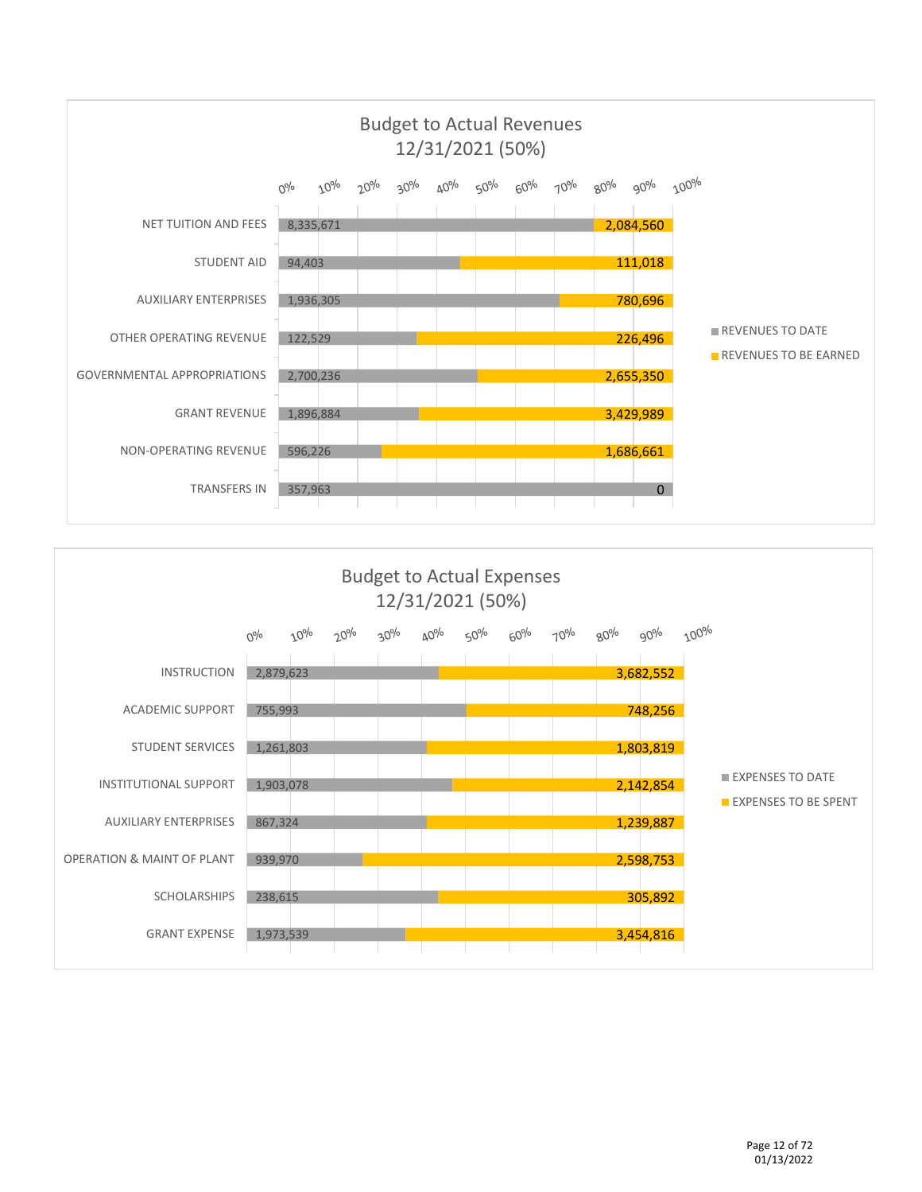## Budget to Actual Revenues 12/31/2021 (50%)

| Category | Revenues to Date | Revenues to be Earned |
|---|---|---|
| NET TUITION AND FEES | 8,335,671 | 2,084,560 |
| STUDENT AID | 94,403 | 111,018 |
| AUXILIARY ENTERPRISES | 1,936,305 | 780,696 |
| OTHER OPERATING REVENUE | 122,529 | 226,496 |
| GOVERNMENTAL APPROPRIATIONS | 2,700,236 | 2,655,350 |
| GRANT REVENUE | 1,896,884 | 3,429,989 |
| NON-OPERATING REVENUE | 596,226 | 1,686,661 |
| TRANSFERS IN | 357,963 | 0 |

## Budget to Actual Expenses 12/31/2021 (50%)

| Category | Expenses to Date | Expenses to be Spent |
|---|---|---|
| INSTRUCTION | 2,879,623 | 3,682,552 |
| ACADEMIC SUPPORT | 755,993 | 748,256 |
| STUDENT SERVICES | 1,261,803 | 1,803,819 |
| INSTITUTIONAL SUPPORT | 1,903,078 | 2,142,854 |
| AUXILIARY ENTERPRISES | 867,324 | 1,239,887 |
| OPERATION & MAINT OF PLANT | 939,970 | 2,598,753 |
| SCHOLARSHIPS | 238,615 | 305,892 |
| GRANT EXPENSE | 1,973,539 | 3,454,816 |

01/13/2022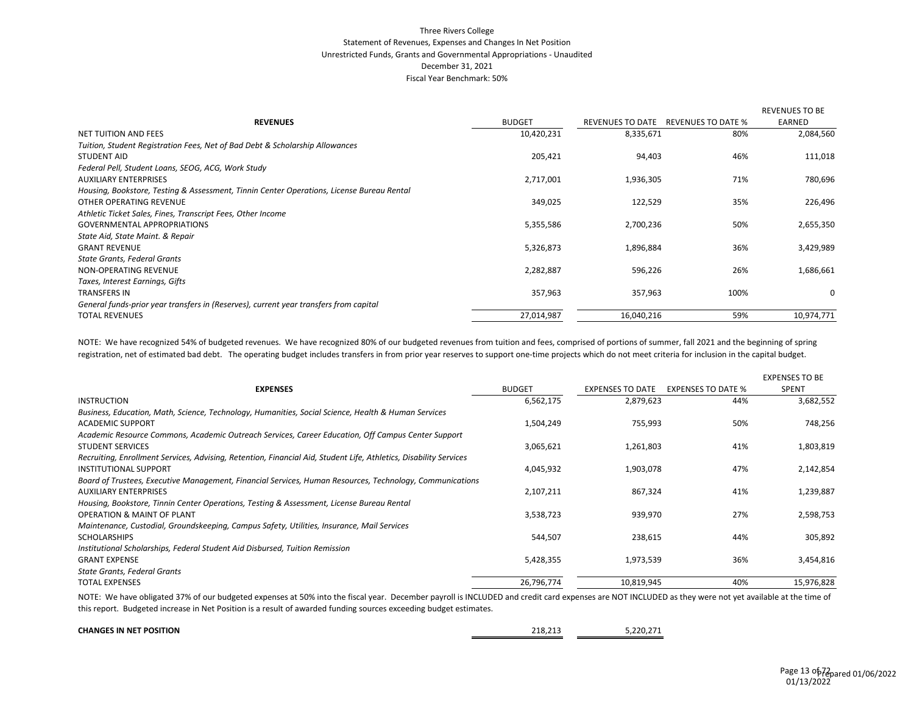# Three Rivers College

Statement of Revenues, Expenses and Changes In Net Position
Unrestricted Funds, Grants and Governmental Appropriations - Unaudited
December 31, 2021
Fiscal Year Benchmark: 50%

| REVENUES | BUDGET | REVENUES TO DATE | REVENUES TO DATE % | REVENUES TO BE EARNED |
|---|---|---|---|---|
| NET TUITION AND FEES | 10,420,231 | 8,335,671 | 80% | 2,084,560 |
| *Tuition, Student Registration Fees, Net of Bad Debt & Scholarship Allowances* | | | | |
| STUDENT AID | 205,421 | 94,403 | 46% | 111,018 |
| *Federal Pell, Student Loans, SEOG, ACG, Work Study* | | | | |
| AUXILIARY ENTERPRISES | 2,717,001 | 1,936,305 | 71% | 780,696 |
| *Housing, Bookstore, Testing & Assessment, Tinnin Center Operations, License Bureau Rental* | | | | |
| OTHER OPERATING REVENUE | 349,025 | 122,529 | 35% | 226,496 |
| *Athletic Ticket Sales, Fines, Transcript Fees, Other Income* | | | | |
| GOVERNMENTAL APPROPRIATIONS | 5,355,586 | 2,700,236 | 50% | 2,655,350 |
| *State Aid, State Maint. & Repair* | | | | |
| GRANT REVENUE | 5,326,873 | 1,896,884 | 36% | 3,429,989 |
| *State Grants, Federal Grants* | | | | |
| NON-OPERATING REVENUE | 2,282,887 | 596,226 | 26% | 1,686,661 |
| *Taxes, Interest Earnings, Gifts* | | | | |
| TRANSFERS IN | 357,963 | 357,963 | 100% | 0 |
| *General funds-prior year transfers in (Reserves), current year transfers from capital* | | | | |
| TOTAL REVENUES | 27,014,987 | 16,040,216 | 59% | 10,974,771 |

NOTE: We have recognized 54% of budgeted revenues. We have recognized 80% of our budgeted revenues from tuition and fees, comprised of portions of summer, fall 2021 and the beginning of spring registration, net of estimated bad debt. The operating budget includes transfers in from prior year reserves to support one-time projects which do not meet criteria for inclusion in the capital budget.

| EXPENSES | BUDGET | EXPENSES TO DATE | EXPENSES TO DATE % | EXPENSES TO BE SPENT |
|---|---|---|---|---|
| INSTRUCTION | 6,562,175 | 2,879,623 | 44% | 3,682,552 |
| *Business, Education, Math, Science, Technology, Humanities, Social Science, Health & Human Services* | | | | |
| ACADEMIC SUPPORT | 1,504,249 | 755,993 | 50% | 748,256 |
| *Academic Resource Commons, Academic Outreach Services, Career Education, Off Campus Center Support* | | | | |
| STUDENT SERVICES | 3,065,621 | 1,261,803 | 41% | 1,803,819 |
| *Recruiting, Enrollment Services, Advising, Retention, Financial Aid, Student Life, Athletics, Disability Services* | | | | |
| INSTITUTIONAL SUPPORT | 4,045,932 | 1,903,078 | 47% | 2,142,854 |
| *Board of Trustees, Executive Management, Financial Services, Human Resources, Technology, Communications* | | | | |
| AUXILIARY ENTERPRISES | 2,107,211 | 867,324 | 41% | 1,239,887 |
| *Housing, Bookstore, Tinnin Center Operations, Testing & Assessment, License Bureau Rental* | | | | |
| OPERATION & MAINT OF PLANT | 3,538,723 | 939,970 | 27% | 2,598,753 |
| *Maintenance, Custodial, Groundskeeping, Campus Safety, Utilities, Insurance, Mail Services* | | | | |
| SCHOLARSHIPS | 544,507 | 238,615 | 44% | 305,892 |
| *Institutional Scholarships, Federal Student Aid Disbursed, Tuition Remission* | | | | |
| GRANT EXPENSE | 5,428,355 | 1,973,539 | 36% | 3,454,816 |
| *State Grants, Federal Grants* | | | | |
| TOTAL EXPENSES | 26,796,774 | 10,819,945 | 40% | 15,976,828 |

NOTE: We have obligated 37% of our budgeted expenses at 50% into the fiscal year. December payroll is INCLUDED and credit card expenses are NOT INCLUDED as they were not yet available at the time of this report. Budgeted increase in Net Position is a result of awarded funding sources exceeding budget estimates.

| | BUDGET | TO DATE |
|---|---|---|
| **CHANGES IN NET POSITION** | 218,213 | 5,220,271 |

Prepared 01/06/2022
01/13/2022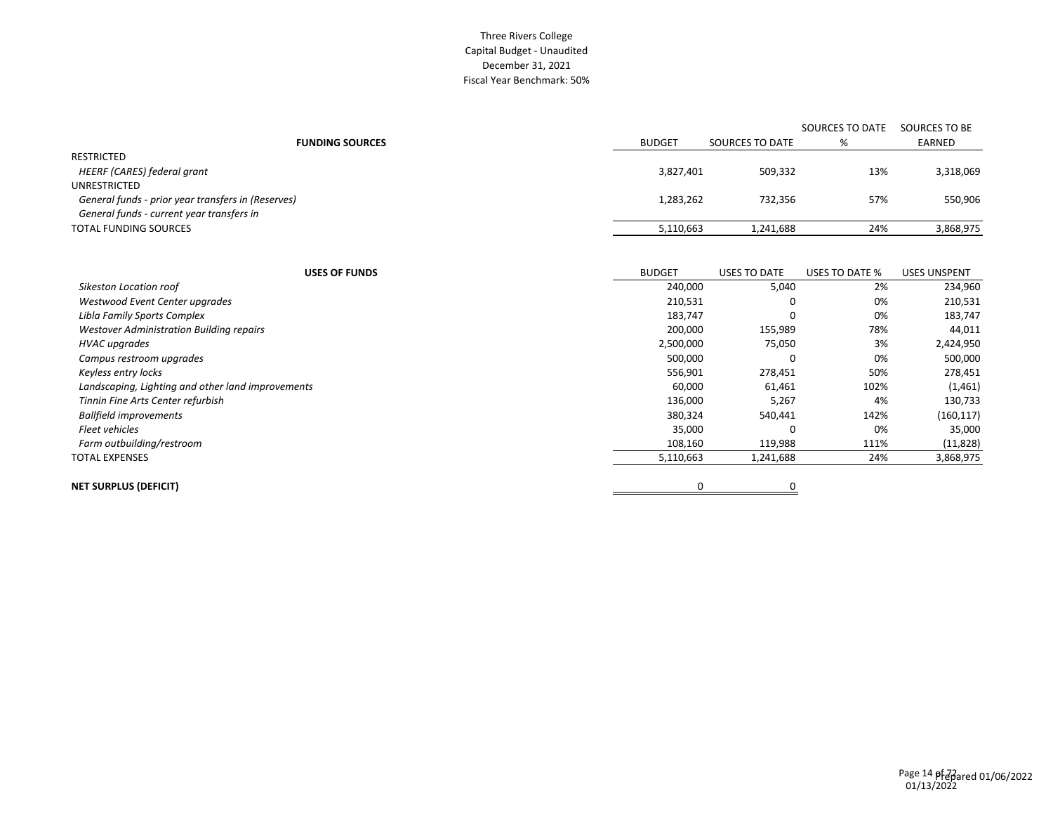# Three Rivers College
## Capital Budget - Unaudited
## December 31, 2021
## Fiscal Year Benchmark: 50%

| **FUNDING SOURCES** | BUDGET | SOURCES TO DATE | SOURCES TO DATE % | SOURCES TO BE EARNED |
|---|---|---|---|---|
| RESTRICTED | | | | |
| *HEERF (CARES) federal grant* | 3,827,401 | 509,332 | 13% | 3,318,069 |
| UNRESTRICTED | | | | |
| *General funds - prior year transfers in (Reserves)* | 1,283,262 | 732,356 | 57% | 550,906 |
| *General funds - current year transfers in* | | | | |
| TOTAL FUNDING SOURCES | 5,110,663 | 1,241,688 | 24% | 3,868,975 |

| **USES OF FUNDS** | BUDGET | USES TO DATE | USES TO DATE % | USES UNSPENT |
|---|---|---|---|---|
| *Sikeston Location roof* | 240,000 | 5,040 | 2% | 234,960 |
| *Westwood Event Center upgrades* | 210,531 | 0 | 0% | 210,531 |
| *Libla Family Sports Complex* | 183,747 | 0 | 0% | 183,747 |
| *Westover Administration Building repairs* | 200,000 | 155,989 | 78% | 44,011 |
| *HVAC upgrades* | 2,500,000 | 75,050 | 3% | 2,424,950 |
| *Campus restroom upgrades* | 500,000 | 0 | 0% | 500,000 |
| *Keyless entry locks* | 556,901 | 278,451 | 50% | 278,451 |
| *Landscaping, Lighting and other land improvements* | 60,000 | 61,461 | 102% | (1,461) |
| *Tinnin Fine Arts Center refurbish* | 136,000 | 5,267 | 4% | 130,733 |
| *Ballfield improvements* | 380,324 | 540,441 | 142% | (160,117) |
| *Fleet vehicles* | 35,000 | 0 | 0% | 35,000 |
| *Farm outbuilding/restroom* | 108,160 | 119,988 | 111% | (11,828) |
| TOTAL EXPENSES | 5,110,663 | 1,241,688 | 24% | 3,868,975 |
| | | | | |
| **NET SURPLUS (DEFICIT)** | 0 | 0 | | |

Prepared 01/06/2022
01/13/2022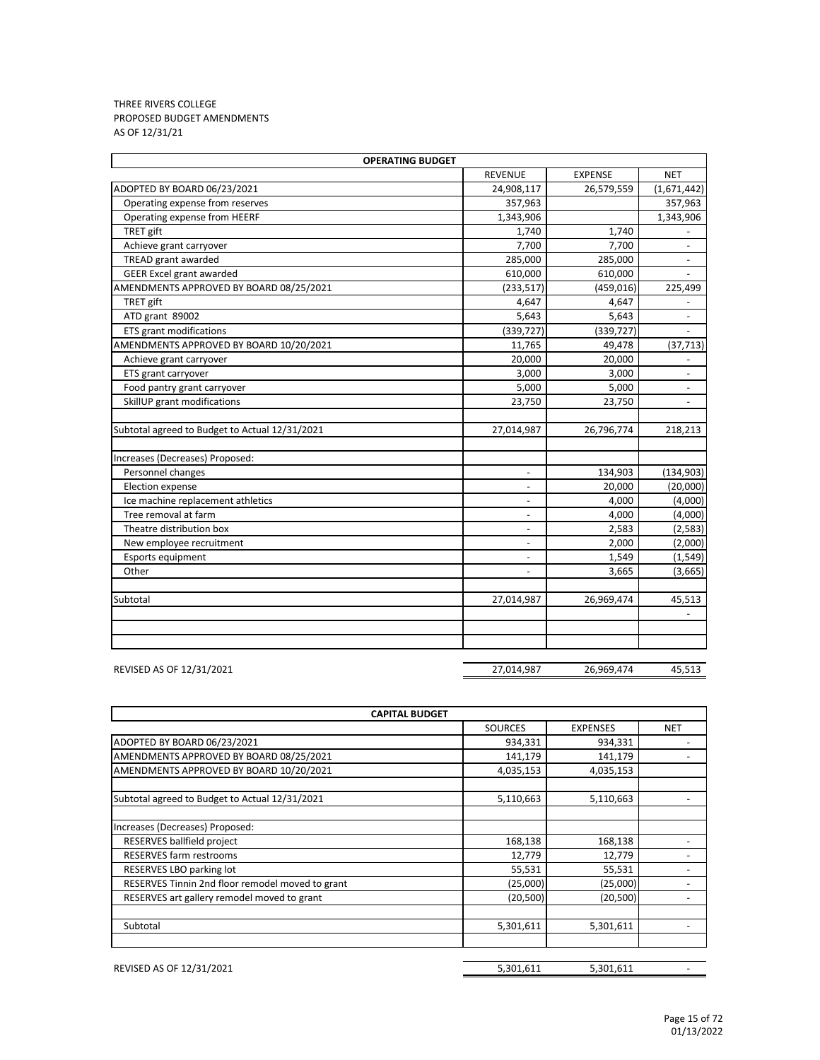THREE RIVERS COLLEGE
PROPOSED BUDGET AMENDMENTS
AS OF 12/31/21

| OPERATING BUDGET | | | |
|---|---|---|---|
| | REVENUE | EXPENSE | NET |
| ADOPTED BY BOARD 06/23/2021 | 24,908,117 | 26,579,559 | (1,671,442) |
| Operating expense from reserves | 357,963 | | 357,963 |
| Operating expense from HEERF | 1,343,906 | | 1,343,906 |
| TRET gift | 1,740 | 1,740 | - |
| Achieve grant carryover | 7,700 | 7,700 | - |
| TREAD grant awarded | 285,000 | 285,000 | - |
| GEER Excel grant awarded | 610,000 | 610,000 | - |
| AMENDMENTS APPROVED BY BOARD 08/25/2021 | (233,517) | (459,016) | 225,499 |
| TRET gift | 4,647 | 4,647 | - |
| ATD grant 89002 | 5,643 | 5,643 | - |
| ETS grant modifications | (339,727) | (339,727) | - |
| AMENDMENTS APPROVED BY BOARD 10/20/2021 | 11,765 | 49,478 | (37,713) |
| Achieve grant carryover | 20,000 | 20,000 | - |
| ETS grant carryover | 3,000 | 3,000 | - |
| Food pantry grant carryover | 5,000 | 5,000 | - |
| SkillUP grant modifications | 23,750 | 23,750 | - |
| | | | |
| Subtotal agreed to Budget to Actual 12/31/2021 | 27,014,987 | 26,796,774 | 218,213 |
| | | | |
| Increases (Decreases) Proposed: | | | |
| Personnel changes | - | 134,903 | (134,903) |
| Election expense | - | 20,000 | (20,000) |
| Ice machine replacement athletics | - | 4,000 | (4,000) |
| Tree removal at farm | - | 4,000 | (4,000) |
| Theatre distribution box | - | 2,583 | (2,583) |
| New employee recruitment | - | 2,000 | (2,000) |
| Esports equipment | - | 1,549 | (1,549) |
| Other | - | 3,665 | (3,665) |
| | | | |
| Subtotal | 27,014,987 | 26,969,474 | 45,513 |
| | | | - |
| REVISED AS OF 12/31/2021 | 27,014,987 | 26,969,474 | 45,513 |

| CAPITAL BUDGET | | | |
|---|---|---|---|
| | SOURCES | EXPENSES | NET |
| ADOPTED BY BOARD 06/23/2021 | 934,331 | 934,331 | - |
| AMENDMENTS APPROVED BY BOARD 08/25/2021 | 141,179 | 141,179 | - |
| AMENDMENTS APPROVED BY BOARD 10/20/2021 | 4,035,153 | 4,035,153 | |
| | | | |
| Subtotal agreed to Budget to Actual 12/31/2021 | 5,110,663 | 5,110,663 | - |
| | | | |
| Increases (Decreases) Proposed: | | | |
| RESERVES ballfield project | 168,138 | 168,138 | - |
| RESERVES farm restrooms | 12,779 | 12,779 | - |
| RESERVES LBO parking lot | 55,531 | 55,531 | - |
| RESERVES Tinnin 2nd floor remodel moved to grant | (25,000) | (25,000) | - |
| RESERVES art gallery remodel moved to grant | (20,500) | (20,500) | - |
| | | | |
| Subtotal | 5,301,611 | 5,301,611 | - |
| REVISED AS OF 12/31/2021 | 5,301,611 | 5,301,611 | - |

01/13/2022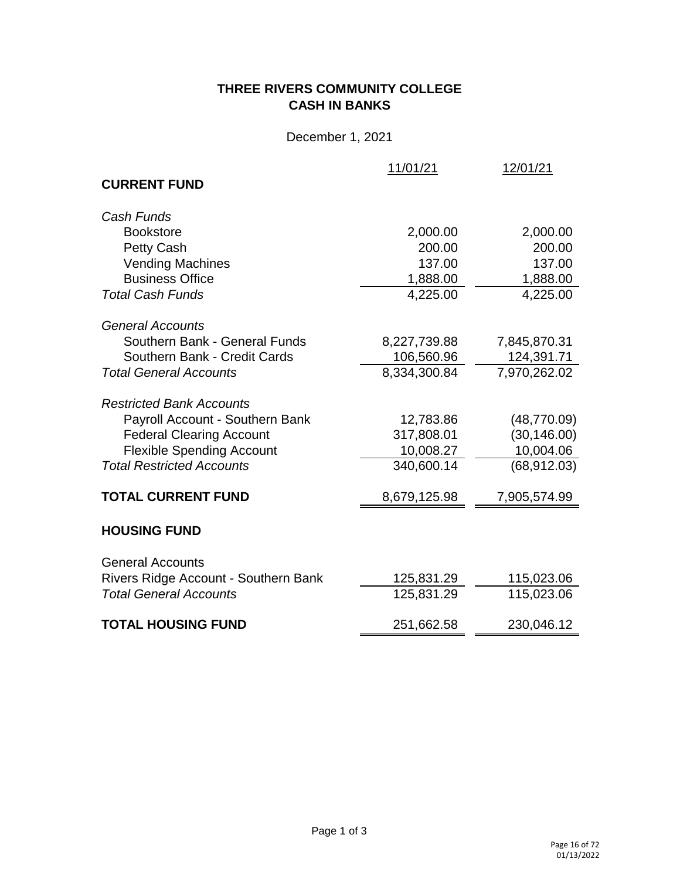# THREE RIVERS COMMUNITY COLLEGE
## CASH IN BANKS

December 1, 2021

| | 11/01/21 | 12/01/21 |
|---|---|---|
| **CURRENT FUND** | | |
| *Cash Funds* | | |
| Bookstore | 2,000.00 | 2,000.00 |
| Petty Cash | 200.00 | 200.00 |
| Vending Machines | 137.00 | 137.00 |
| Business Office | 1,888.00 | 1,888.00 |
| *Total Cash Funds* | 4,225.00 | 4,225.00 |
| *General Accounts* | | |
| Southern Bank - General Funds | 8,227,739.88 | 7,845,870.31 |
| Southern Bank - Credit Cards | 106,560.96 | 124,391.71 |
| *Total General Accounts* | 8,334,300.84 | 7,970,262.02 |
| *Restricted Bank Accounts* | | |
| Payroll Account - Southern Bank | 12,783.86 | (48,770.09) |
| Federal Clearing Account | 317,808.01 | (30,146.00) |
| Flexible Spending Account | 10,008.27 | 10,004.06 |
| *Total Restricted Accounts* | 340,600.14 | (68,912.03) |
| **TOTAL CURRENT FUND** | 8,679,125.98 | 7,905,574.99 |
| **HOUSING FUND** | | |
| General Accounts | | |
| Rivers Ridge Account - Southern Bank | 125,831.29 | 115,023.06 |
| *Total General Accounts* | 125,831.29 | 115,023.06 |
| **TOTAL HOUSING FUND** | 251,662.58 | 230,046.12 |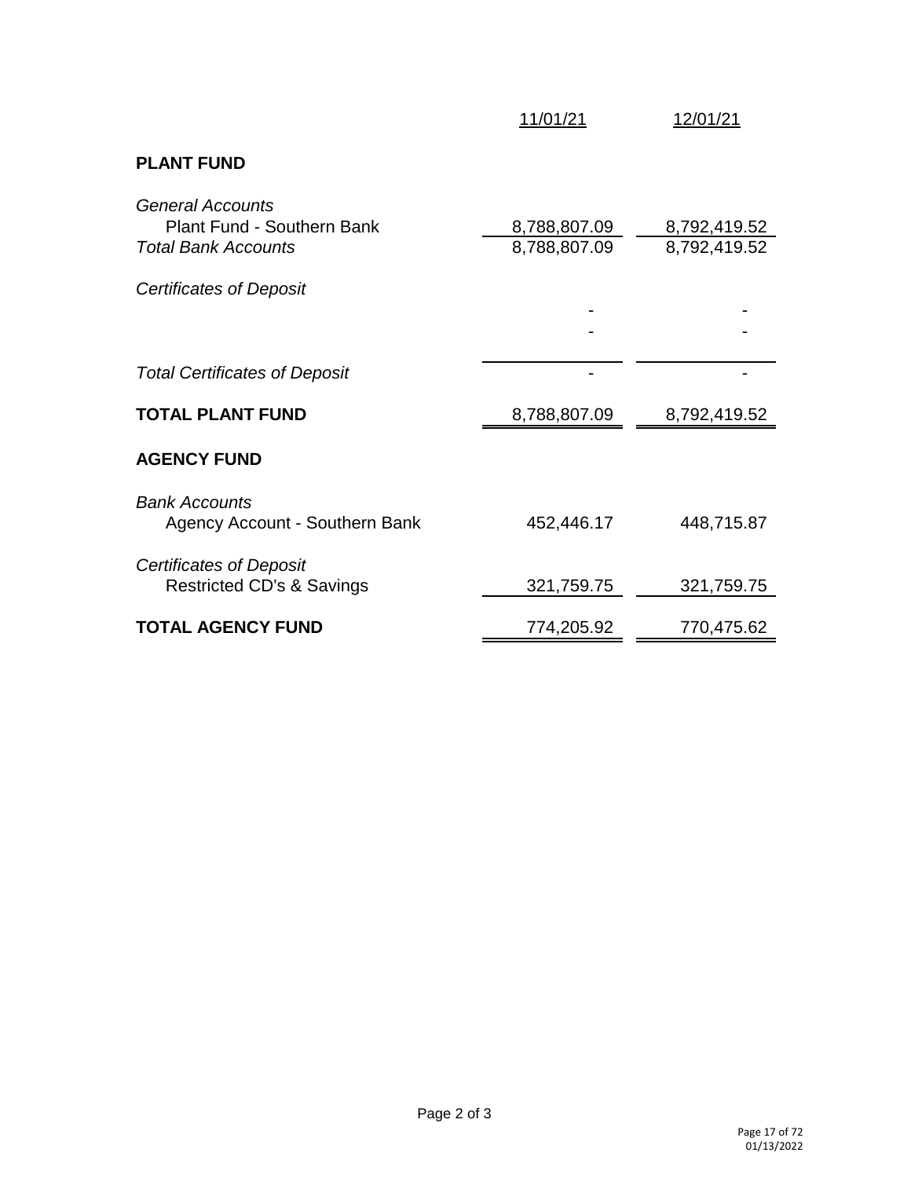| | 11/01/21 | 12/01/21 |
|---|---|---|
| **PLANT FUND** | | |
| *General Accounts* | | |
| Plant Fund - Southern Bank | 8,788,807.09 | 8,792,419.52 |
| *Total Bank Accounts* | 8,788,807.09 | 8,792,419.52 |
| *Certificates of Deposit* | | |
| | - | - |
| | - | - |
| *Total Certificates of Deposit* | - | - |
| **TOTAL PLANT FUND** | 8,788,807.09 | 8,792,419.52 |
| **AGENCY FUND** | | |
| *Bank Accounts* | | |
| Agency Account - Southern Bank | 452,446.17 | 448,715.87 |
| *Certificates of Deposit* | | |
| Restricted CD's & Savings | 321,759.75 | 321,759.75 |
| **TOTAL AGENCY FUND** | 774,205.92 | 770,475.62 |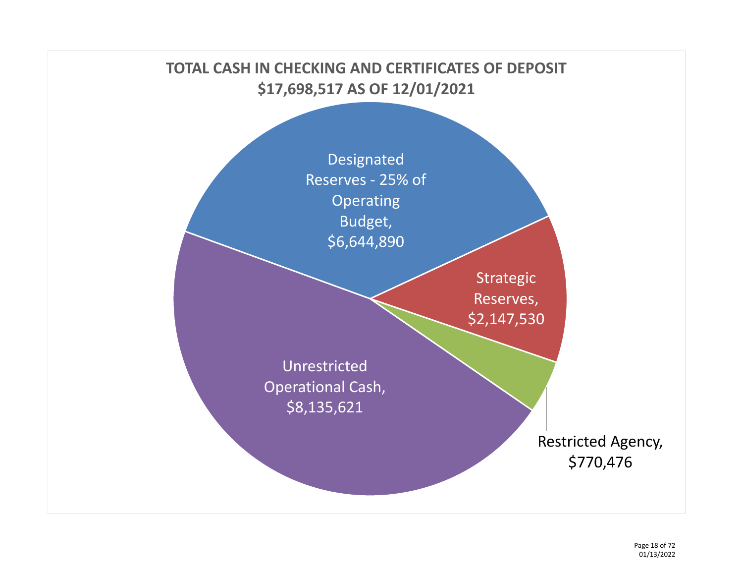# TOTAL CASH IN CHECKING AND CERTIFICATES OF DEPOSIT $17,698,517 AS OF 12/01/2021

Designated Reserves - 25% of Operating Budget, $6,644,890

Strategic Reserves, $2,147,530

Restricted Agency, $770,476

Unrestricted Operational Cash, $8,135,621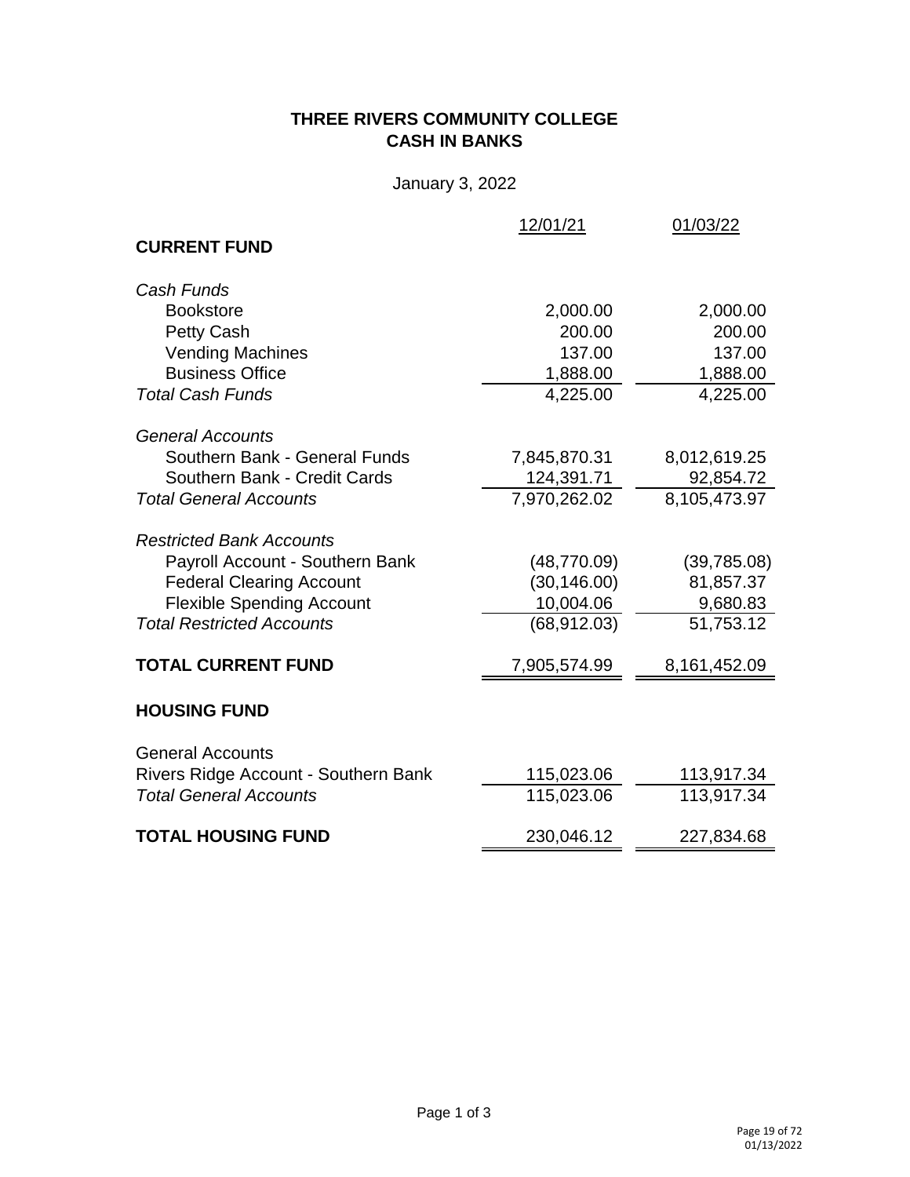# THREE RIVERS COMMUNITY COLLEGE
## CASH IN BANKS

January 3, 2022

| | 12/01/21 | 01/03/22 |
|---|---|---|
| **CURRENT FUND** | | |
| *Cash Funds* | | |
| Bookstore | 2,000.00 | 2,000.00 |
| Petty Cash | 200.00 | 200.00 |
| Vending Machines | 137.00 | 137.00 |
| Business Office | 1,888.00 | 1,888.00 |
| *Total Cash Funds* | 4,225.00 | 4,225.00 |
| *General Accounts* | | |
| Southern Bank - General Funds | 7,845,870.31 | 8,012,619.25 |
| Southern Bank - Credit Cards | 124,391.71 | 92,854.72 |
| *Total General Accounts* | 7,970,262.02 | 8,105,473.97 |
| *Restricted Bank Accounts* | | |
| Payroll Account - Southern Bank | (48,770.09) | (39,785.08) |
| Federal Clearing Account | (30,146.00) | 81,857.37 |
| Flexible Spending Account | 10,004.06 | 9,680.83 |
| *Total Restricted Accounts* | (68,912.03) | 51,753.12 |
| **TOTAL CURRENT FUND** | 7,905,574.99 | 8,161,452.09 |
| **HOUSING FUND** | | |
| General Accounts | | |
| Rivers Ridge Account - Southern Bank | 115,023.06 | 113,917.34 |
| *Total General Accounts* | 115,023.06 | 113,917.34 |
| **TOTAL HOUSING FUND** | 230,046.12 | 227,834.68 |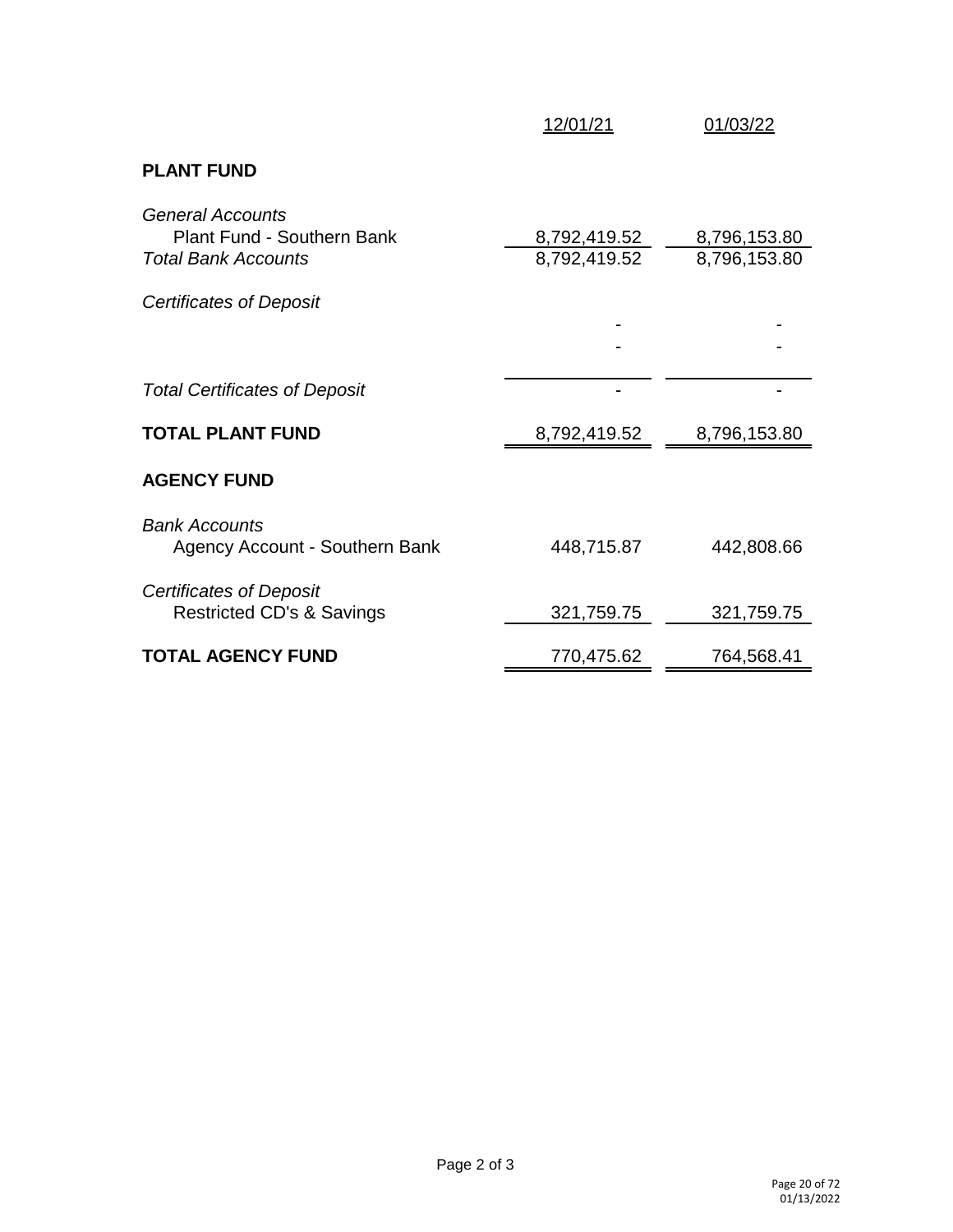| | 12/01/21 | 01/03/22 |
|---|---|---|
| **PLANT FUND** | | |
| *General Accounts* | | |
| Plant Fund - Southern Bank | 8,792,419.52 | 8,796,153.80 |
| *Total Bank Accounts* | 8,792,419.52 | 8,796,153.80 |
| *Certificates of Deposit* | | |
| | - | - |
| | - | - |
| *Total Certificates of Deposit* | - | - |
| **TOTAL PLANT FUND** | 8,792,419.52 | 8,796,153.80 |
| **AGENCY FUND** | | |
| *Bank Accounts* | | |
| Agency Account - Southern Bank | 448,715.87 | 442,808.66 |
| *Certificates of Deposit* | | |
| Restricted CD's & Savings | 321,759.75 | 321,759.75 |
| **TOTAL AGENCY FUND** | 770,475.62 | 764,568.41 |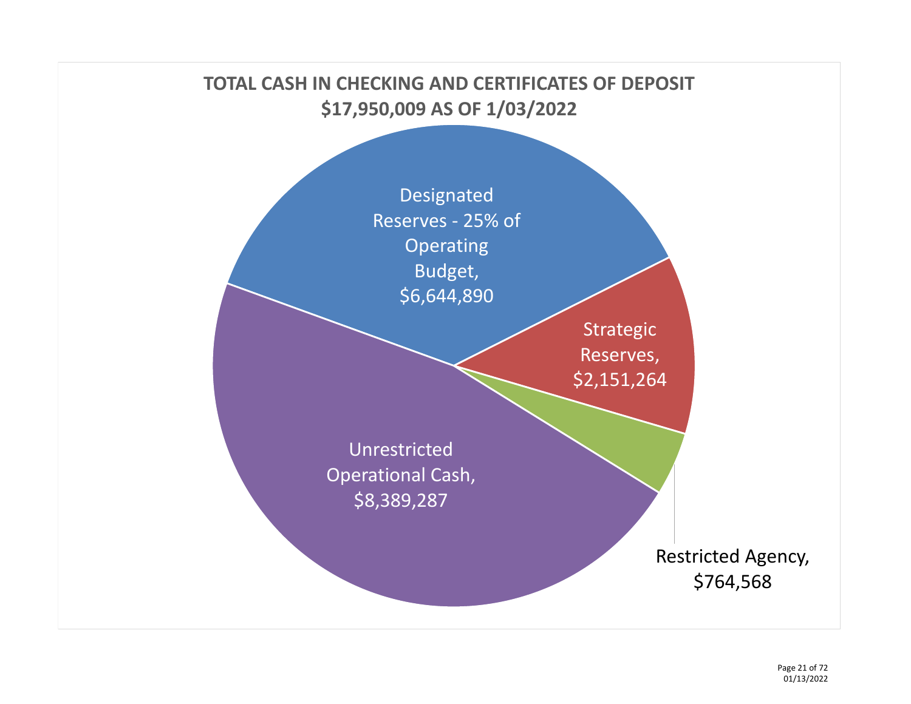## TOTAL CASH IN CHECKING AND CERTIFICATES OF DEPOSIT $17,950,009 AS OF 1/03/2022

Designated Reserves - 25% of Operating Budget, $6,644,890

Strategic Reserves, $2,151,264

Restricted Agency, $764,568

Unrestricted Operational Cash, $8,389,287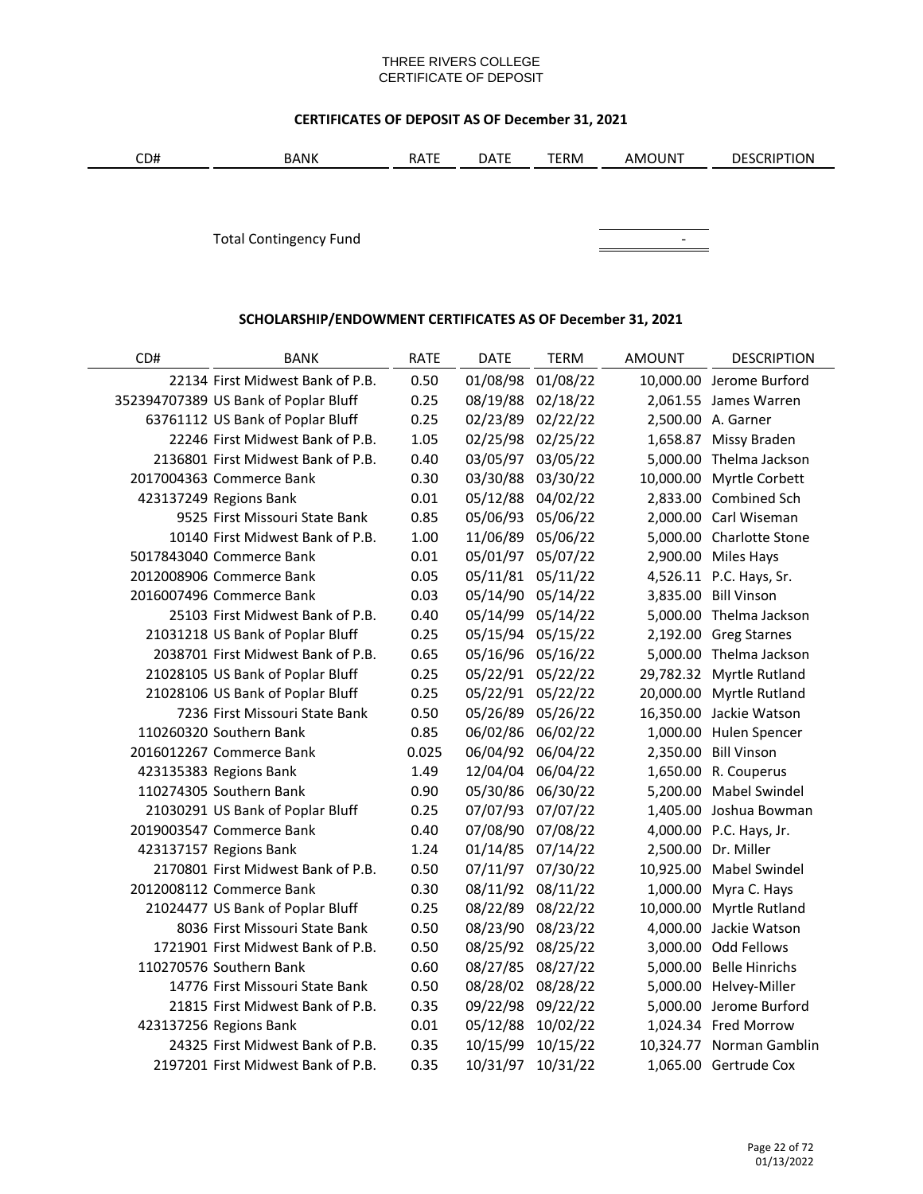THREE RIVERS COLLEGE
CERTIFICATE OF DEPOSIT

## CERTIFICATES OF DEPOSIT AS OF December 31, 2021

| CD# | BANK | RATE | DATE | TERM | AMOUNT | DESCRIPTION |
|---|---|---|---|---|---|---|
| | Total Contingency Fund | | | | - | |

## SCHOLARSHIP/ENDOWMENT CERTIFICATES AS OF December 31, 2021

| CD# | BANK | RATE | DATE | TERM | AMOUNT | DESCRIPTION |
|---|---|---|---|---|---|---|
| 22134 | First Midwest Bank of P.B. | 0.50 | 01/08/98 | 01/08/22 | 10,000.00 | Jerome Burford |
| 352394707389 | US Bank of Poplar Bluff | 0.25 | 08/19/88 | 02/18/22 | 2,061.55 | James Warren |
| 63761112 | US Bank of Poplar Bluff | 0.25 | 02/23/89 | 02/22/22 | 2,500.00 | A. Garner |
| 22246 | First Midwest Bank of P.B. | 1.05 | 02/25/98 | 02/25/22 | 1,658.87 | Missy Braden |
| 2136801 | First Midwest Bank of P.B. | 0.40 | 03/05/97 | 03/05/22 | 5,000.00 | Thelma Jackson |
| 2017004363 | Commerce Bank | 0.30 | 03/30/88 | 03/30/22 | 10,000.00 | Myrtle Corbett |
| 423137249 | Regions Bank | 0.01 | 05/12/88 | 04/02/22 | 2,833.00 | Combined Sch |
| 9525 | First Missouri State Bank | 0.85 | 05/06/93 | 05/06/22 | 2,000.00 | Carl Wiseman |
| 10140 | First Midwest Bank of P.B. | 1.00 | 11/06/89 | 05/06/22 | 5,000.00 | Charlotte Stone |
| 5017843040 | Commerce Bank | 0.01 | 05/01/97 | 05/07/22 | 2,900.00 | Miles Hays |
| 2012008906 | Commerce Bank | 0.05 | 05/11/81 | 05/11/22 | 4,526.11 | P.C. Hays, Sr. |
| 2016007496 | Commerce Bank | 0.03 | 05/14/90 | 05/14/22 | 3,835.00 | Bill Vinson |
| 25103 | First Midwest Bank of P.B. | 0.40 | 05/14/99 | 05/14/22 | 5,000.00 | Thelma Jackson |
| 21031218 | US Bank of Poplar Bluff | 0.25 | 05/15/94 | 05/15/22 | 2,192.00 | Greg Starnes |
| 2038701 | First Midwest Bank of P.B. | 0.65 | 05/16/96 | 05/16/22 | 5,000.00 | Thelma Jackson |
| 21028105 | US Bank of Poplar Bluff | 0.25 | 05/22/91 | 05/22/22 | 29,782.32 | Myrtle Rutland |
| 21028106 | US Bank of Poplar Bluff | 0.25 | 05/22/91 | 05/22/22 | 20,000.00 | Myrtle Rutland |
| 7236 | First Missouri State Bank | 0.50 | 05/26/89 | 05/26/22 | 16,350.00 | Jackie Watson |
| 110260320 | Southern Bank | 0.85 | 06/02/86 | 06/02/22 | 1,000.00 | Hulen Spencer |
| 2016012267 | Commerce Bank | 0.025 | 06/04/92 | 06/04/22 | 2,350.00 | Bill Vinson |
| 423135383 | Regions Bank | 1.49 | 12/04/04 | 06/04/22 | 1,650.00 | R. Couperus |
| 110274305 | Southern Bank | 0.90 | 05/30/86 | 06/30/22 | 5,200.00 | Mabel Swindel |
| 21030291 | US Bank of Poplar Bluff | 0.25 | 07/07/93 | 07/07/22 | 1,405.00 | Joshua Bowman |
| 2019003547 | Commerce Bank | 0.40 | 07/08/90 | 07/08/22 | 4,000.00 | P.C. Hays, Jr. |
| 423137157 | Regions Bank | 1.24 | 01/14/85 | 07/14/22 | 2,500.00 | Dr. Miller |
| 2170801 | First Midwest Bank of P.B. | 0.50 | 07/11/97 | 07/30/22 | 10,925.00 | Mabel Swindel |
| 2012008112 | Commerce Bank | 0.30 | 08/11/92 | 08/11/22 | 1,000.00 | Myra C. Hays |
| 21024477 | US Bank of Poplar Bluff | 0.25 | 08/22/89 | 08/22/22 | 10,000.00 | Myrtle Rutland |
| 8036 | First Missouri State Bank | 0.50 | 08/23/90 | 08/23/22 | 4,000.00 | Jackie Watson |
| 1721901 | First Midwest Bank of P.B. | 0.50 | 08/25/92 | 08/25/22 | 3,000.00 | Odd Fellows |
| 110270576 | Southern Bank | 0.60 | 08/27/85 | 08/27/22 | 5,000.00 | Belle Hinrichs |
| 14776 | First Missouri State Bank | 0.50 | 08/28/02 | 08/28/22 | 5,000.00 | Helvey-Miller |
| 21815 | First Midwest Bank of P.B. | 0.35 | 09/22/98 | 09/22/22 | 5,000.00 | Jerome Burford |
| 423137256 | Regions Bank | 0.01 | 05/12/88 | 10/02/22 | 1,024.34 | Fred Morrow |
| 24325 | First Midwest Bank of P.B. | 0.35 | 10/15/99 | 10/15/22 | 10,324.77 | Norman Gamblin |
| 2197201 | First Midwest Bank of P.B. | 0.35 | 10/31/97 | 10/31/22 | 1,065.00 | Gertrude Cox |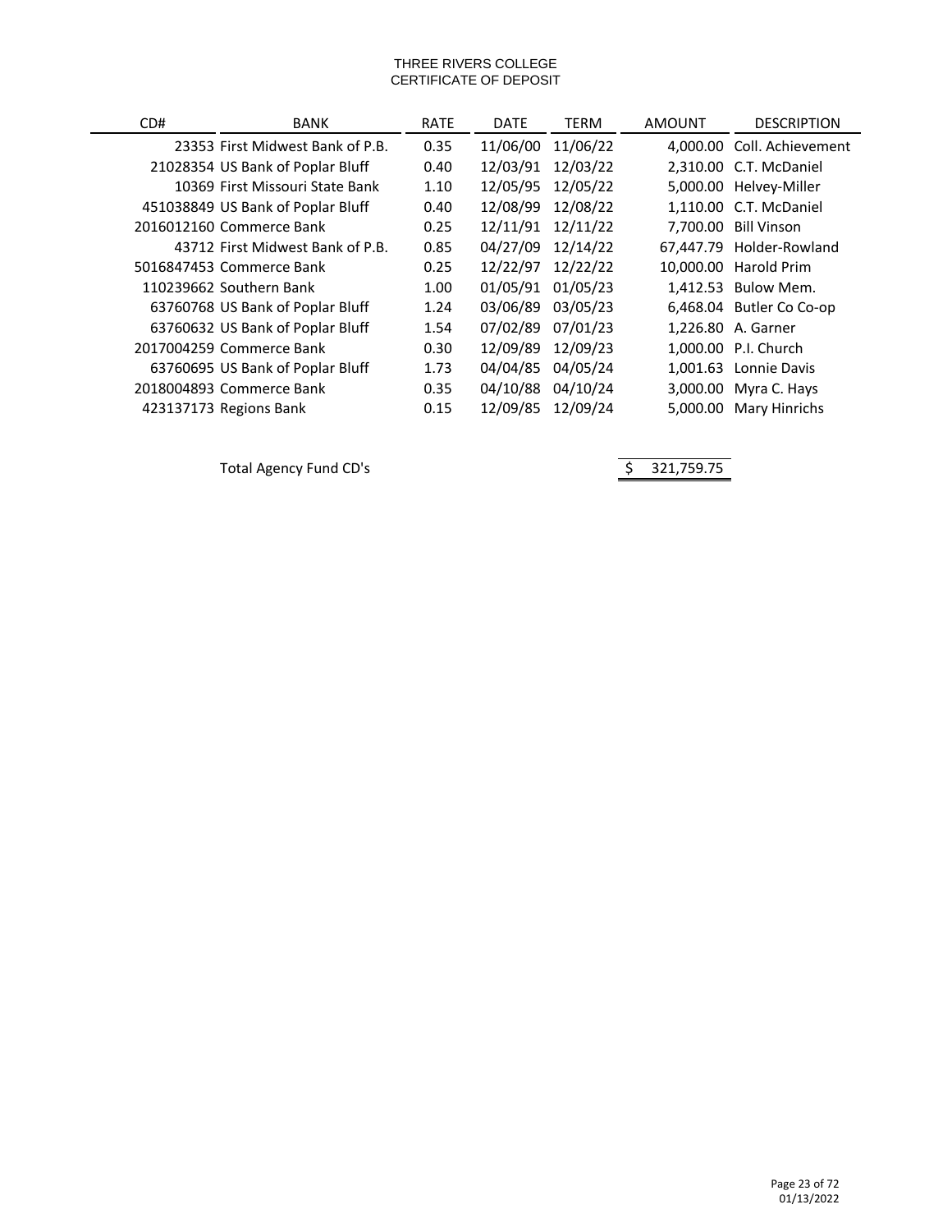# THREE RIVERS COLLEGE
## CERTIFICATE OF DEPOSIT

| CD# | BANK | RATE | DATE | TERM | AMOUNT | DESCRIPTION |
|---|---|---|---|---|---|---|
| 23353 | First Midwest Bank of P.B. | 0.35 | 11/06/00 | 11/06/22 | 4,000.00 | Coll. Achievement |
| 21028354 | US Bank of Poplar Bluff | 0.40 | 12/03/91 | 12/03/22 | 2,310.00 | C.T. McDaniel |
| 10369 | First Missouri State Bank | 1.10 | 12/05/95 | 12/05/22 | 5,000.00 | Helvey-Miller |
| 451038849 | US Bank of Poplar Bluff | 0.40 | 12/08/99 | 12/08/22 | 1,110.00 | C.T. McDaniel |
| 2016012160 | Commerce Bank | 0.25 | 12/11/91 | 12/11/22 | 7,700.00 | Bill Vinson |
| 43712 | First Midwest Bank of P.B. | 0.85 | 04/27/09 | 12/14/22 | 67,447.79 | Holder-Rowland |
| 5016847453 | Commerce Bank | 0.25 | 12/22/97 | 12/22/22 | 10,000.00 | Harold Prim |
| 110239662 | Southern Bank | 1.00 | 01/05/91 | 01/05/23 | 1,412.53 | Bulow Mem. |
| 63760768 | US Bank of Poplar Bluff | 1.24 | 03/06/89 | 03/05/23 | 6,468.04 | Butler Co Co-op |
| 63760632 | US Bank of Poplar Bluff | 1.54 | 07/02/89 | 07/01/23 | 1,226.80 | A. Garner |
| 2017004259 | Commerce Bank | 0.30 | 12/09/89 | 12/09/23 | 1,000.00 | P.I. Church |
| 63760695 | US Bank of Poplar Bluff | 1.73 | 04/04/85 | 04/05/24 | 1,001.63 | Lonnie Davis |
| 2018004893 | Commerce Bank | 0.35 | 04/10/88 | 04/10/24 | 3,000.00 | Myra C. Hays |
| 423137173 | Regions Bank | 0.15 | 12/09/85 | 12/09/24 | 5,000.00 | Mary Hinrichs |

Total Agency Fund CD's $ 321,759.75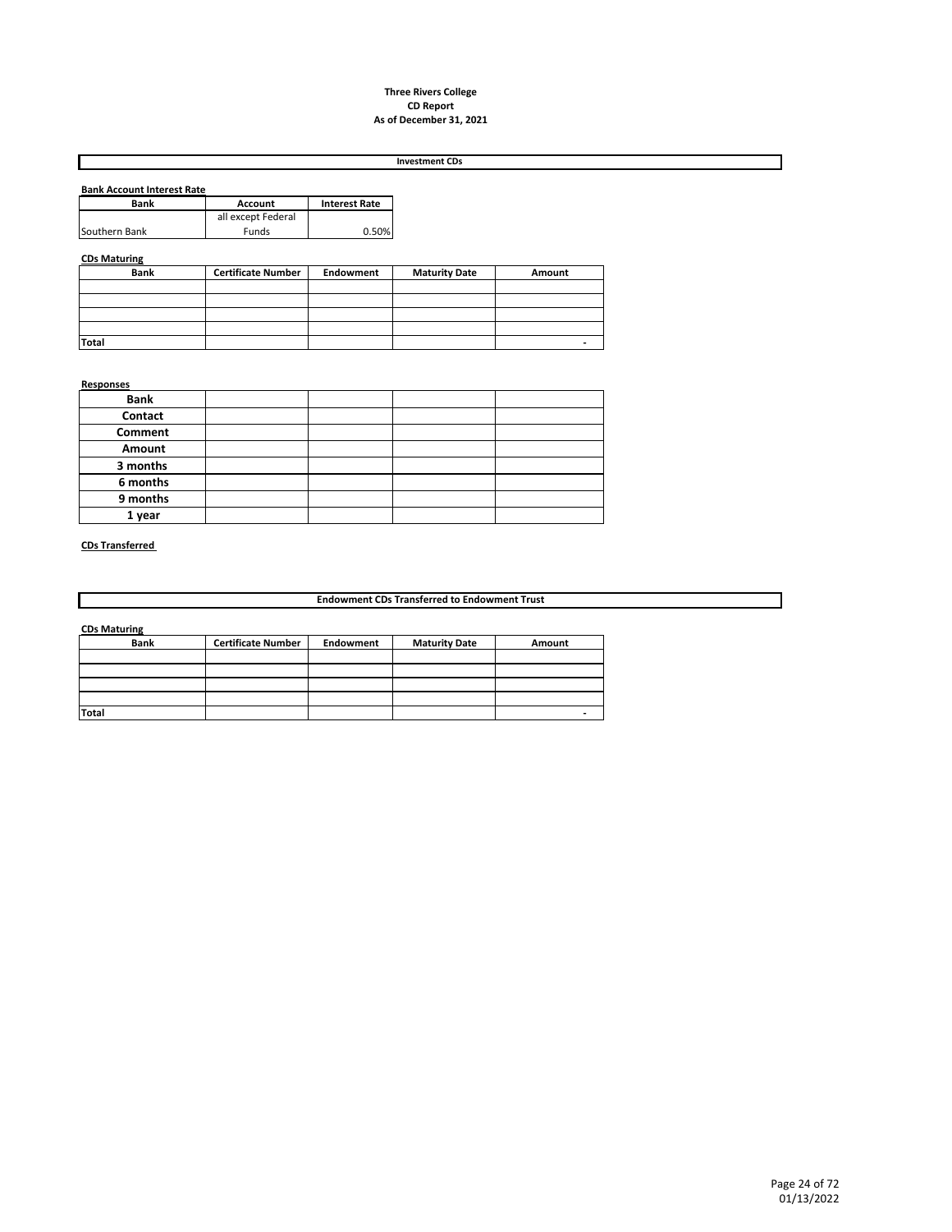**Three Rivers College**
**CD Report**
**As of December 31, 2021**

## Investment CDs

**Bank Account Interest Rate**

| Bank | Account | Interest Rate |
|---|---|---|
| Southern Bank | all except Federal Funds | 0.50% |

**CDs Maturing**

| Bank | Certificate Number | Endowment | Maturity Date | Amount |
|---|---|---|---|---|
| | | | | |
| | | | | |
| | | | | |
| | | | | |
| Total | | | | - |

**Responses**

| Bank | | | | |
|---|---|---|---|---|
| Contact | | | | |
| Comment | | | | |
| Amount | | | | |
| 3 months | | | | |
| 6 months | | | | |
| 9 months | | | | |
| 1 year | | | | |

**CDs Transferred**

## Endowment CDs Transferred to Endowment Trust

**CDs Maturing**

| Bank | Certificate Number | Endowment | Maturity Date | Amount |
|---|---|---|---|---|
| | | | | |
| | | | | |
| | | | | |
| | | | | |
| Total | | | | - |

01/13/2022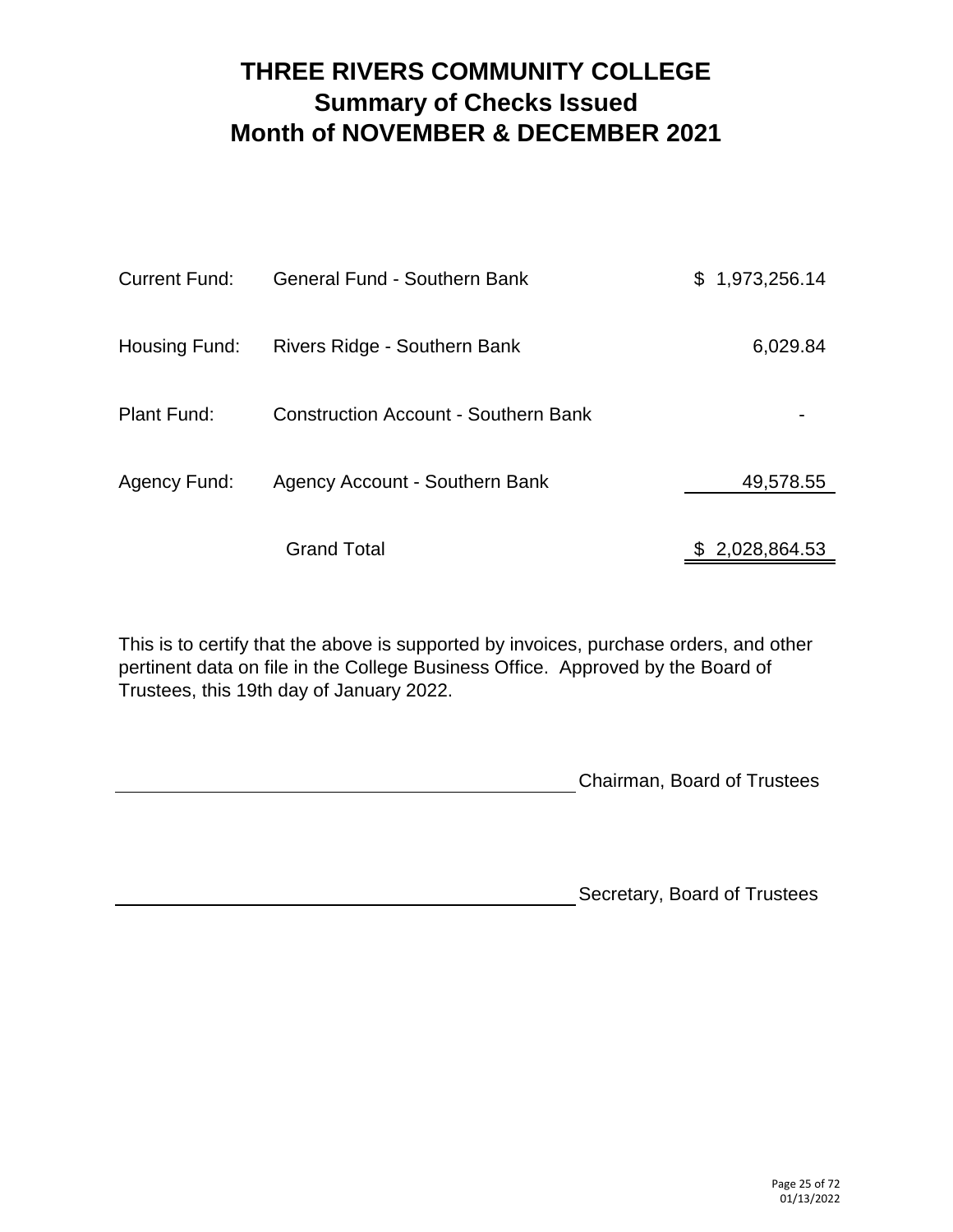# THREE RIVERS COMMUNITY COLLEGE
## Summary of Checks Issued
## Month of NOVEMBER & DECEMBER 2021

| | | |
|---|---|---|
| Current Fund: | General Fund - Southern Bank | $ 1,973,256.14 |
| Housing Fund: | Rivers Ridge - Southern Bank | 6,029.84 |
| Plant Fund: | Construction Account - Southern Bank | - |
| Agency Fund: | Agency Account - Southern Bank | 49,578.55 |
| | Grand Total | $ 2,028,864.53 |

This is to certify that the above is supported by invoices, purchase orders, and other pertinent data on file in the College Business Office. Approved by the Board of Trustees, this 19th day of January 2022.

\_\_\_\_\_\_\_\_\_\_\_\_\_\_\_\_\_\_\_\_\_\_\_\_\_\_\_\_\_\_\_\_\_\_\_\_\_\_\_\_ Chairman, Board of Trustees

\_\_\_\_\_\_\_\_\_\_\_\_\_\_\_\_\_\_\_\_\_\_\_\_\_\_\_\_\_\_\_\_\_\_\_\_\_\_\_\_ Secretary, Board of Trustees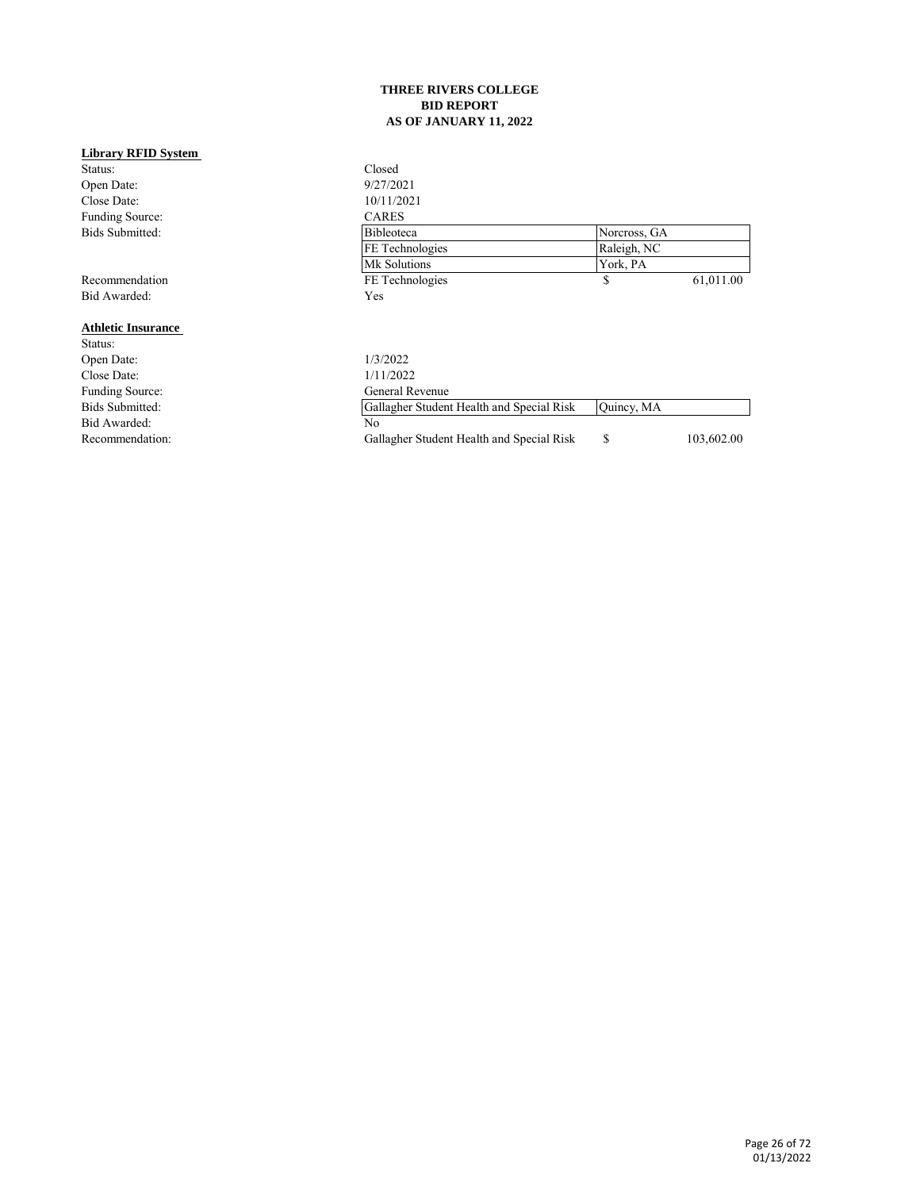**THREE RIVERS COLLEGE**
**BID REPORT**
**AS OF JANUARY 11, 2022**

## Library RFID System

| | | | |
|---|---|---|---|
| Status: | Closed | | |
| Open Date: | 9/27/2021 | | |
| Close Date: | 10/11/2021 | | |
| Funding Source: | CARES | | |
| Bids Submitted: | Bibleoteca | Norcross, GA | |
| | FE Technologies | Raleigh, NC | |
| | Mk Solutions | York, PA | |
| Recommendation | FE Technologies | $ | 61,011.00 |
| Bid Awarded: | Yes | | |

## Athletic Insurance

| | | | |
|---|---|---|---|
| Status: | | | |
| Open Date: | 1/3/2022 | | |
| Close Date: | 1/11/2022 | | |
| Funding Source: | General Revenue | | |
| Bids Submitted: | Gallagher Student Health and Special Risk | Quincy, MA | |
| Bid Awarded: | No | | |
| Recommendation: | Gallagher Student Health and Special Risk | $ | 103,602.00 |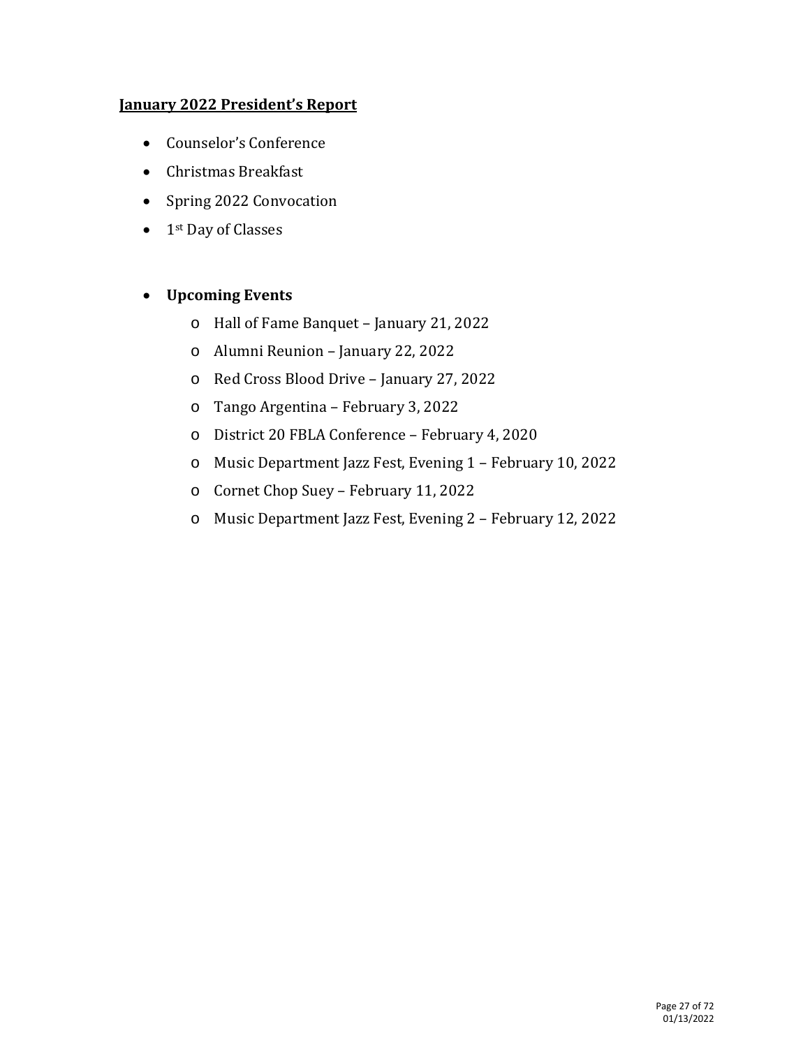**January 2022 President's Report**

- Counselor's Conference
- Christmas Breakfast
- Spring 2022 Convocation
- 1st Day of Classes

- **Upcoming Events**
  - Hall of Fame Banquet – January 21, 2022
  - Alumni Reunion – January 22, 2022
  - Red Cross Blood Drive – January 27, 2022
  - Tango Argentina – February 3, 2022
  - District 20 FBLA Conference – February 4, 2020
  - Music Department Jazz Fest, Evening 1 – February 10, 2022
  - Cornet Chop Suey – February 11, 2022
  - Music Department Jazz Fest, Evening 2 – February 12, 2022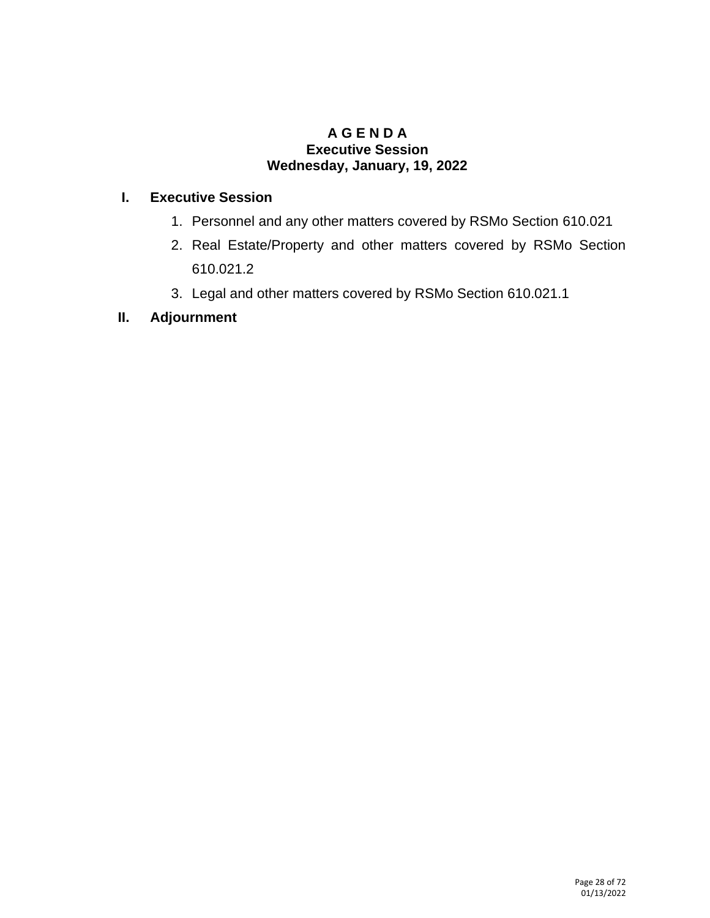# A G E N D A
## Executive Session
## Wednesday, January, 19, 2022

**I. Executive Session**

1. Personnel and any other matters covered by RSMo Section 610.021
2. Real Estate/Property and other matters covered by RSMo Section 610.021.2
3. Legal and other matters covered by RSMo Section 610.021.1

**II. Adjournment**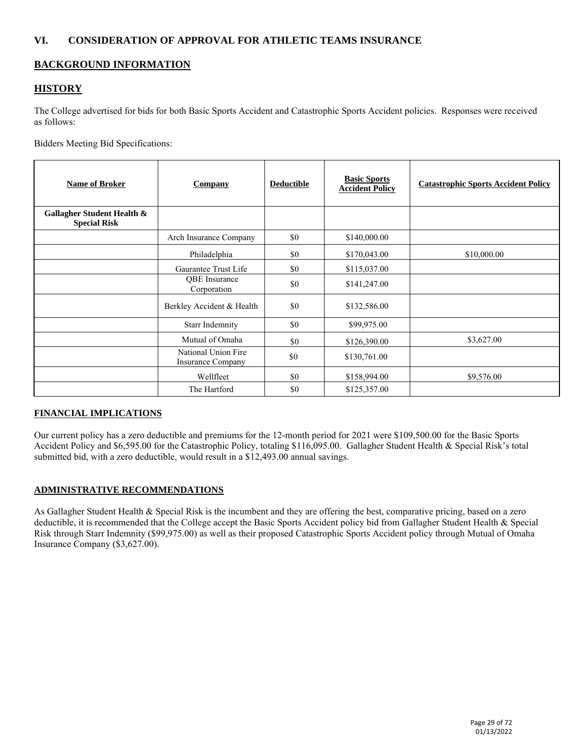## VI. CONSIDERATION OF APPROVAL FOR ATHLETIC TEAMS INSURANCE

## BACKGROUND INFORMATION

## HISTORY

The College advertised for bids for both Basic Sports Accident and Catastrophic Sports Accident policies. Responses were received as follows:

Bidders Meeting Bid Specifications:

| Name of Broker | Company | Deductible | Basic Sports Accident Policy | Catastrophic Sports Accident Policy |
|---|---|---|---|---|
| **Gallagher Student Health & Special Risk** | | | | |
| | Arch Insurance Company | $0 | $140,000.00 | |
| | Philadelphia | $0 | $170,043.00 | $10,000.00 |
| | Gaurantee Trust Life | $0 | $115,037.00 | |
| | QBE Insurance Corporation | $0 | $141,247.00 | |
| | Berkley Accident & Health | $0 | $132,586.00 | |
| | Starr Indemnity | $0 | $99,975.00 | |
| | Mutual of Omaha | $0 | $126,390.00 | $3,627.00 |
| | National Union Fire Insurance Company | $0 | $130,761.00 | |
| | Wellfleet | $0 | $158,994.00 | $9,576.00 |
| | The Hartford | $0 | $125,357.00 | |

## FINANCIAL IMPLICATIONS

Our current policy has a zero deductible and premiums for the 12-month period for 2021 were $109,500.00 for the Basic Sports Accident Policy and $6,595.00 for the Catastrophic Policy, totaling $116,095.00. Gallagher Student Health & Special Risk's total submitted bid, with a zero deductible, would result in a $12,493.00 annual savings.

## ADMINISTRATIVE RECOMMENDATIONS

As Gallagher Student Health & Special Risk is the incumbent and they are offering the best, comparative pricing, based on a zero deductible, it is recommended that the College accept the Basic Sports Accident policy bid from Gallagher Student Health & Special Risk through Starr Indemnity ($99,975.00) as well as their proposed Catastrophic Sports Accident policy through Mutual of Omaha Insurance Company ($3,627.00).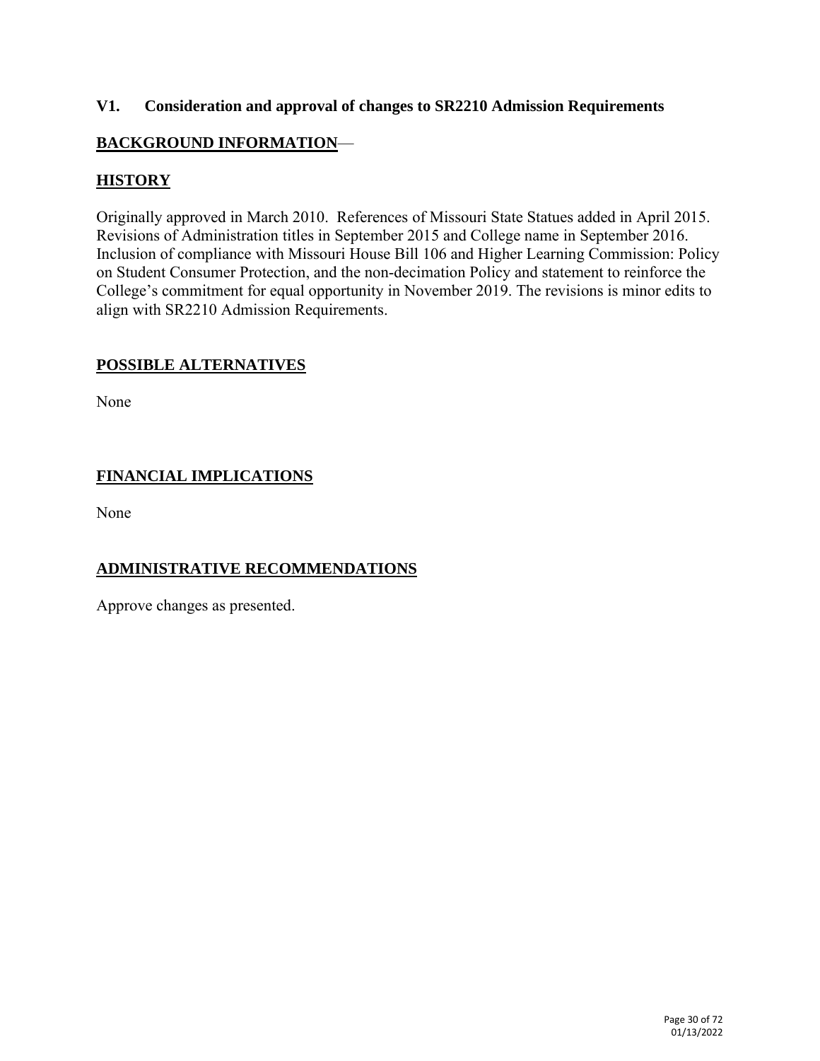### V1. Consideration and approval of changes to SR2210 Admission Requirements

**BACKGROUND INFORMATION**—

**HISTORY**

Originally approved in March 2010. References of Missouri State Statues added in April 2015. Revisions of Administration titles in September 2015 and College name in September 2016. Inclusion of compliance with Missouri House Bill 106 and Higher Learning Commission: Policy on Student Consumer Protection, and the non-decimation Policy and statement to reinforce the College's commitment for equal opportunity in November 2019. The revisions is minor edits to align with SR2210 Admission Requirements.

**POSSIBLE ALTERNATIVES**

None

**FINANCIAL IMPLICATIONS**

None

**ADMINISTRATIVE RECOMMENDATIONS**

Approve changes as presented.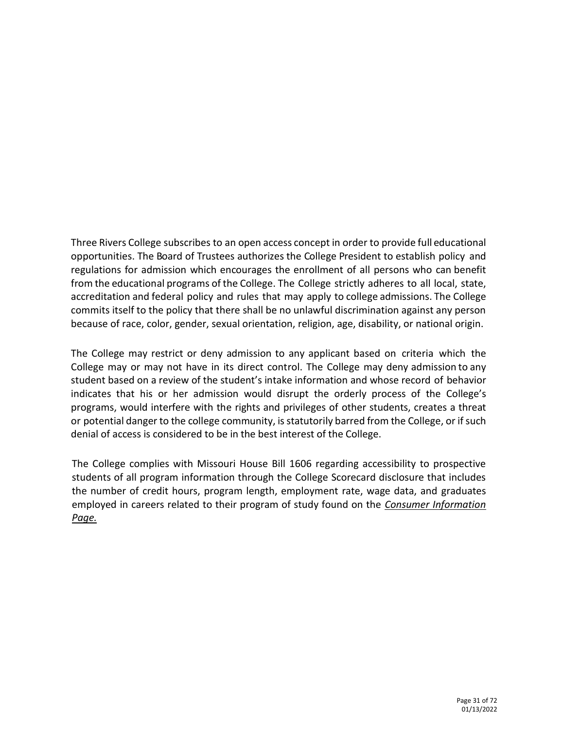Three Rivers College subscribes to an open access concept in order to provide full educational opportunities. The Board of Trustees authorizes the College President to establish policy and regulations for admission which encourages the enrollment of all persons who can benefit from the educational programs of the College. The College strictly adheres to all local, state, accreditation and federal policy and rules that may apply to college admissions. The College commits itself to the policy that there shall be no unlawful discrimination against any person because of race, color, gender, sexual orientation, religion, age, disability, or national origin.

The College may restrict or deny admission to any applicant based on criteria which the College may or may not have in its direct control. The College may deny admission to any student based on a review of the student's intake information and whose record of behavior indicates that his or her admission would disrupt the orderly process of the College's programs, would interfere with the rights and privileges of other students, creates a threat or potential danger to the college community, is statutorily barred from the College, or if such denial of access is considered to be in the best interest of the College.

The College complies with Missouri House Bill 1606 regarding accessibility to prospective students of all program information through the College Scorecard disclosure that includes the number of credit hours, program length, employment rate, wage data, and graduates employed in careers related to their program of study found on the *Consumer Information Page.*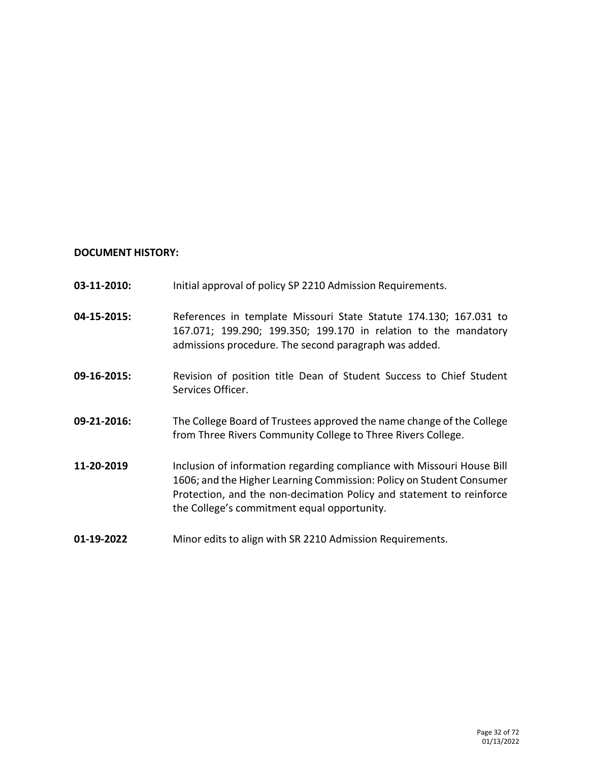**DOCUMENT HISTORY:**

**03-11-2010:** Initial approval of policy SP 2210 Admission Requirements.

**04-15-2015:** References in template Missouri State Statute 174.130; 167.031 to 167.071; 199.290; 199.350; 199.170 in relation to the mandatory admissions procedure. The second paragraph was added.

**09-16-2015:** Revision of position title Dean of Student Success to Chief Student Services Officer.

**09-21-2016:** The College Board of Trustees approved the name change of the College from Three Rivers Community College to Three Rivers College.

**11-20-2019** Inclusion of information regarding compliance with Missouri House Bill 1606; and the Higher Learning Commission: Policy on Student Consumer Protection, and the non-decimation Policy and statement to reinforce the College's commitment equal opportunity.

**01-19-2022** Minor edits to align with SR 2210 Admission Requirements.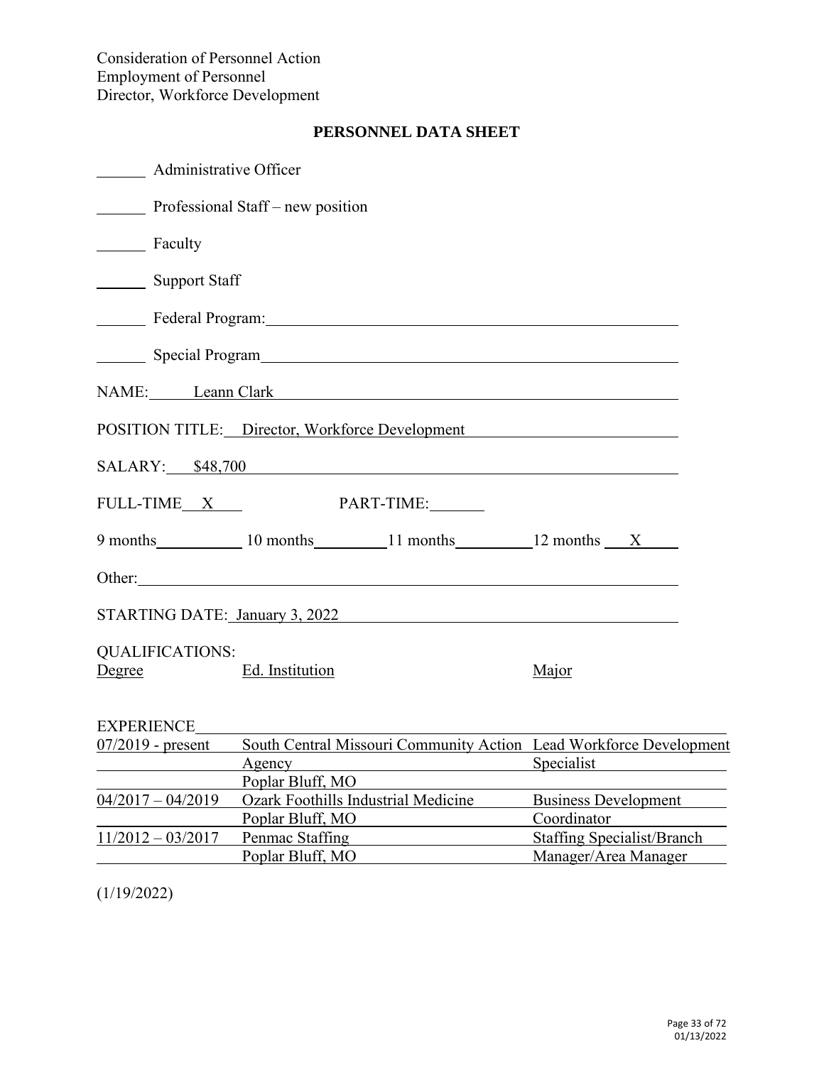Consideration of Personnel Action
Employment of Personnel
Director, Workforce Development

## PERSONNEL DATA SHEET

______ Administrative Officer

______ Professional Staff – new position

______ Faculty

______ Support Staff

______ Federal Program: ______

______ Special Program ______

NAME: Leann Clark

POSITION TITLE: Director, Workforce Development

SALARY: $48,700

FULL-TIME X PART-TIME: ______

9 months ______ 10 months ______ 11 months ______ 12 months X

Other: ______

STARTING DATE: January 3, 2022

QUALIFICATIONS:

| Degree | Ed. Institution | Major |
|---|---|---|
| | | |

EXPERIENCE

| | | |
|---|---|---|
| 07/2019 - present | South Central Missouri Community Action Agency<br>Poplar Bluff, MO | Lead Workforce Development Specialist |
| 04/2017 – 04/2019 | Ozark Foothills Industrial Medicine<br>Poplar Bluff, MO | Business Development Coordinator |
| 11/2012 – 03/2017 | Penmac Staffing<br>Poplar Bluff, MO | Staffing Specialist/Branch Manager/Area Manager |

(1/19/2022)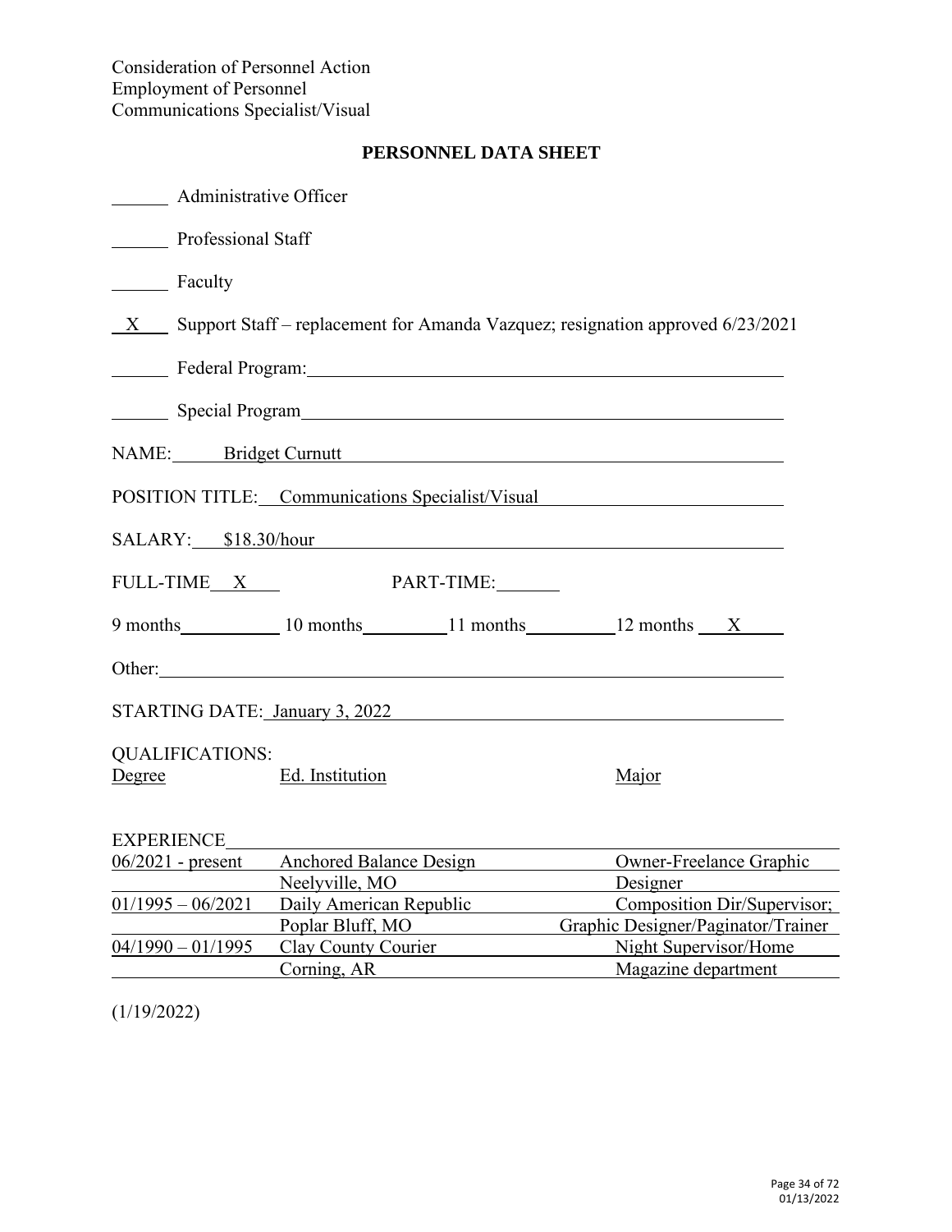Consideration of Personnel Action
Employment of Personnel
Communications Specialist/Visual

## PERSONNEL DATA SHEET

______ Administrative Officer

______ Professional Staff

______ Faculty

__X__ Support Staff – replacement for Amanda Vazquez; resignation approved 6/23/2021

______ Federal Program: ______

______ Special Program ______

NAME: Bridget Curnutt

POSITION TITLE: Communications Specialist/Visual

SALARY: $18.30/hour

FULL-TIME __X__ PART-TIME: ______

9 months ______ 10 months ______ 11 months ______ 12 months __X__

Other: ______

STARTING DATE: January 3, 2022

QUALIFICATIONS:

| Degree | Ed. Institution | Major |
|---|---|---|
| | | |

EXPERIENCE

| | | |
|---|---|---|
| 06/2021 - present | Anchored Balance Design<br>Neelyville, MO | Owner-Freelance Graphic Designer |
| 01/1995 – 06/2021 | Daily American Republic<br>Poplar Bluff, MO | Composition Dir/Supervisor; Graphic Designer/Paginator/Trainer |
| 04/1990 – 01/1995 | Clay County Courier<br>Corning, AR | Night Supervisor/Home Magazine department |

(1/19/2022)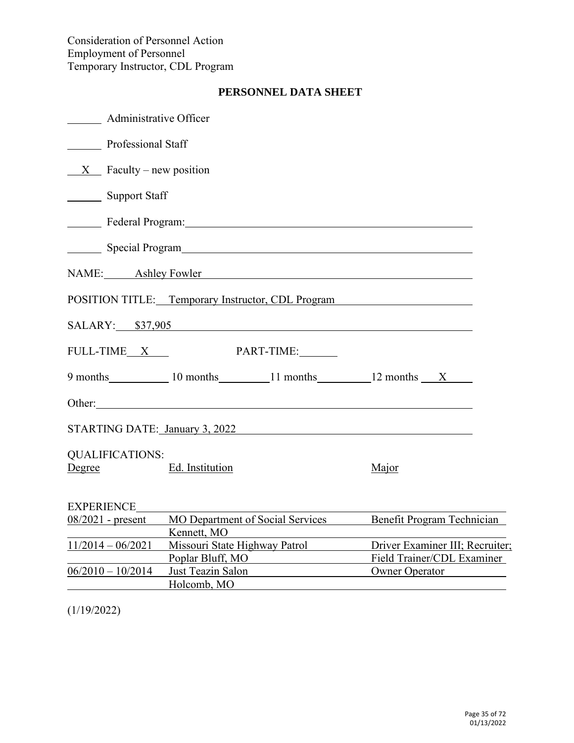Consideration of Personnel Action
Employment of Personnel
Temporary Instructor, CDL Program

## PERSONNEL DATA SHEET

______ Administrative Officer

______ Professional Staff

__X__ Faculty – new position

______ Support Staff

______ Federal Program: ______

______ Special Program ______

NAME: Ashley Fowler

POSITION TITLE: Temporary Instructor, CDL Program

SALARY: $37,905

FULL-TIME X PART-TIME: ______

9 months ______ 10 months ______ 11 months ______ 12 months X

Other: ______

STARTING DATE: January 3, 2022

QUALIFICATIONS:

| Degree | Ed. Institution | Major |
|---|---|---|
| | | |

EXPERIENCE

| | | |
|---|---|---|
| 08/2021 - present | MO Department of Social Services<br>Kennett, MO | Benefit Program Technician |
| 11/2014 – 06/2021 | Missouri State Highway Patrol<br>Poplar Bluff, MO | Driver Examiner III; Recruiter;<br>Field Trainer/CDL Examiner |
| 06/2010 – 10/2014 | Just Teazin Salon<br>Holcomb, MO | Owner Operator |

(1/19/2022)

01/13/2022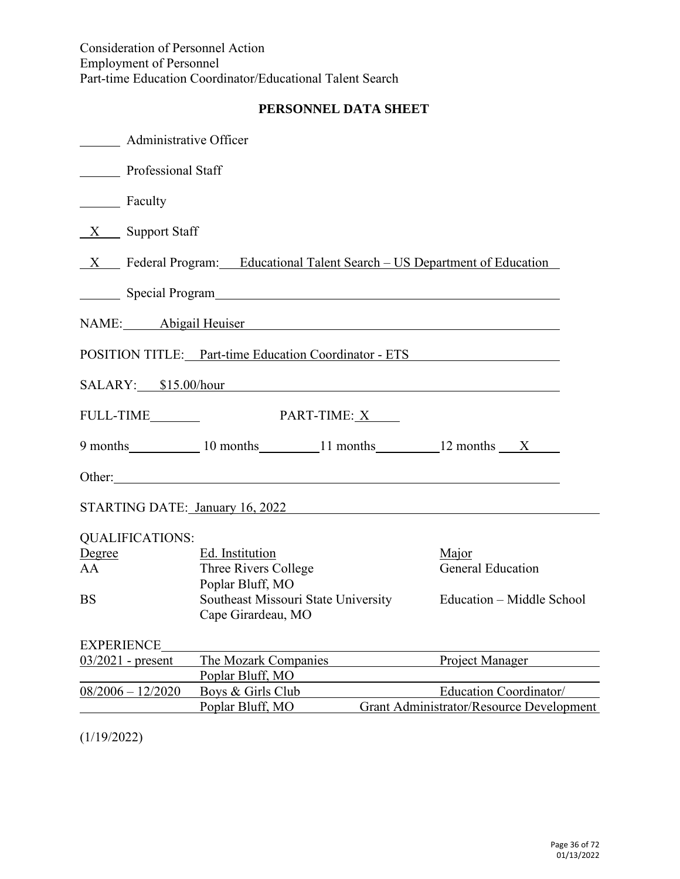Consideration of Personnel Action
Employment of Personnel
Part-time Education Coordinator/Educational Talent Search

**PERSONNEL DATA SHEET**

_____ Administrative Officer

_____ Professional Staff

_____ Faculty

__X__ Support Staff

__X__ Federal Program: Educational Talent Search – US Department of Education

_____ Special Program

NAME: Abigail Heuiser

POSITION TITLE: Part-time Education Coordinator - ETS

SALARY: $15.00/hour

FULL-TIME_____ PART-TIME: X

9 months_____ 10 months_____ 11 months_____ 12 months X

Other:

STARTING DATE: January 16, 2022

QUALIFICATIONS:

| Degree | Ed. Institution | Major |
|---|---|---|
| AA | Three Rivers College<br>Poplar Bluff, MO | General Education |
| BS | Southeast Missouri State University<br>Cape Girardeau, MO | Education – Middle School |

EXPERIENCE

| | | |
|---|---|---|
| 03/2021 - present | The Mozark Companies<br>Poplar Bluff, MO | Project Manager |
| 08/2006 – 12/2020 | Boys & Girls Club<br>Poplar Bluff, MO | Education Coordinator/<br>Grant Administrator/Resource Development |

(1/19/2022)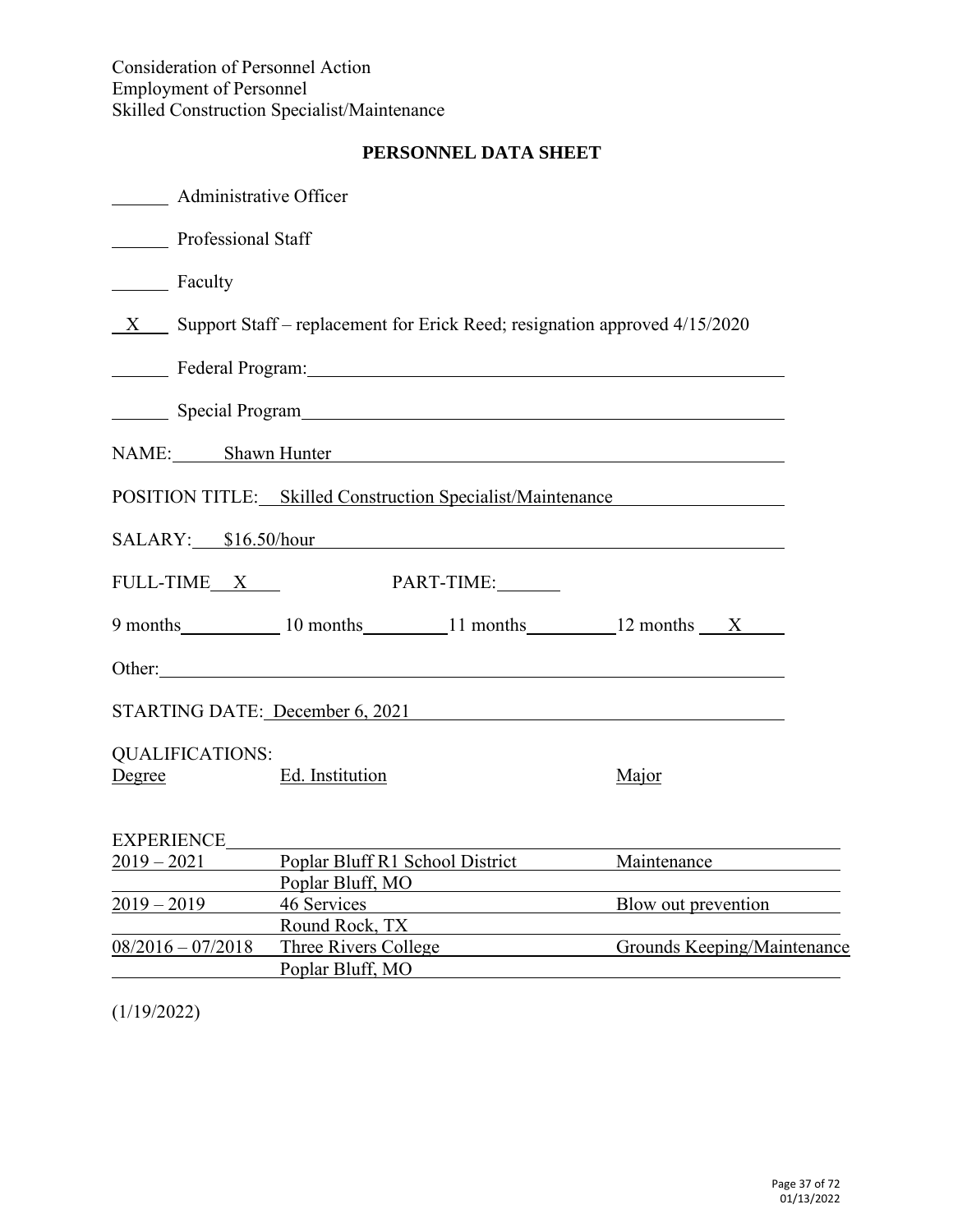Consideration of Personnel Action
Employment of Personnel
Skilled Construction Specialist/Maintenance

## PERSONNEL DATA SHEET

\_\_\_\_\_\_ Administrative Officer

\_\_\_\_\_\_ Professional Staff

\_\_\_\_\_\_ Faculty

\_\_X\_\_ Support Staff – replacement for Erick Reed; resignation approved 4/15/2020

\_\_\_\_\_\_ Federal Program:

\_\_\_\_\_\_ Special Program

NAME: Shawn Hunter

POSITION TITLE: Skilled Construction Specialist/Maintenance

SALARY: $16.50/hour

FULL-TIME X PART-TIME:

9 months \_\_\_\_\_ 10 months \_\_\_\_\_ 11 months \_\_\_\_\_ 12 months X

Other:

STARTING DATE: December 6, 2021

QUALIFICATIONS:

| Degree | Ed. Institution | Major |
|---|---|---|
| | | |

EXPERIENCE

| | | |
|---|---|---|
| 2019 – 2021 | Poplar Bluff R1 School District<br>Poplar Bluff, MO | Maintenance |
| 2019 – 2019 | 46 Services<br>Round Rock, TX | Blow out prevention |
| 08/2016 – 07/2018 | Three Rivers College<br>Poplar Bluff, MO | Grounds Keeping/Maintenance |

(1/19/2022)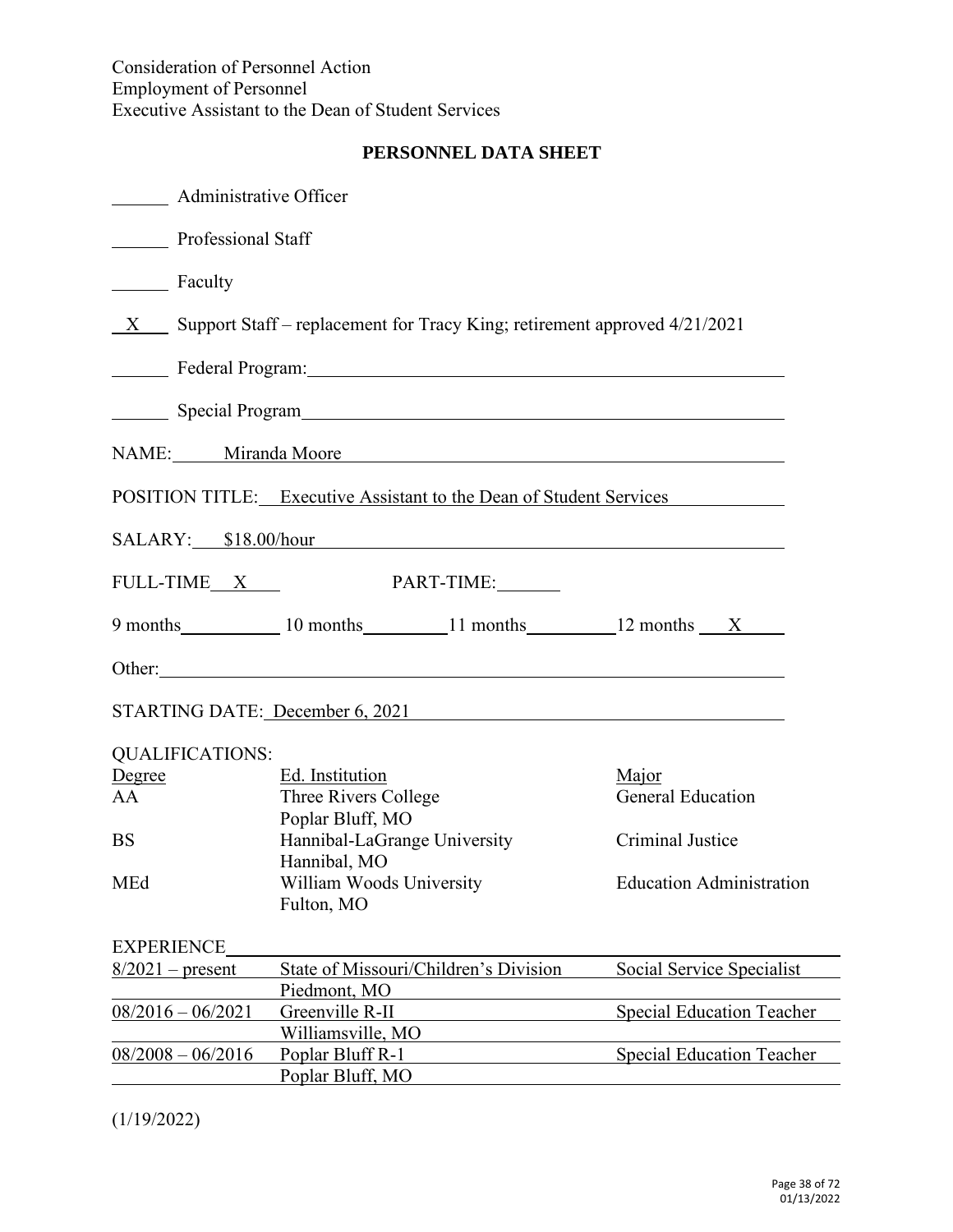Consideration of Personnel Action
Employment of Personnel
Executive Assistant to the Dean of Student Services

**PERSONNEL DATA SHEET**

\_\_\_\_\_\_ Administrative Officer

\_\_\_\_\_\_ Professional Staff

\_\_\_\_\_\_ Faculty

\_\_X\_\_ Support Staff – replacement for Tracy King; retirement approved 4/21/2021

\_\_\_\_\_\_ Federal Program: \_\_\_\_\_\_\_\_\_\_\_\_\_\_\_\_\_\_\_\_\_\_\_\_\_\_\_\_\_\_

\_\_\_\_\_\_ Special Program \_\_\_\_\_\_\_\_\_\_\_\_\_\_\_\_\_\_\_\_\_\_\_\_\_\_\_\_\_\_

NAME: Miranda Moore

POSITION TITLE: Executive Assistant to the Dean of Student Services

SALARY: $18.00/hour

FULL-TIME \_\_X\_\_ PART-TIME: \_\_\_\_\_\_

9 months \_\_\_\_\_\_ 10 months \_\_\_\_\_\_ 11 months \_\_\_\_\_\_ 12 months \_\_X\_\_

Other: \_\_\_\_\_\_\_\_\_\_\_\_\_\_\_\_\_\_\_\_\_\_\_\_\_\_\_\_\_\_

STARTING DATE: December 6, 2021

QUALIFICATIONS:

| Degree | Ed. Institution | Major |
|---|---|---|
| AA | Three Rivers College<br>Poplar Bluff, MO | General Education |
| BS | Hannibal-LaGrange University<br>Hannibal, MO | Criminal Justice |
| MEd | William Woods University<br>Fulton, MO | Education Administration |

EXPERIENCE

| | | |
|---|---|---|
| 8/2021 – present | State of Missouri/Children's Division<br>Piedmont, MO | Social Service Specialist |
| 08/2016 – 06/2021 | Greenville R-II<br>Williamsville, MO | Special Education Teacher |
| 08/2008 – 06/2016 | Poplar Bluff R-1<br>Poplar Bluff, MO | Special Education Teacher |

(1/19/2022)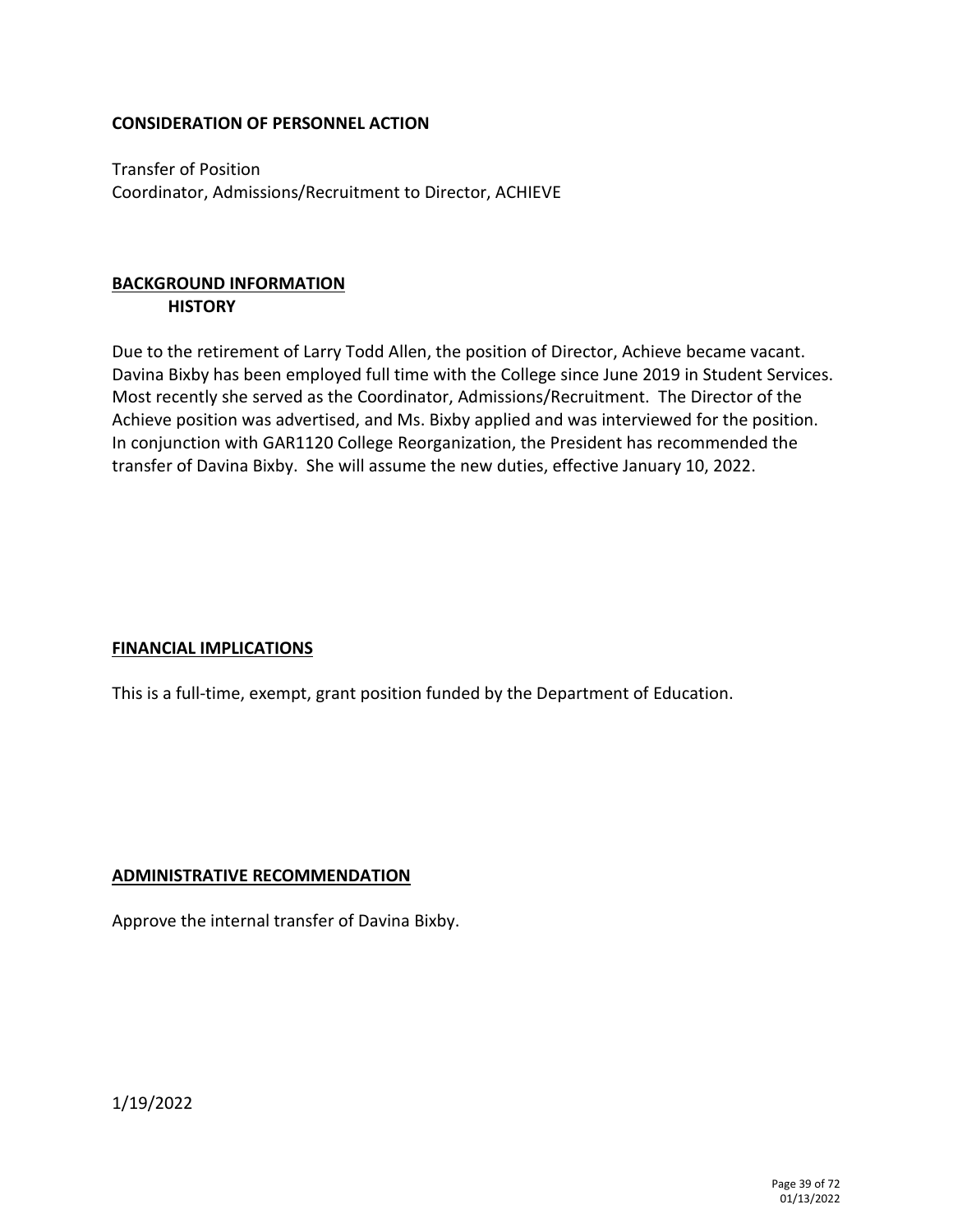**CONSIDERATION OF PERSONNEL ACTION**

Transfer of Position
Coordinator, Admissions/Recruitment to Director, ACHIEVE

## BACKGROUND INFORMATION

### HISTORY

Due to the retirement of Larry Todd Allen, the position of Director, Achieve became vacant. Davina Bixby has been employed full time with the College since June 2019 in Student Services. Most recently she served as the Coordinator, Admissions/Recruitment. The Director of the Achieve position was advertised, and Ms. Bixby applied and was interviewed for the position. In conjunction with GAR1120 College Reorganization, the President has recommended the transfer of Davina Bixby. She will assume the new duties, effective January 10, 2022.

## FINANCIAL IMPLICATIONS

This is a full-time, exempt, grant position funded by the Department of Education.

## ADMINISTRATIVE RECOMMENDATION

Approve the internal transfer of Davina Bixby.

1/19/2022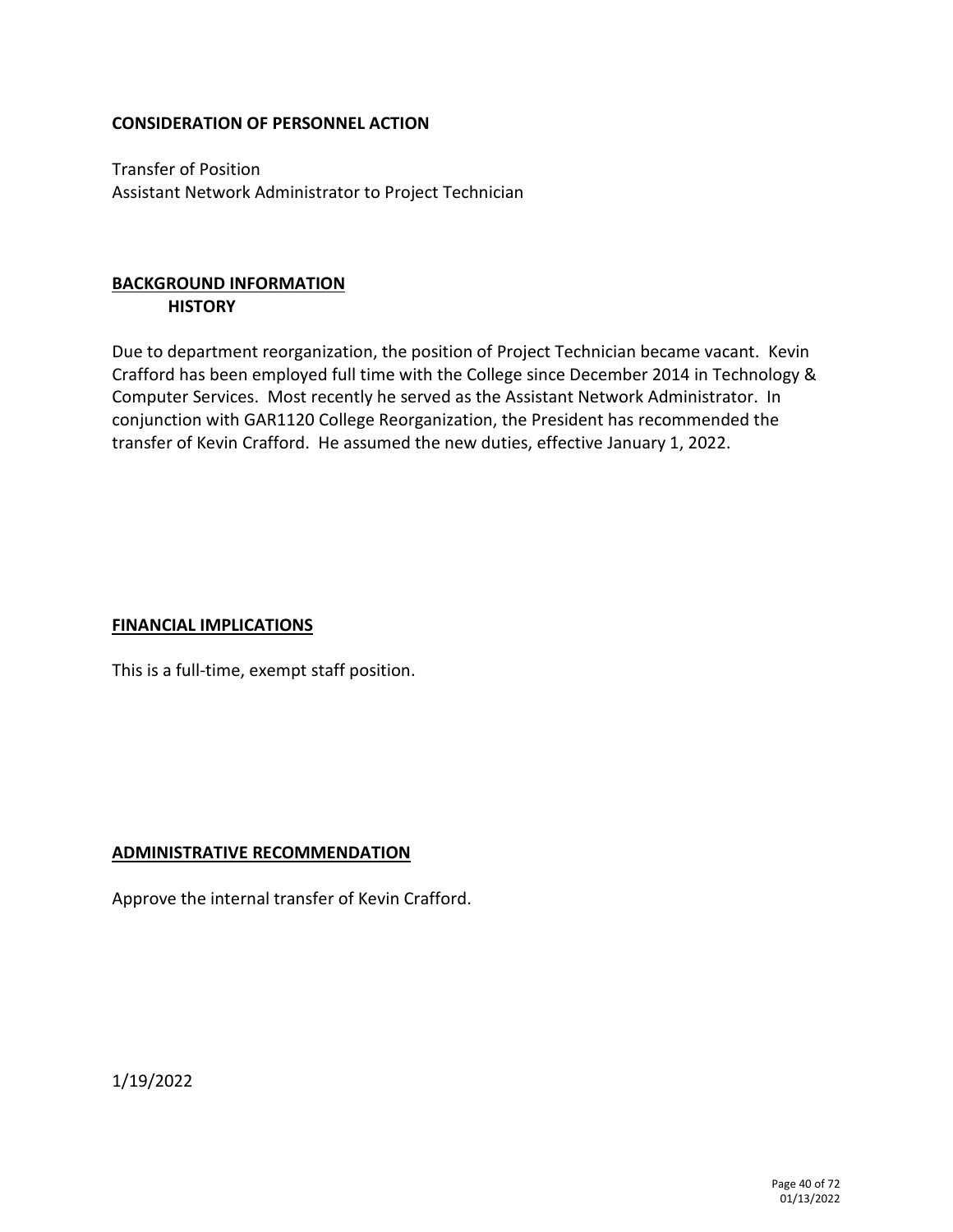**CONSIDERATION OF PERSONNEL ACTION**

Transfer of Position
Assistant Network Administrator to Project Technician

**BACKGROUND INFORMATION**

**HISTORY**

Due to department reorganization, the position of Project Technician became vacant. Kevin Crafford has been employed full time with the College since December 2014 in Technology & Computer Services. Most recently he served as the Assistant Network Administrator. In conjunction with GAR1120 College Reorganization, the President has recommended the transfer of Kevin Crafford. He assumed the new duties, effective January 1, 2022.

**FINANCIAL IMPLICATIONS**

This is a full-time, exempt staff position.

**ADMINISTRATIVE RECOMMENDATION**

Approve the internal transfer of Kevin Crafford.

1/19/2022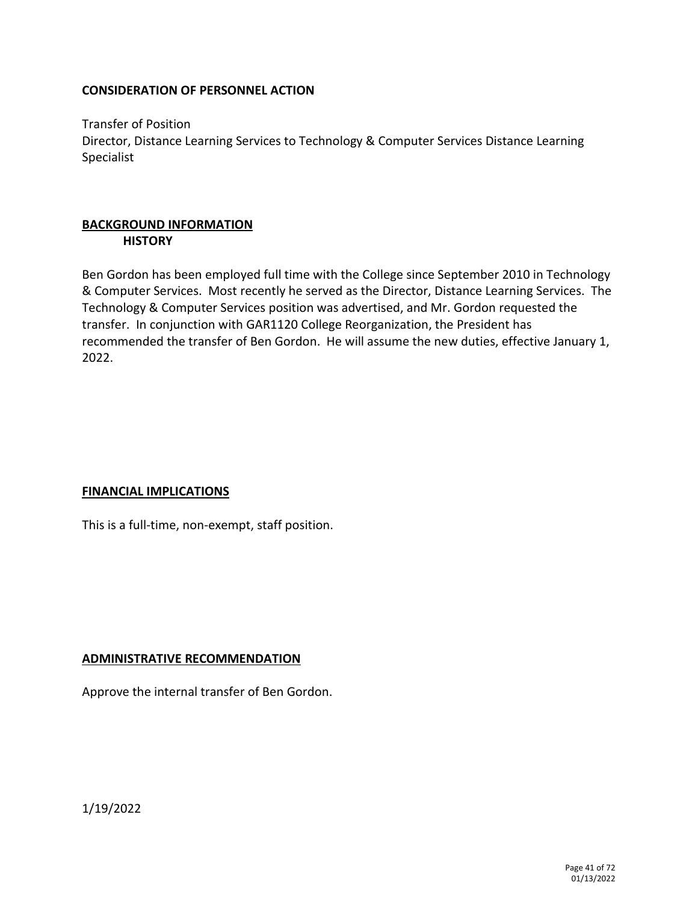## CONSIDERATION OF PERSONNEL ACTION

Transfer of Position
Director, Distance Learning Services to Technology & Computer Services Distance Learning Specialist

## BACKGROUND INFORMATION

### HISTORY

Ben Gordon has been employed full time with the College since September 2010 in Technology & Computer Services. Most recently he served as the Director, Distance Learning Services. The Technology & Computer Services position was advertised, and Mr. Gordon requested the transfer. In conjunction with GAR1120 College Reorganization, the President has recommended the transfer of Ben Gordon. He will assume the new duties, effective January 1, 2022.

## FINANCIAL IMPLICATIONS

This is a full-time, non-exempt, staff position.

## ADMINISTRATIVE RECOMMENDATION

Approve the internal transfer of Ben Gordon.

1/19/2022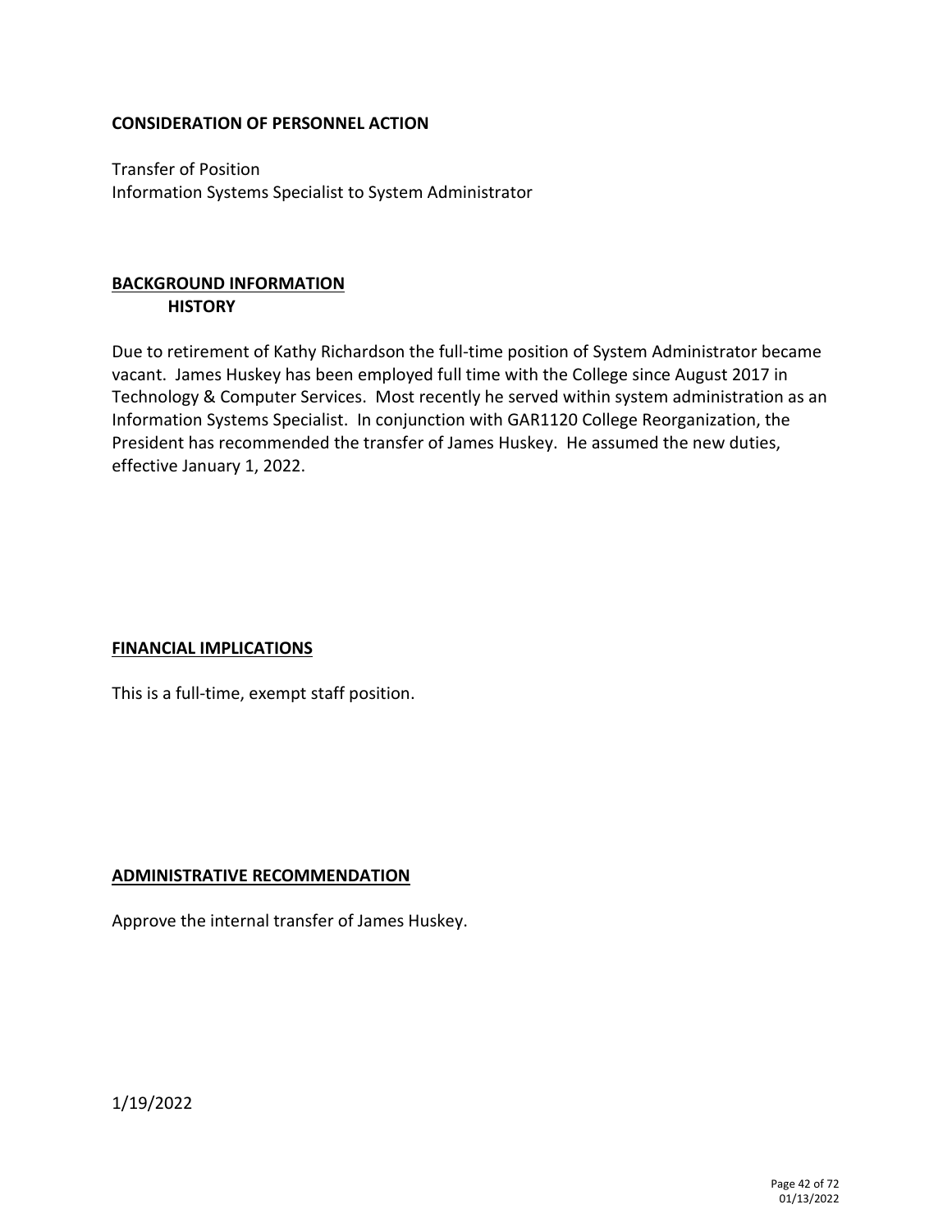**CONSIDERATION OF PERSONNEL ACTION**

Transfer of Position
Information Systems Specialist to System Administrator

## BACKGROUND INFORMATION

### HISTORY

Due to retirement of Kathy Richardson the full-time position of System Administrator became vacant. James Huskey has been employed full time with the College since August 2017 in Technology & Computer Services. Most recently he served within system administration as an Information Systems Specialist. In conjunction with GAR1120 College Reorganization, the President has recommended the transfer of James Huskey. He assumed the new duties, effective January 1, 2022.

## FINANCIAL IMPLICATIONS

This is a full-time, exempt staff position.

## ADMINISTRATIVE RECOMMENDATION

Approve the internal transfer of James Huskey.

1/19/2022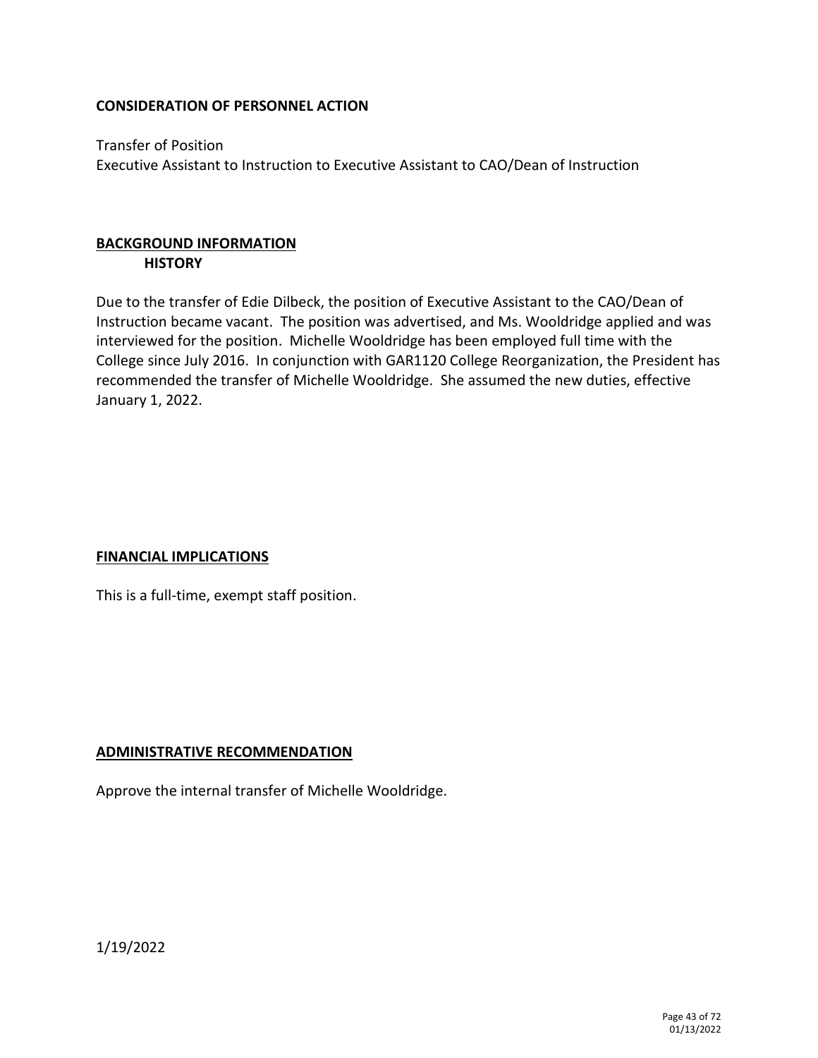**CONSIDERATION OF PERSONNEL ACTION**

Transfer of Position
Executive Assistant to Instruction to Executive Assistant to CAO/Dean of Instruction

**BACKGROUND INFORMATION**

**HISTORY**

Due to the transfer of Edie Dilbeck, the position of Executive Assistant to the CAO/Dean of Instruction became vacant. The position was advertised, and Ms. Wooldridge applied and was interviewed for the position. Michelle Wooldridge has been employed full time with the College since July 2016. In conjunction with GAR1120 College Reorganization, the President has recommended the transfer of Michelle Wooldridge. She assumed the new duties, effective January 1, 2022.

**FINANCIAL IMPLICATIONS**

This is a full-time, exempt staff position.

**ADMINISTRATIVE RECOMMENDATION**

Approve the internal transfer of Michelle Wooldridge.

1/19/2022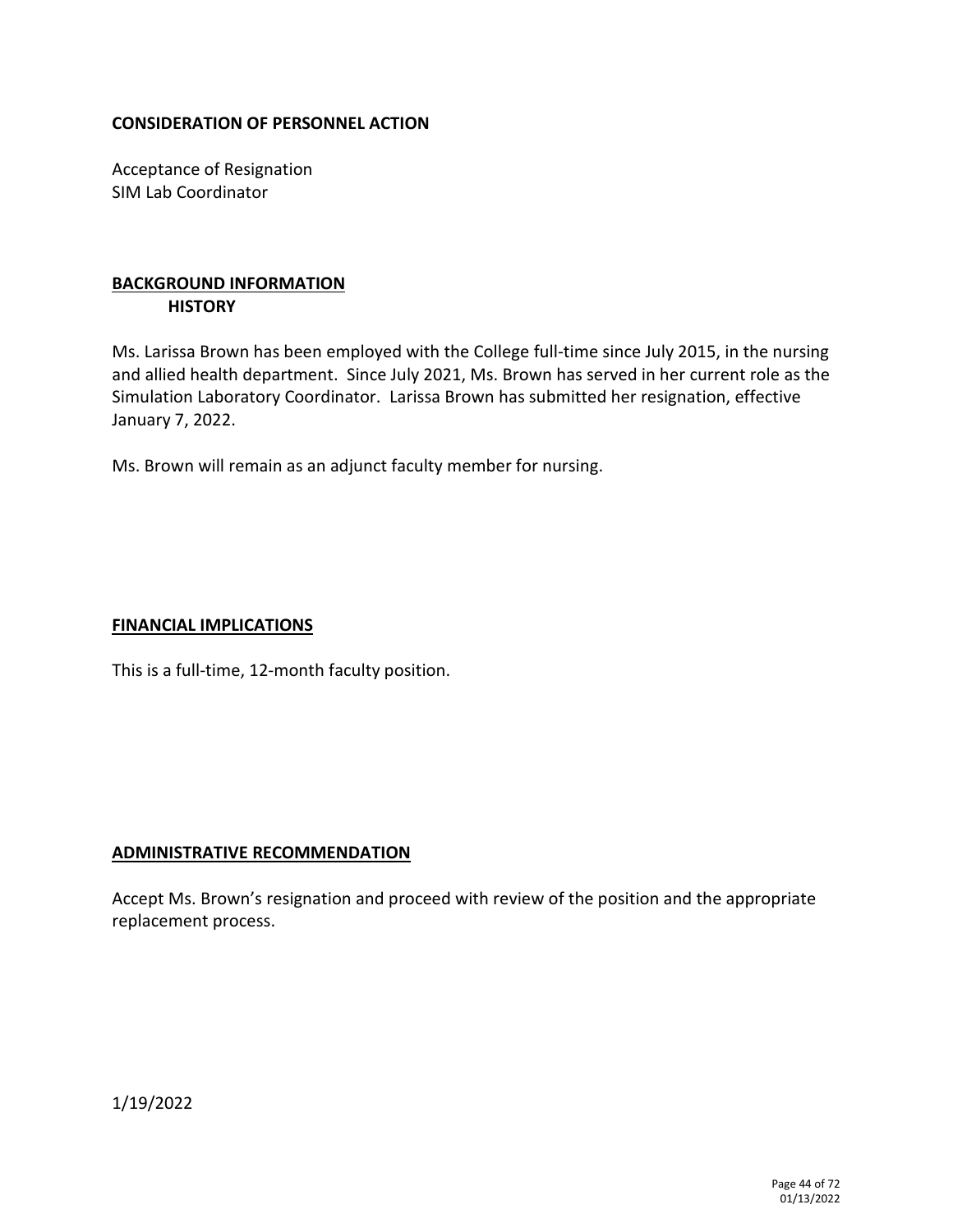**CONSIDERATION OF PERSONNEL ACTION**

Acceptance of Resignation
SIM Lab Coordinator

## BACKGROUND INFORMATION

### HISTORY

Ms. Larissa Brown has been employed with the College full-time since July 2015, in the nursing and allied health department. Since July 2021, Ms. Brown has served in her current role as the Simulation Laboratory Coordinator. Larissa Brown has submitted her resignation, effective January 7, 2022.

Ms. Brown will remain as an adjunct faculty member for nursing.

## FINANCIAL IMPLICATIONS

This is a full-time, 12-month faculty position.

## ADMINISTRATIVE RECOMMENDATION

Accept Ms. Brown's resignation and proceed with review of the position and the appropriate replacement process.

1/19/2022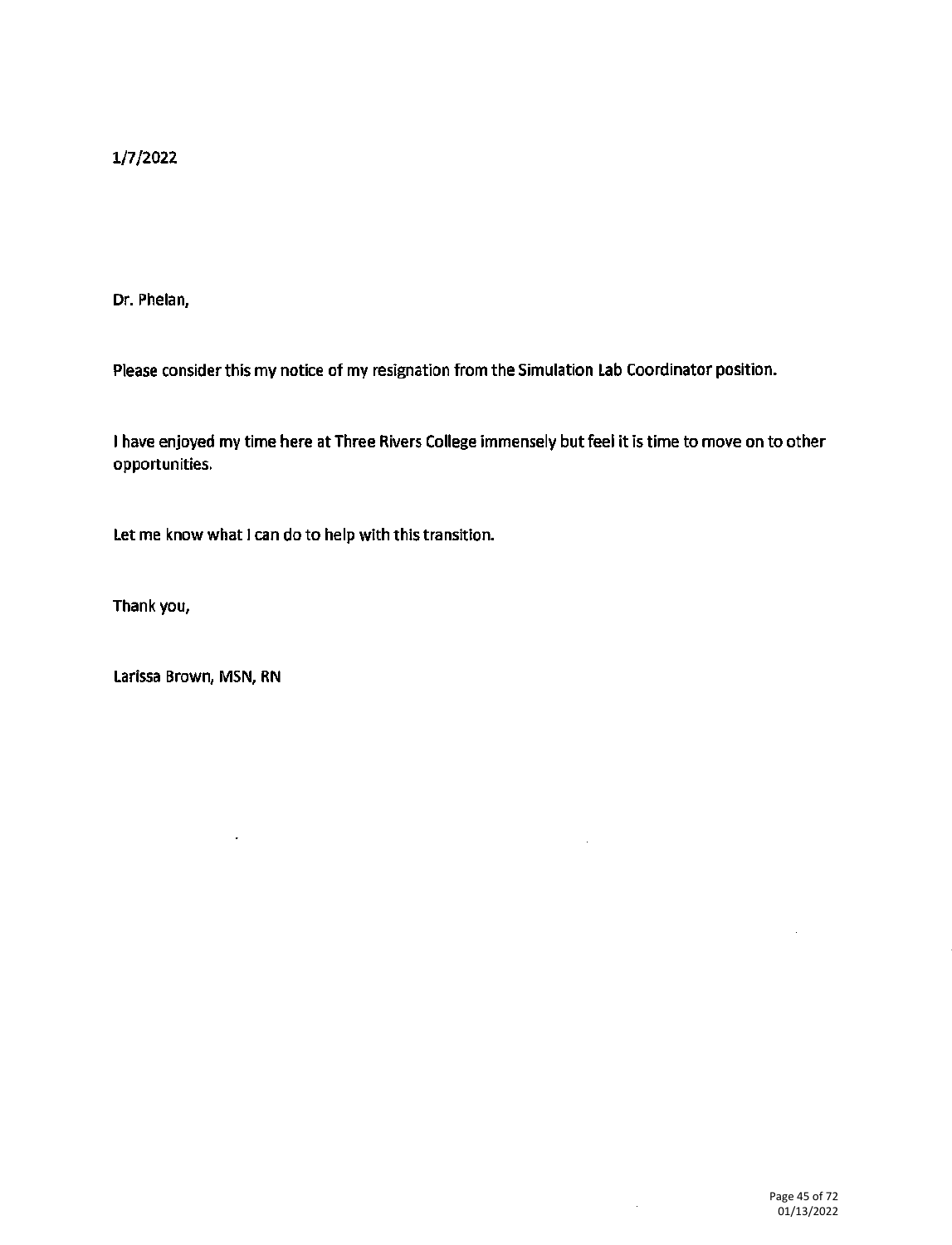1/7/2022

Dr. Phelan,

Please consider this my notice of my resignation from the Simulation Lab Coordinator position.

I have enjoyed my time here at Three Rivers College immensely but feel it is time to move on to other opportunities.

Let me know what I can do to help with this transition.

Thank you,

Larissa Brown, MSN, RN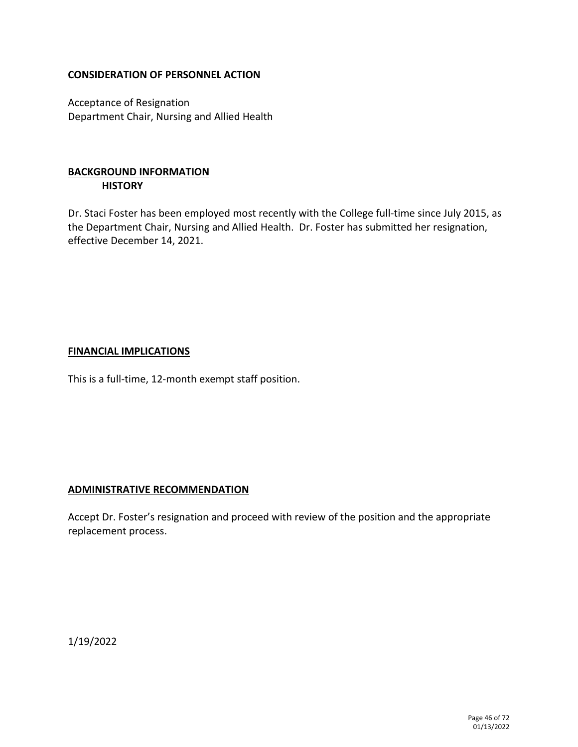**CONSIDERATION OF PERSONNEL ACTION**

Acceptance of Resignation
Department Chair, Nursing and Allied Health

**BACKGROUND INFORMATION**

**HISTORY**

Dr. Staci Foster has been employed most recently with the College full-time since July 2015, as the Department Chair, Nursing and Allied Health. Dr. Foster has submitted her resignation, effective December 14, 2021.

**FINANCIAL IMPLICATIONS**

This is a full-time, 12-month exempt staff position.

**ADMINISTRATIVE RECOMMENDATION**

Accept Dr. Foster's resignation and proceed with review of the position and the appropriate replacement process.

1/19/2022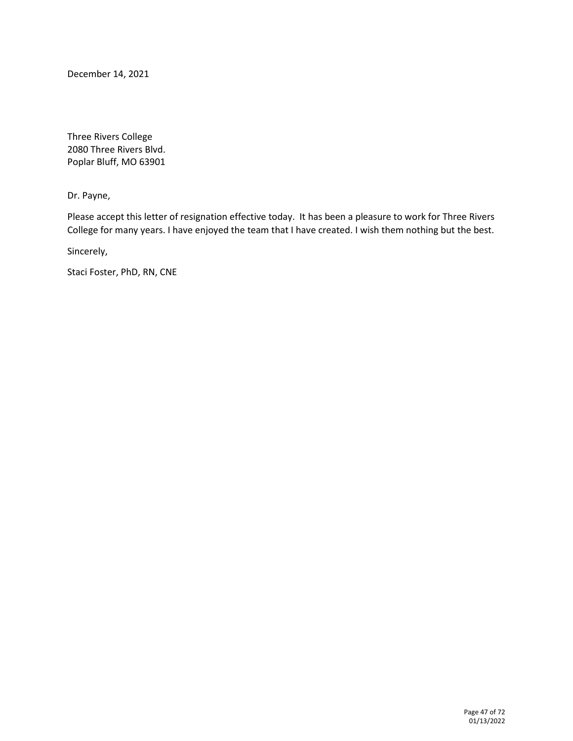December 14, 2021

Three Rivers College
2080 Three Rivers Blvd.
Poplar Bluff, MO 63901

Dr. Payne,

Please accept this letter of resignation effective today. It has been a pleasure to work for Three Rivers College for many years. I have enjoyed the team that I have created. I wish them nothing but the best.

Sincerely,

Staci Foster, PhD, RN, CNE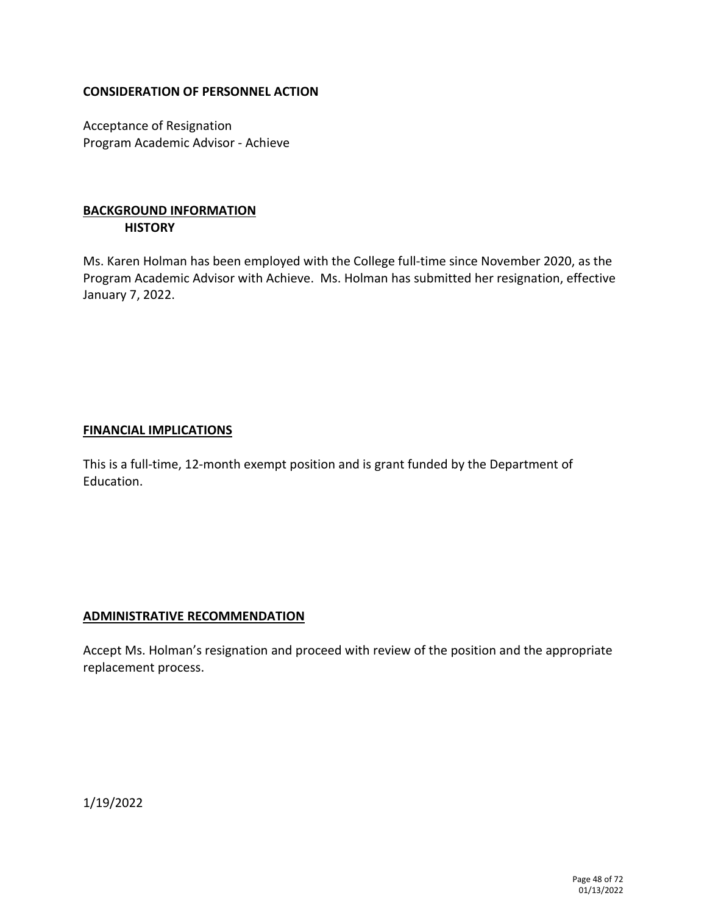**CONSIDERATION OF PERSONNEL ACTION**

Acceptance of Resignation
Program Academic Advisor - Achieve

## BACKGROUND INFORMATION

**HISTORY**

Ms. Karen Holman has been employed with the College full-time since November 2020, as the Program Academic Advisor with Achieve. Ms. Holman has submitted her resignation, effective January 7, 2022.

## FINANCIAL IMPLICATIONS

This is a full-time, 12-month exempt position and is grant funded by the Department of Education.

## ADMINISTRATIVE RECOMMENDATION

Accept Ms. Holman's resignation and proceed with review of the position and the appropriate replacement process.

1/19/2022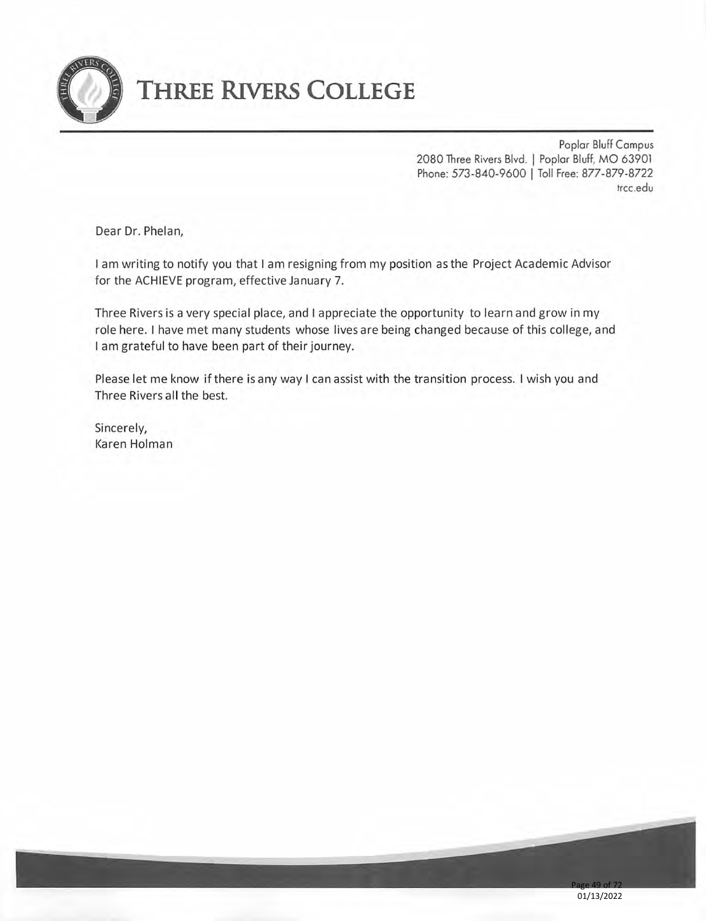# Three Rivers College

Poplar Bluff Campus
2080 Three Rivers Blvd. | Poplar Bluff, MO 63901
Phone: 573-840-9600 | Toll Free: 877-879-8722
trcc.edu

Dear Dr. Phelan,

I am writing to notify you that I am resigning from my position as the Project Academic Advisor for the ACHIEVE program, effective January 7.

Three Rivers is a very special place, and I appreciate the opportunity to learn and grow in my role here. I have met many students whose lives are being changed because of this college, and I am grateful to have been part of their journey.

Please let me know if there is any way I can assist with the transition process. I wish you and Three Rivers all the best.

Sincerely,
Karen Holman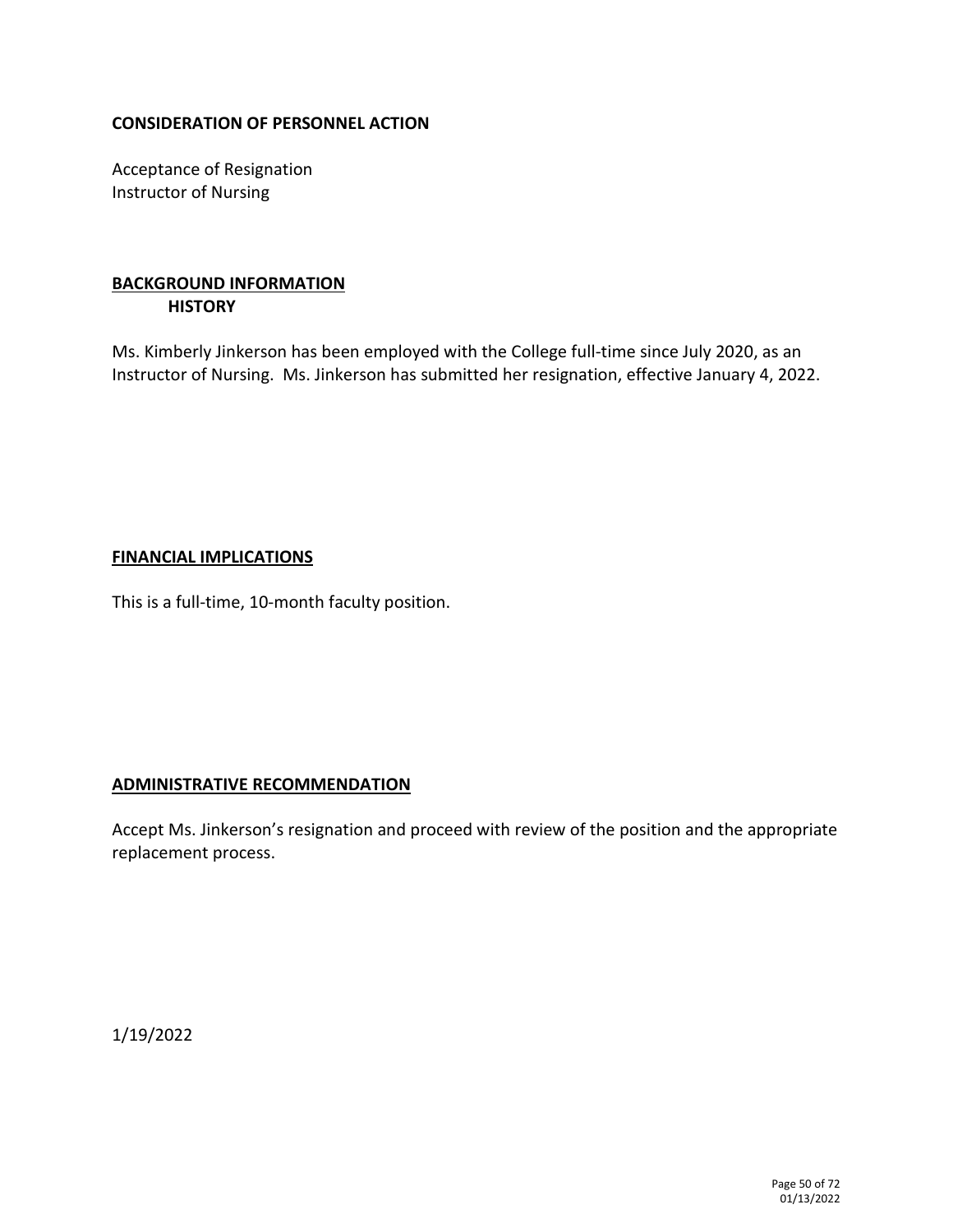**CONSIDERATION OF PERSONNEL ACTION**

Acceptance of Resignation
Instructor of Nursing

**BACKGROUND INFORMATION**
**HISTORY**

Ms. Kimberly Jinkerson has been employed with the College full-time since July 2020, as an Instructor of Nursing. Ms. Jinkerson has submitted her resignation, effective January 4, 2022.

**FINANCIAL IMPLICATIONS**

This is a full-time, 10-month faculty position.

**ADMINISTRATIVE RECOMMENDATION**

Accept Ms. Jinkerson's resignation and proceed with review of the position and the appropriate replacement process.

1/19/2022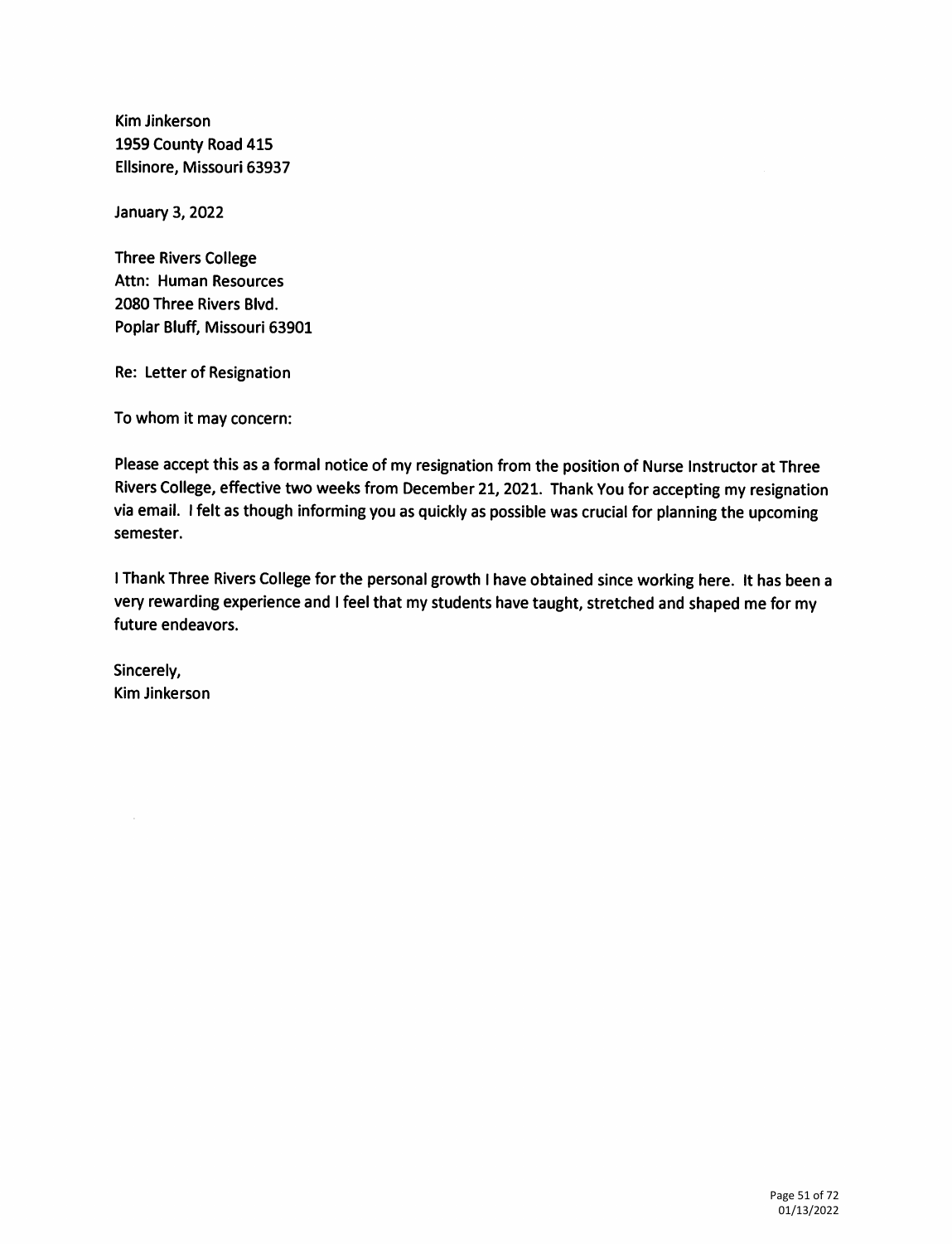Kim Jinkerson
1959 County Road 415
Ellsinore, Missouri 63937

January 3, 2022

Three Rivers College
Attn: Human Resources
2080 Three Rivers Blvd.
Poplar Bluff, Missouri 63901

Re: Letter of Resignation

To whom it may concern:

Please accept this as a formal notice of my resignation from the position of Nurse Instructor at Three Rivers College, effective two weeks from December 21, 2021. Thank You for accepting my resignation via email. I felt as though informing you as quickly as possible was crucial for planning the upcoming semester.

I Thank Three Rivers College for the personal growth I have obtained since working here. It has been a very rewarding experience and I feel that my students have taught, stretched and shaped me for my future endeavors.

Sincerely,
Kim Jinkerson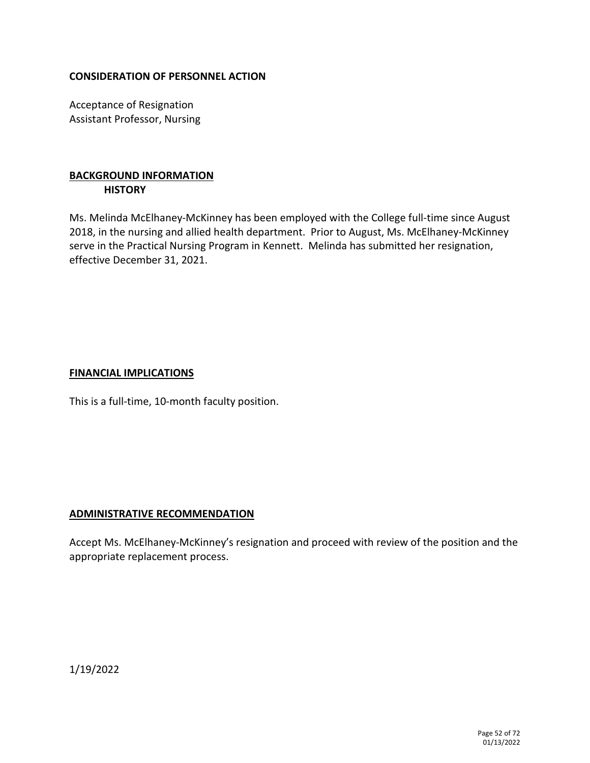**CONSIDERATION OF PERSONNEL ACTION**

Acceptance of Resignation
Assistant Professor, Nursing

## BACKGROUND INFORMATION

### HISTORY

Ms. Melinda McElhaney-McKinney has been employed with the College full-time since August 2018, in the nursing and allied health department. Prior to August, Ms. McElhaney-McKinney serve in the Practical Nursing Program in Kennett. Melinda has submitted her resignation, effective December 31, 2021.

## FINANCIAL IMPLICATIONS

This is a full-time, 10-month faculty position.

## ADMINISTRATIVE RECOMMENDATION

Accept Ms. McElhaney-McKinney's resignation and proceed with review of the position and the appropriate replacement process.

1/19/2022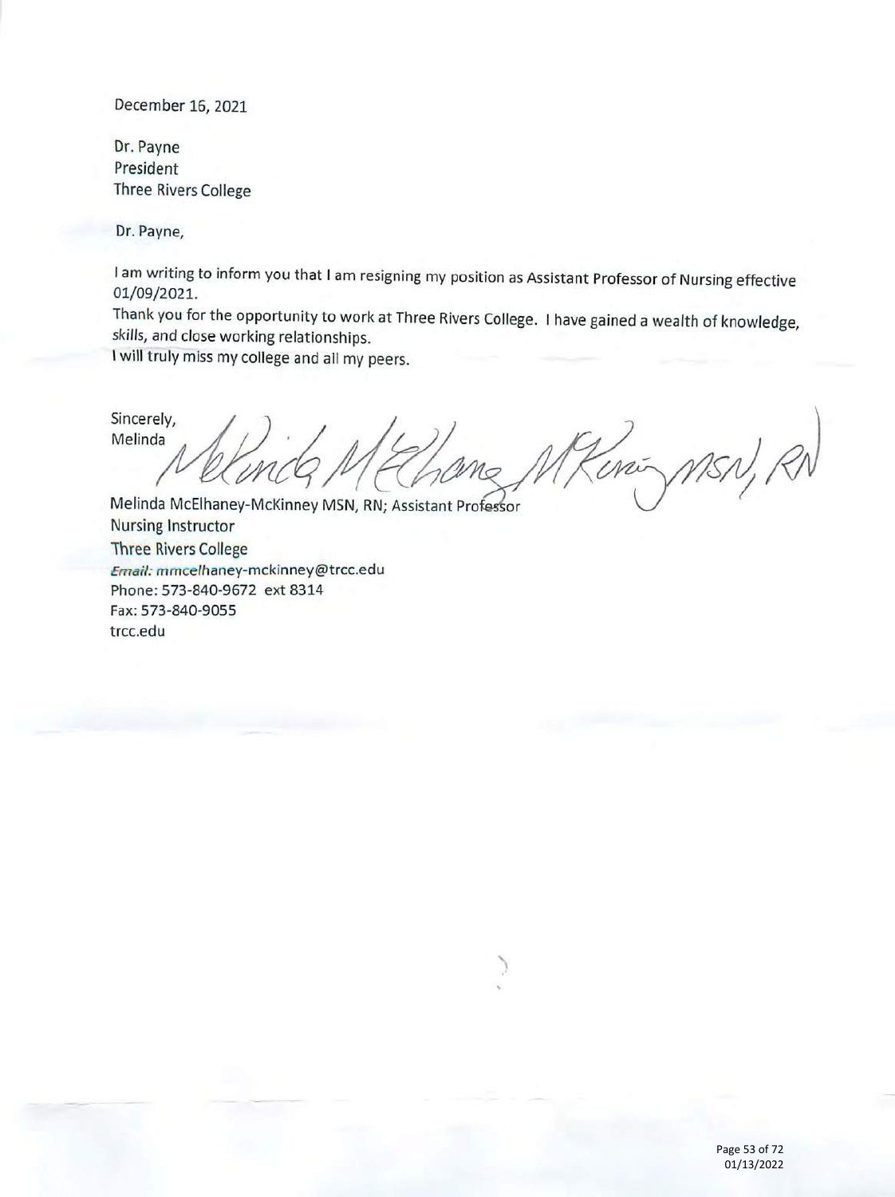December 16, 2021

Dr. Payne
President
Three Rivers College

Dr. Payne,

I am writing to inform you that I am resigning my position as Assistant Professor of Nursing effective 01/09/2021.

Thank you for the opportunity to work at Three Rivers College. I have gained a wealth of knowledge, skills, and close working relationships.

I will truly miss my college and all my peers.

Sincerely,
Melinda

Melinda McElhaney-McKinney MSN, RN

Melinda McElhaney-McKinney MSN, RN; Assistant Professor
Nursing Instructor
Three Rivers College
*Email:* mmcelhaney-mckinney@trcc.edu
Phone: 573-840-9672 ext 8314
Fax: 573-840-9055
trcc.edu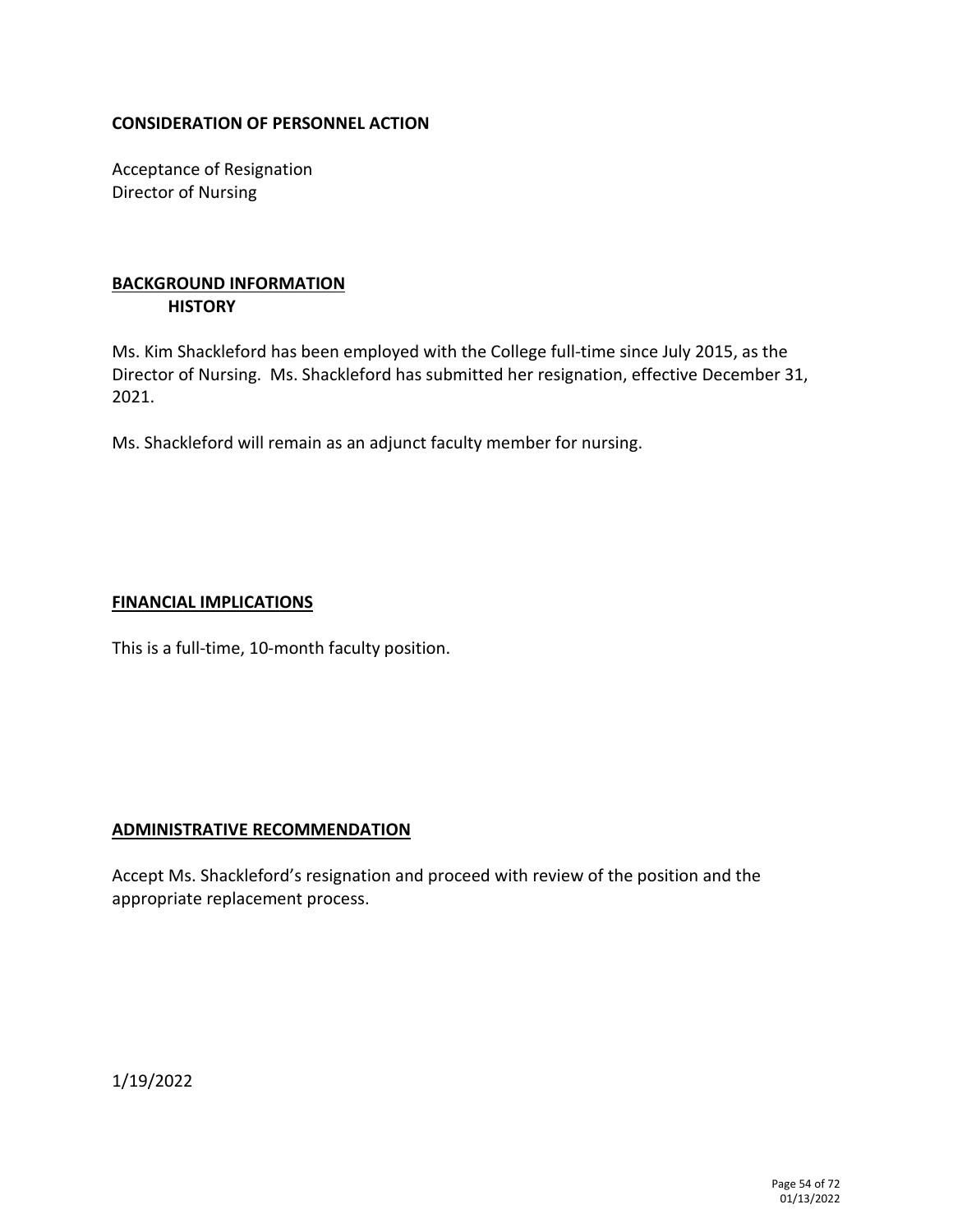**CONSIDERATION OF PERSONNEL ACTION**

Acceptance of Resignation
Director of Nursing

## BACKGROUND INFORMATION

### HISTORY

Ms. Kim Shackleford has been employed with the College full-time since July 2015, as the Director of Nursing. Ms. Shackleford has submitted her resignation, effective December 31, 2021.

Ms. Shackleford will remain as an adjunct faculty member for nursing.

## FINANCIAL IMPLICATIONS

This is a full-time, 10-month faculty position.

## ADMINISTRATIVE RECOMMENDATION

Accept Ms. Shackleford's resignation and proceed with review of the position and the appropriate replacement process.

1/19/2022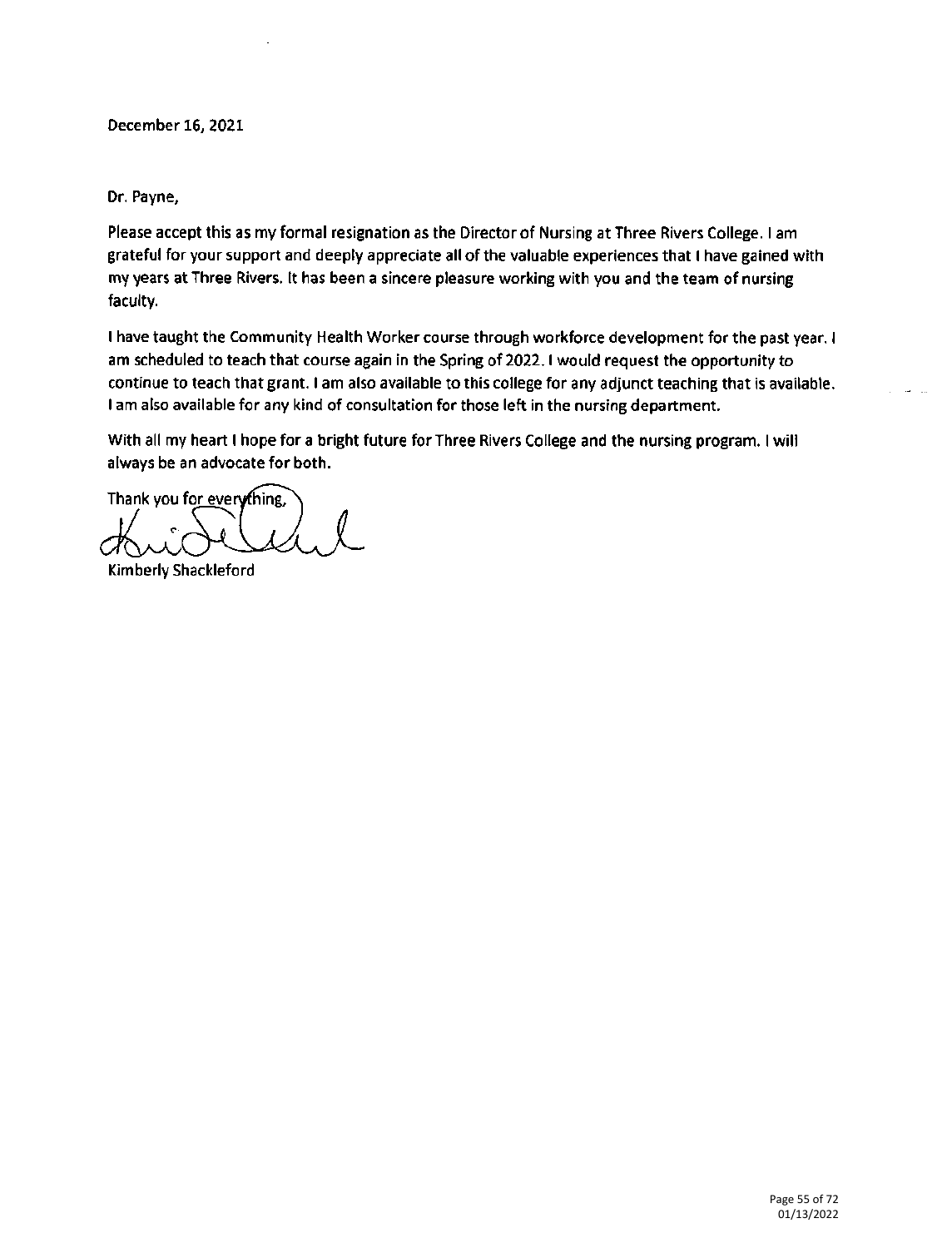December 16, 2021

Dr. Payne,

Please accept this as my formal resignation as the Director of Nursing at Three Rivers College. I am grateful for your support and deeply appreciate all of the valuable experiences that I have gained with my years at Three Rivers. It has been a sincere pleasure working with you and the team of nursing faculty.

I have taught the Community Health Worker course through workforce development for the past year. I am scheduled to teach that course again in the Spring of 2022. I would request the opportunity to continue to teach that grant. I am also available to this college for any adjunct teaching that is available. I am also available for any kind of consultation for those left in the nursing department.

With all my heart I hope for a bright future for Three Rivers College and the nursing program. I will always be an advocate for both.

Thank you for everything,

Kimberly Shackleford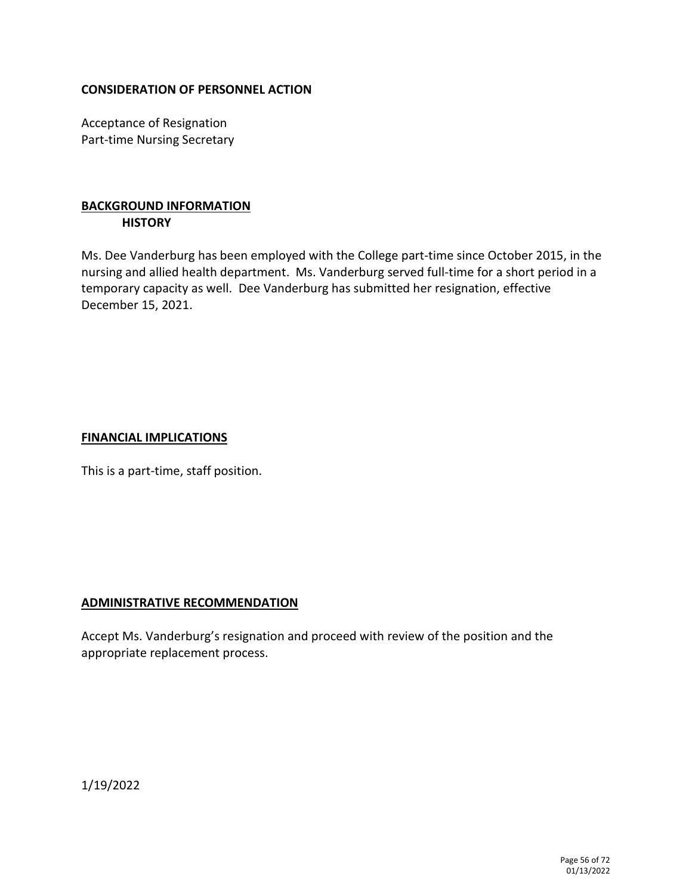**CONSIDERATION OF PERSONNEL ACTION**

Acceptance of Resignation
Part-time Nursing Secretary

## BACKGROUND INFORMATION

### HISTORY

Ms. Dee Vanderburg has been employed with the College part-time since October 2015, in the nursing and allied health department. Ms. Vanderburg served full-time for a short period in a temporary capacity as well. Dee Vanderburg has submitted her resignation, effective December 15, 2021.

## FINANCIAL IMPLICATIONS

This is a part-time, staff position.

## ADMINISTRATIVE RECOMMENDATION

Accept Ms. Vanderburg's resignation and proceed with review of the position and the appropriate replacement process.

1/19/2022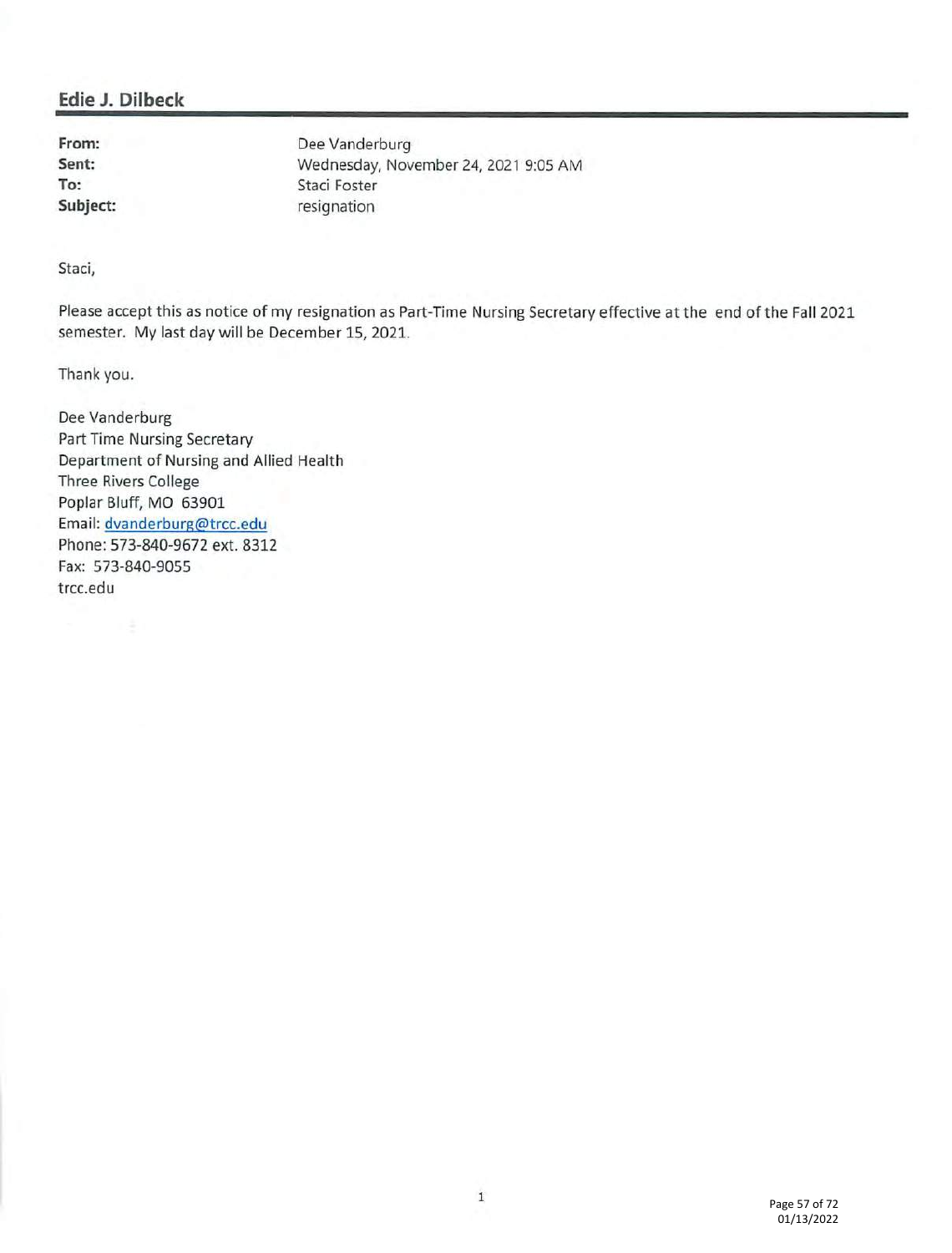## Edie J. Dilbeck

| | |
|---|---|
| **From:** | Dee Vanderburg |
| **Sent:** | Wednesday, November 24, 2021 9:05 AM |
| **To:** | Staci Foster |
| **Subject:** | resignation |

Staci,

Please accept this as notice of my resignation as Part-Time Nursing Secretary effective at the end of the Fall 2021 semester. My last day will be December 15, 2021.

Thank you.

Dee Vanderburg
Part Time Nursing Secretary
Department of Nursing and Allied Health
Three Rivers College
Poplar Bluff, MO 63901
Email: dvanderburg@trcc.edu
Phone: 573-840-9672 ext. 8312
Fax: 573-840-9055
trcc.edu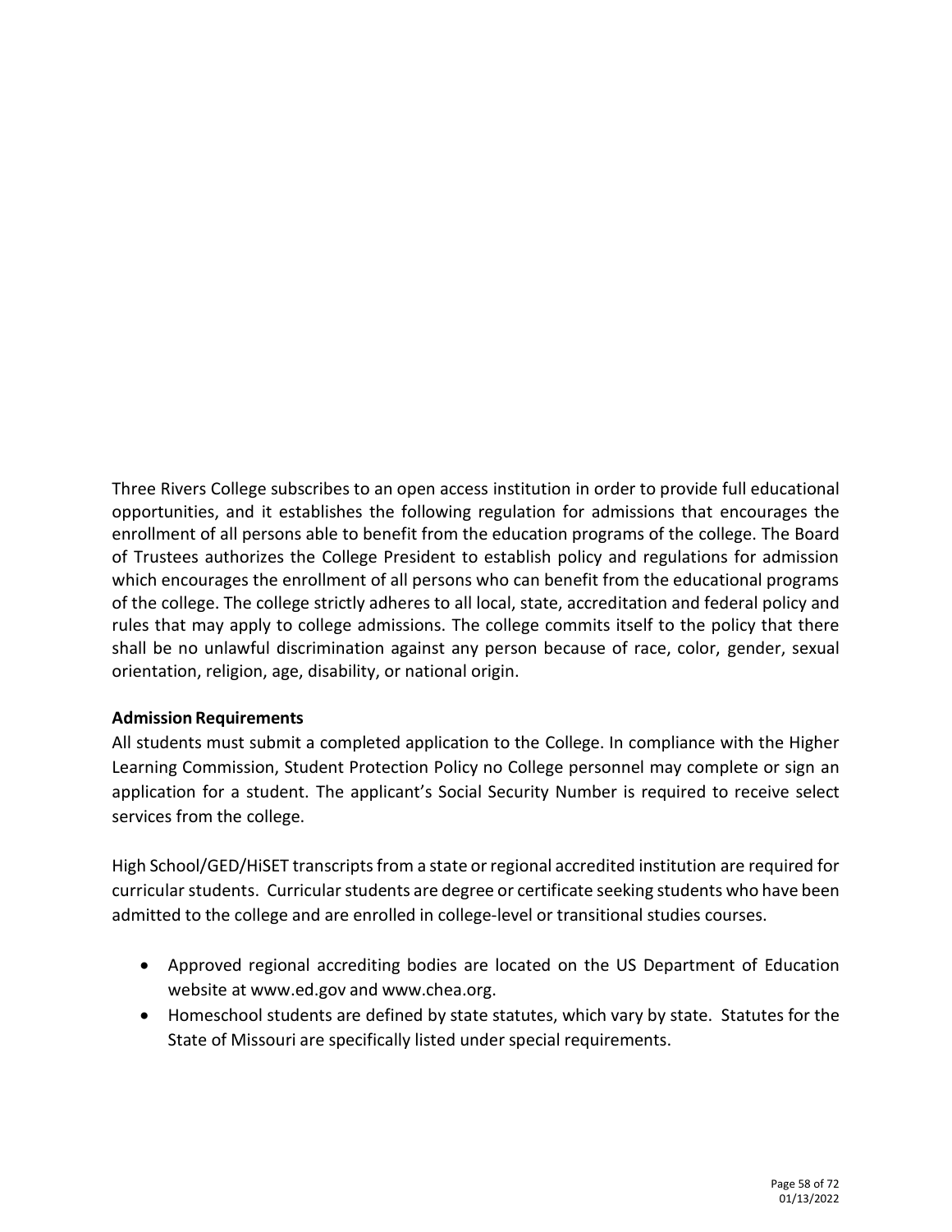Three Rivers College subscribes to an open access institution in order to provide full educational opportunities, and it establishes the following regulation for admissions that encourages the enrollment of all persons able to benefit from the education programs of the college. The Board of Trustees authorizes the College President to establish policy and regulations for admission which encourages the enrollment of all persons who can benefit from the educational programs of the college. The college strictly adheres to all local, state, accreditation and federal policy and rules that may apply to college admissions. The college commits itself to the policy that there shall be no unlawful discrimination against any person because of race, color, gender, sexual orientation, religion, age, disability, or national origin.

**Admission Requirements**

All students must submit a completed application to the College. In compliance with the Higher Learning Commission, Student Protection Policy no College personnel may complete or sign an application for a student. The applicant's Social Security Number is required to receive select services from the college.

High School/GED/HiSET transcripts from a state or regional accredited institution are required for curricular students. Curricular students are degree or certificate seeking students who have been admitted to the college and are enrolled in college-level or transitional studies courses.

- Approved regional accrediting bodies are located on the US Department of Education website at www.ed.gov and www.chea.org.
- Homeschool students are defined by state statutes, which vary by state. Statutes for the State of Missouri are specifically listed under special requirements.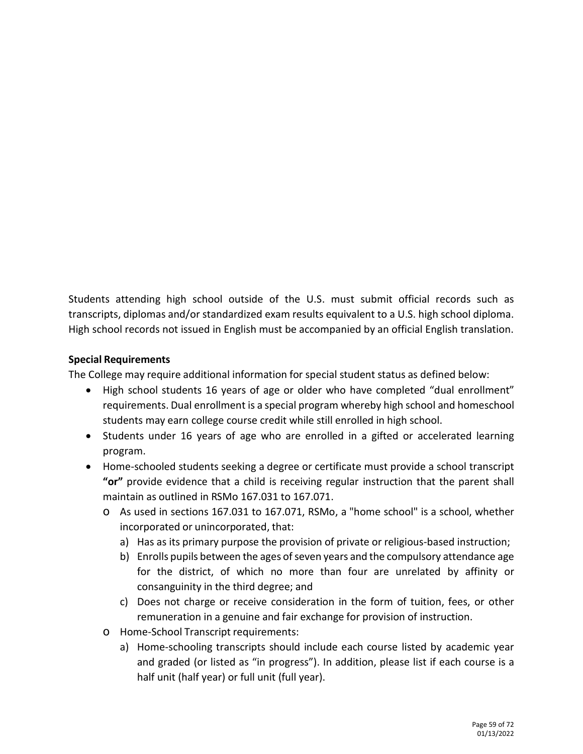Students attending high school outside of the U.S. must submit official records such as transcripts, diplomas and/or standardized exam results equivalent to a U.S. high school diploma. High school records not issued in English must be accompanied by an official English translation.

**Special Requirements**

The College may require additional information for special student status as defined below:

- High school students 16 years of age or older who have completed “dual enrollment” requirements. Dual enrollment is a special program whereby high school and homeschool students may earn college course credit while still enrolled in high school.
- Students under 16 years of age who are enrolled in a gifted or accelerated learning program.
- Home-schooled students seeking a degree or certificate must provide a school transcript **“or”** provide evidence that a child is receiving regular instruction that the parent shall maintain as outlined in RSMo 167.031 to 167.071.
  - As used in sections 167.031 to 167.071, RSMo, a "home school" is a school, whether incorporated or unincorporated, that:
    a) Has as its primary purpose the provision of private or religious-based instruction;
    b) Enrolls pupils between the ages of seven years and the compulsory attendance age for the district, of which no more than four are unrelated by affinity or consanguinity in the third degree; and
    c) Does not charge or receive consideration in the form of tuition, fees, or other remuneration in a genuine and fair exchange for provision of instruction.
  - Home-School Transcript requirements:
    a) Home-schooling transcripts should include each course listed by academic year and graded (or listed as “in progress”). In addition, please list if each course is a half unit (half year) or full unit (full year).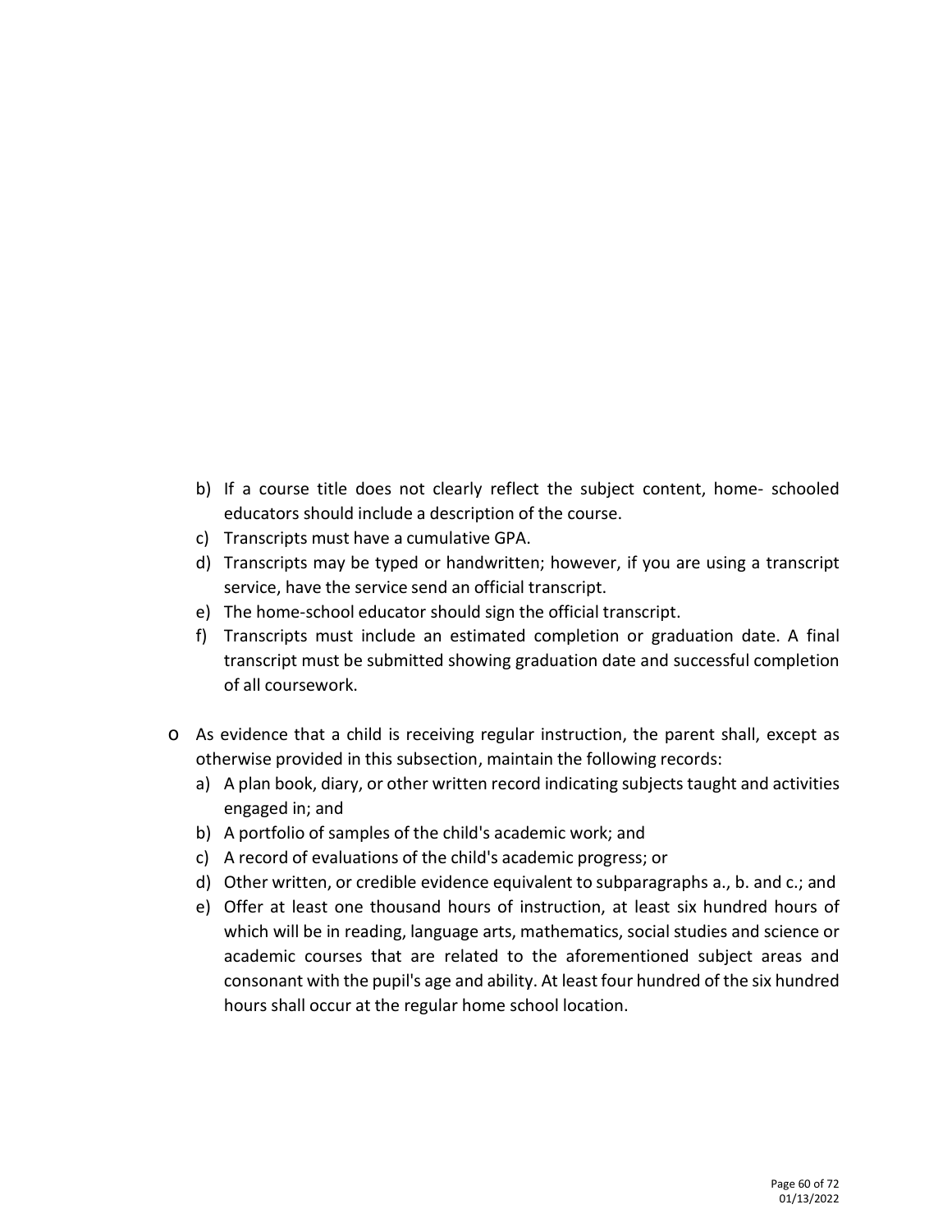b) If a course title does not clearly reflect the subject content, home- schooled educators should include a description of the course.
c) Transcripts must have a cumulative GPA.
d) Transcripts may be typed or handwritten; however, if you are using a transcript service, have the service send an official transcript.
e) The home-school educator should sign the official transcript.
f) Transcripts must include an estimated completion or graduation date. A final transcript must be submitted showing graduation date and successful completion of all coursework.

- As evidence that a child is receiving regular instruction, the parent shall, except as otherwise provided in this subsection, maintain the following records:
  a) A plan book, diary, or other written record indicating subjects taught and activities engaged in; and
  b) A portfolio of samples of the child's academic work; and
  c) A record of evaluations of the child's academic progress; or
  d) Other written, or credible evidence equivalent to subparagraphs a., b. and c.; and
  e) Offer at least one thousand hours of instruction, at least six hundred hours of which will be in reading, language arts, mathematics, social studies and science or academic courses that are related to the aforementioned subject areas and consonant with the pupil's age and ability. At least four hundred of the six hundred hours shall occur at the regular home school location.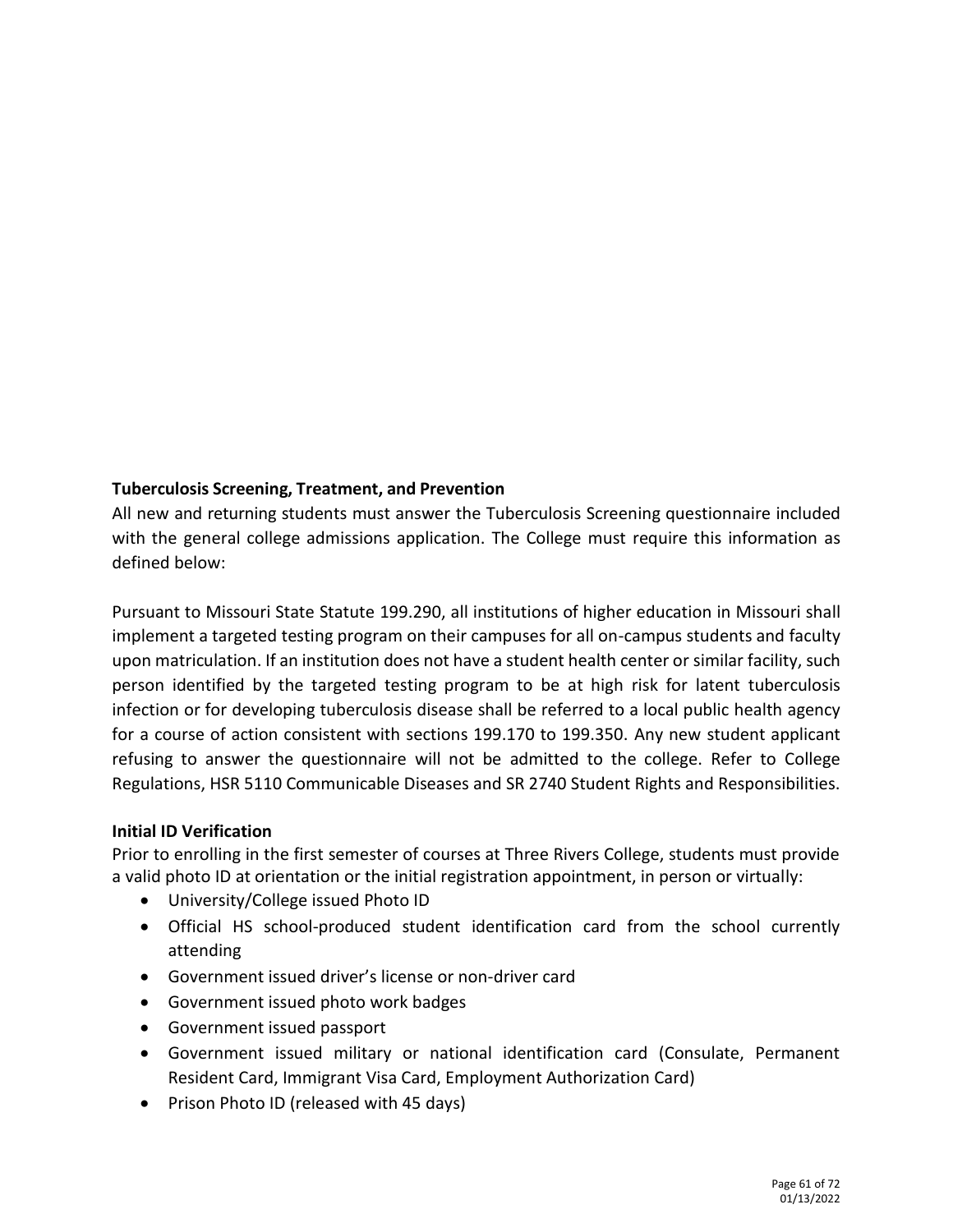**Tuberculosis Screening, Treatment, and Prevention**

All new and returning students must answer the Tuberculosis Screening questionnaire included with the general college admissions application. The College must require this information as defined below:

Pursuant to Missouri State Statute 199.290, all institutions of higher education in Missouri shall implement a targeted testing program on their campuses for all on-campus students and faculty upon matriculation. If an institution does not have a student health center or similar facility, such person identified by the targeted testing program to be at high risk for latent tuberculosis infection or for developing tuberculosis disease shall be referred to a local public health agency for a course of action consistent with sections 199.170 to 199.350. Any new student applicant refusing to answer the questionnaire will not be admitted to the college. Refer to College Regulations, HSR 5110 Communicable Diseases and SR 2740 Student Rights and Responsibilities.

**Initial ID Verification**

Prior to enrolling in the first semester of courses at Three Rivers College, students must provide a valid photo ID at orientation or the initial registration appointment, in person or virtually:

- University/College issued Photo ID
- Official HS school-produced student identification card from the school currently attending
- Government issued driver's license or non-driver card
- Government issued photo work badges
- Government issued passport
- Government issued military or national identification card (Consulate, Permanent Resident Card, Immigrant Visa Card, Employment Authorization Card)
- Prison Photo ID (released with 45 days)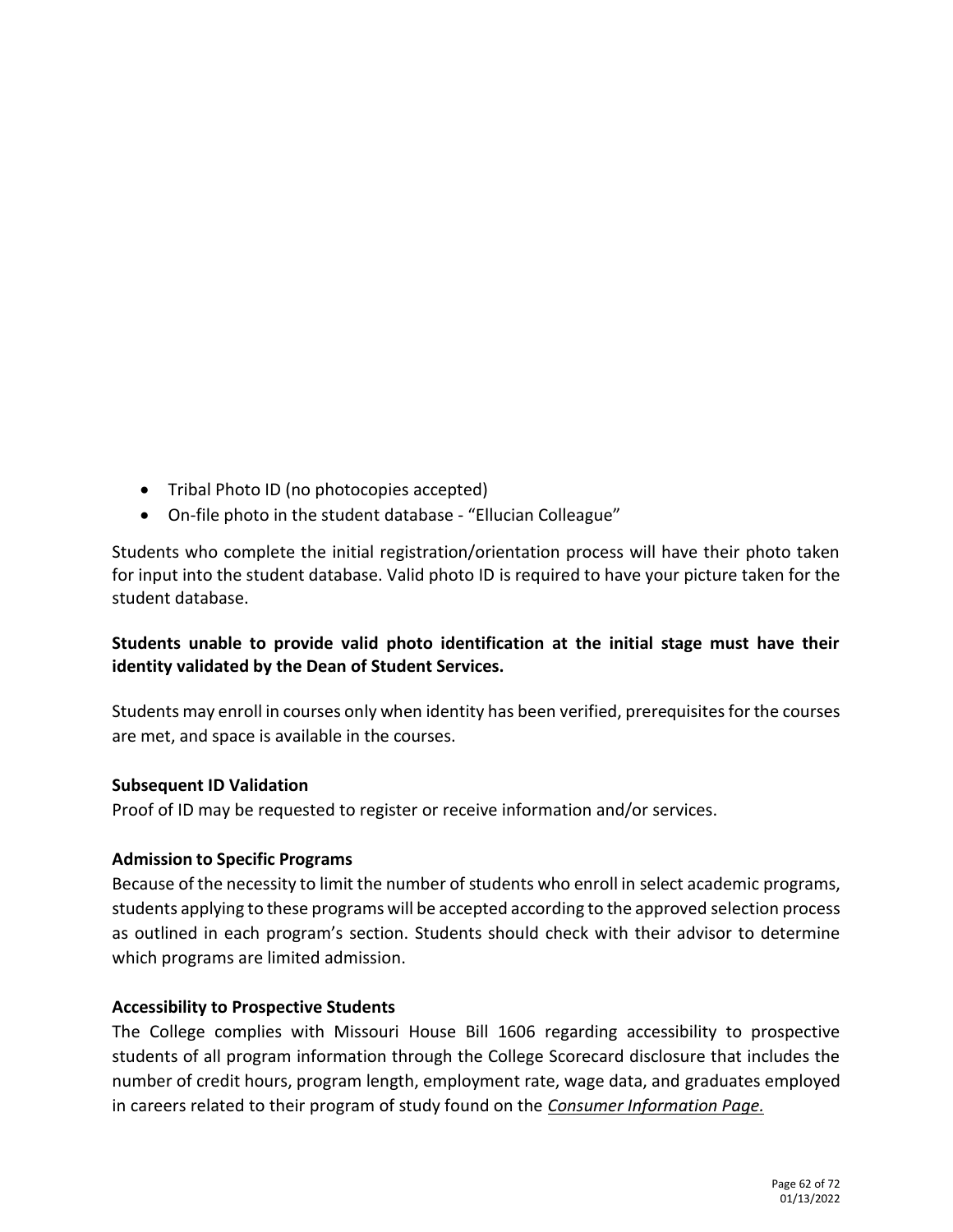- Tribal Photo ID (no photocopies accepted)
- On-file photo in the student database - “Ellucian Colleague”

Students who complete the initial registration/orientation process will have their photo taken for input into the student database. Valid photo ID is required to have your picture taken for the student database.

**Students unable to provide valid photo identification at the initial stage must have their identity validated by the Dean of Student Services.**

Students may enroll in courses only when identity has been verified, prerequisites for the courses are met, and space is available in the courses.

**Subsequent ID Validation**

Proof of ID may be requested to register or receive information and/or services.

**Admission to Specific Programs**

Because of the necessity to limit the number of students who enroll in select academic programs, students applying to these programs will be accepted according to the approved selection process as outlined in each program’s section. Students should check with their advisor to determine which programs are limited admission.

**Accessibility to Prospective Students**

The College complies with Missouri House Bill 1606 regarding accessibility to prospective students of all program information through the College Scorecard disclosure that includes the number of credit hours, program length, employment rate, wage data, and graduates employed in careers related to their program of study found on the ***Consumer Information Page.***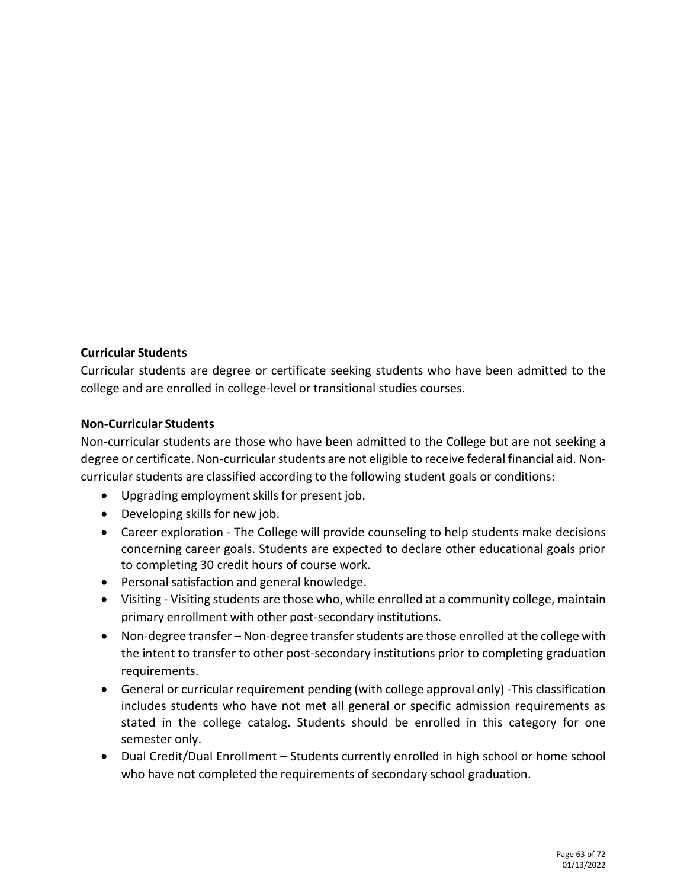**Curricular Students**

Curricular students are degree or certificate seeking students who have been admitted to the college and are enrolled in college-level or transitional studies courses.

**Non-Curricular Students**

Non-curricular students are those who have been admitted to the College but are not seeking a degree or certificate. Non-curricular students are not eligible to receive federal financial aid. Non-curricular students are classified according to the following student goals or conditions:

- Upgrading employment skills for present job.
- Developing skills for new job.
- Career exploration - The College will provide counseling to help students make decisions concerning career goals. Students are expected to declare other educational goals prior to completing 30 credit hours of course work.
- Personal satisfaction and general knowledge.
- Visiting - Visiting students are those who, while enrolled at a community college, maintain primary enrollment with other post-secondary institutions.
- Non-degree transfer – Non-degree transfer students are those enrolled at the college with the intent to transfer to other post-secondary institutions prior to completing graduation requirements.
- General or curricular requirement pending (with college approval only) -This classification includes students who have not met all general or specific admission requirements as stated in the college catalog. Students should be enrolled in this category for one semester only.
- Dual Credit/Dual Enrollment – Students currently enrolled in high school or home school who have not completed the requirements of secondary school graduation.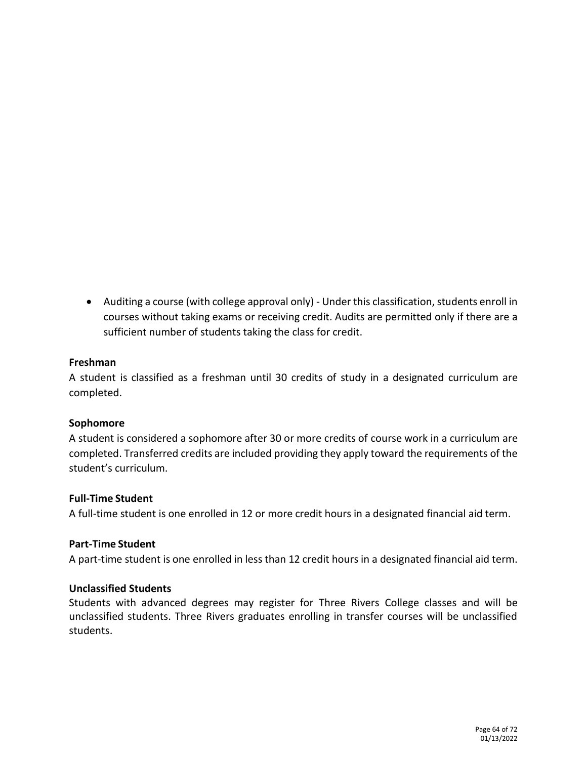- Auditing a course (with college approval only) - Under this classification, students enroll in courses without taking exams or receiving credit. Audits are permitted only if there are a sufficient number of students taking the class for credit.

**Freshman**

A student is classified as a freshman until 30 credits of study in a designated curriculum are completed.

**Sophomore**

A student is considered a sophomore after 30 or more credits of course work in a curriculum are completed. Transferred credits are included providing they apply toward the requirements of the student's curriculum.

**Full-Time Student**

A full-time student is one enrolled in 12 or more credit hours in a designated financial aid term.

**Part-Time Student**

A part-time student is one enrolled in less than 12 credit hours in a designated financial aid term.

**Unclassified Students**

Students with advanced degrees may register for Three Rivers College classes and will be unclassified students. Three Rivers graduates enrolling in transfer courses will be unclassified students.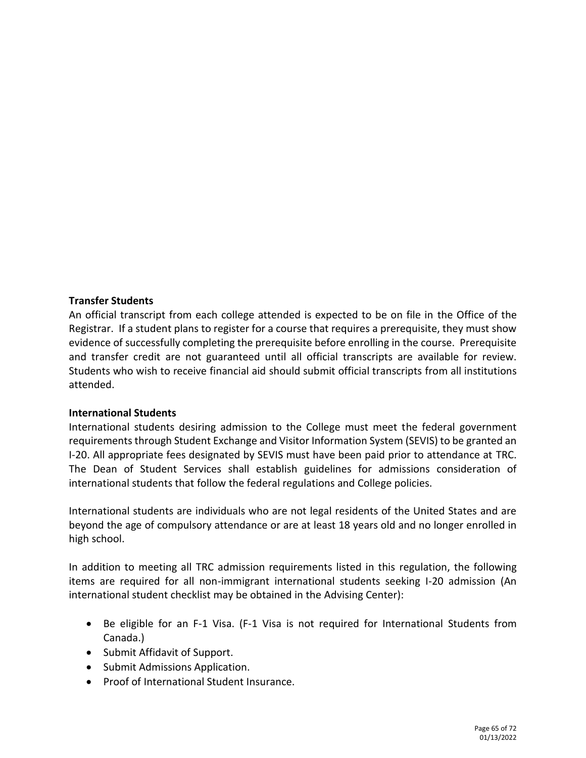**Transfer Students**

An official transcript from each college attended is expected to be on file in the Office of the Registrar. If a student plans to register for a course that requires a prerequisite, they must show evidence of successfully completing the prerequisite before enrolling in the course. Prerequisite and transfer credit are not guaranteed until all official transcripts are available for review. Students who wish to receive financial aid should submit official transcripts from all institutions attended.

**International Students**

International students desiring admission to the College must meet the federal government requirements through Student Exchange and Visitor Information System (SEVIS) to be granted an I-20. All appropriate fees designated by SEVIS must have been paid prior to attendance at TRC. The Dean of Student Services shall establish guidelines for admissions consideration of international students that follow the federal regulations and College policies.

International students are individuals who are not legal residents of the United States and are beyond the age of compulsory attendance or are at least 18 years old and no longer enrolled in high school.

In addition to meeting all TRC admission requirements listed in this regulation, the following items are required for all non-immigrant international students seeking I-20 admission (An international student checklist may be obtained in the Advising Center):

- Be eligible for an F-1 Visa. (F-1 Visa is not required for International Students from Canada.)
- Submit Affidavit of Support.
- Submit Admissions Application.
- Proof of International Student Insurance.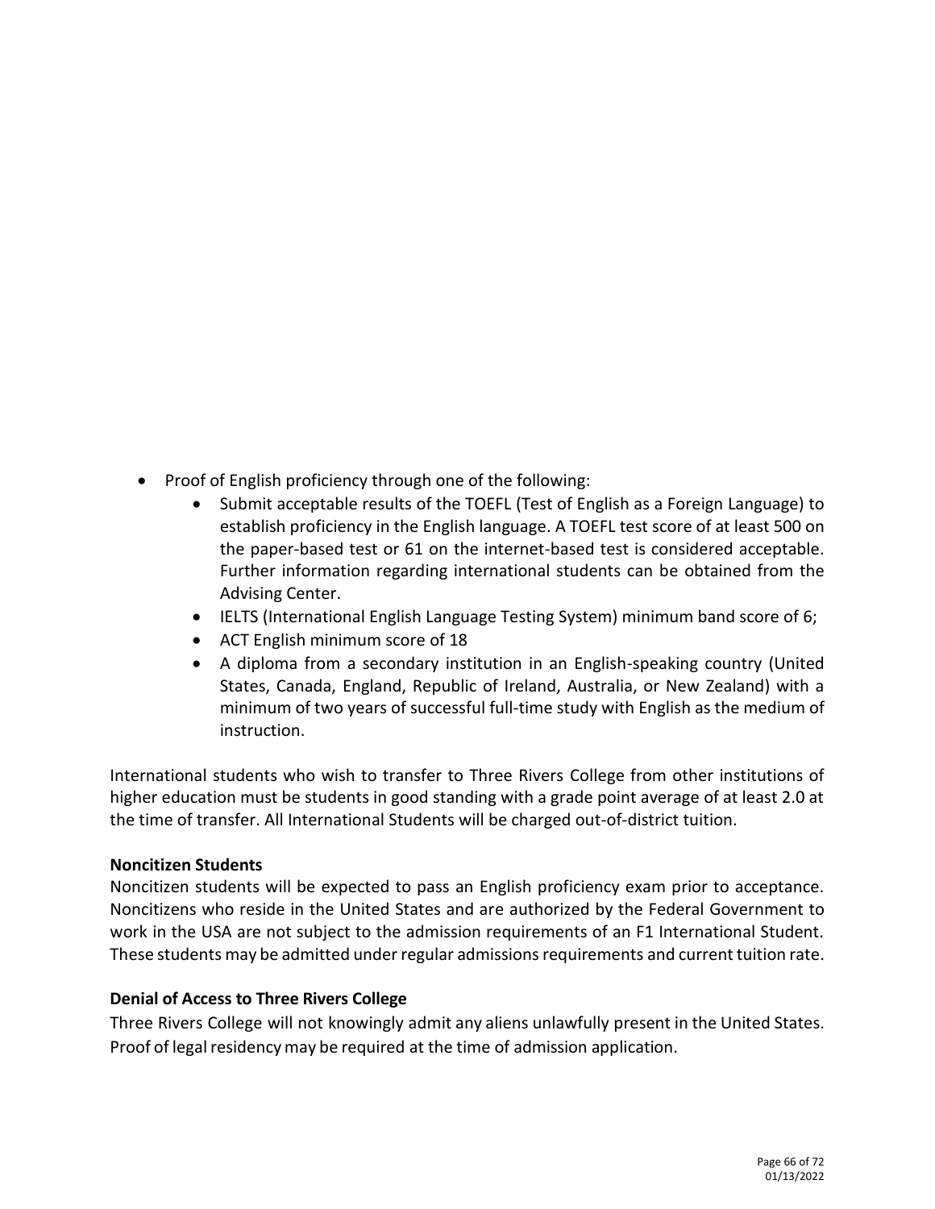- Proof of English proficiency through one of the following:
    - Submit acceptable results of the TOEFL (Test of English as a Foreign Language) to establish proficiency in the English language. A TOEFL test score of at least 500 on the paper-based test or 61 on the internet-based test is considered acceptable. Further information regarding international students can be obtained from the Advising Center.
    - IELTS (International English Language Testing System) minimum band score of 6;
    - ACT English minimum score of 18
    - A diploma from a secondary institution in an English-speaking country (United States, Canada, England, Republic of Ireland, Australia, or New Zealand) with a minimum of two years of successful full-time study with English as the medium of instruction.

International students who wish to transfer to Three Rivers College from other institutions of higher education must be students in good standing with a grade point average of at least 2.0 at the time of transfer. All International Students will be charged out-of-district tuition.

**Noncitizen Students**

Noncitizen students will be expected to pass an English proficiency exam prior to acceptance. Noncitizens who reside in the United States and are authorized by the Federal Government to work in the USA are not subject to the admission requirements of an F1 International Student. These students may be admitted under regular admissions requirements and current tuition rate.

**Denial of Access to Three Rivers College**

Three Rivers College will not knowingly admit any aliens unlawfully present in the United States. Proof of legal residency may be required at the time of admission application.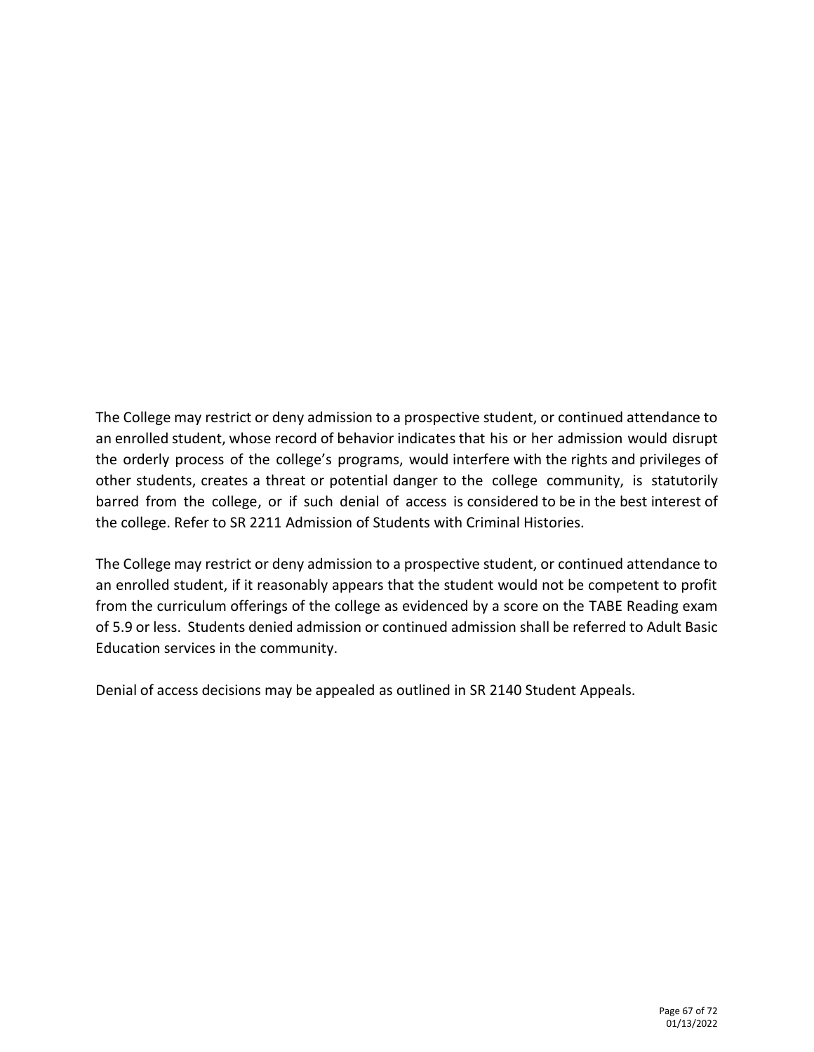The College may restrict or deny admission to a prospective student, or continued attendance to an enrolled student, whose record of behavior indicates that his or her admission would disrupt the orderly process of the college's programs, would interfere with the rights and privileges of other students, creates a threat or potential danger to the college community, is statutorily barred from the college, or if such denial of access is considered to be in the best interest of the college. Refer to SR 2211 Admission of Students with Criminal Histories.

The College may restrict or deny admission to a prospective student, or continued attendance to an enrolled student, if it reasonably appears that the student would not be competent to profit from the curriculum offerings of the college as evidenced by a score on the TABE Reading exam of 5.9 or less. Students denied admission or continued admission shall be referred to Adult Basic Education services in the community.

Denial of access decisions may be appealed as outlined in SR 2140 Student Appeals.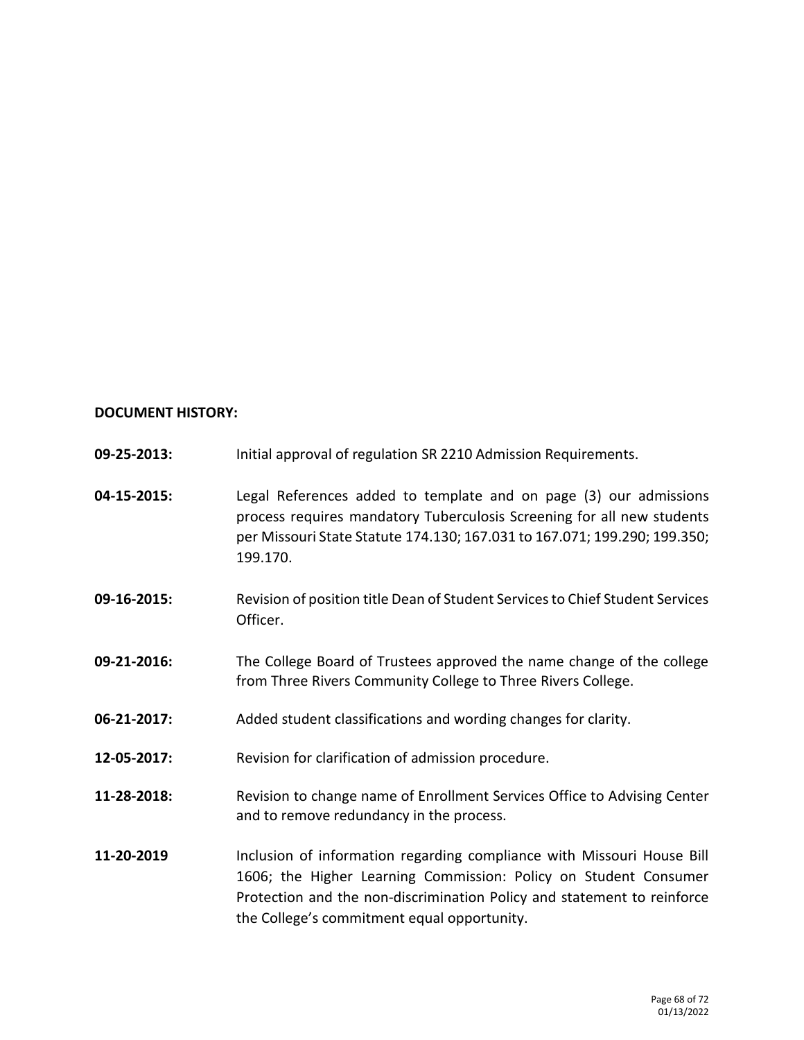**DOCUMENT HISTORY:**

**09-25-2013:** Initial approval of regulation SR 2210 Admission Requirements.

**04-15-2015:** Legal References added to template and on page (3) our admissions process requires mandatory Tuberculosis Screening for all new students per Missouri State Statute 174.130; 167.031 to 167.071; 199.290; 199.350; 199.170.

**09-16-2015:** Revision of position title Dean of Student Services to Chief Student Services Officer.

**09-21-2016:** The College Board of Trustees approved the name change of the college from Three Rivers Community College to Three Rivers College.

**06-21-2017:** Added student classifications and wording changes for clarity.

**12-05-2017:** Revision for clarification of admission procedure.

**11-28-2018:** Revision to change name of Enrollment Services Office to Advising Center and to remove redundancy in the process.

**11-20-2019** Inclusion of information regarding compliance with Missouri House Bill 1606; the Higher Learning Commission: Policy on Student Consumer Protection and the non-discrimination Policy and statement to reinforce the College's commitment equal opportunity.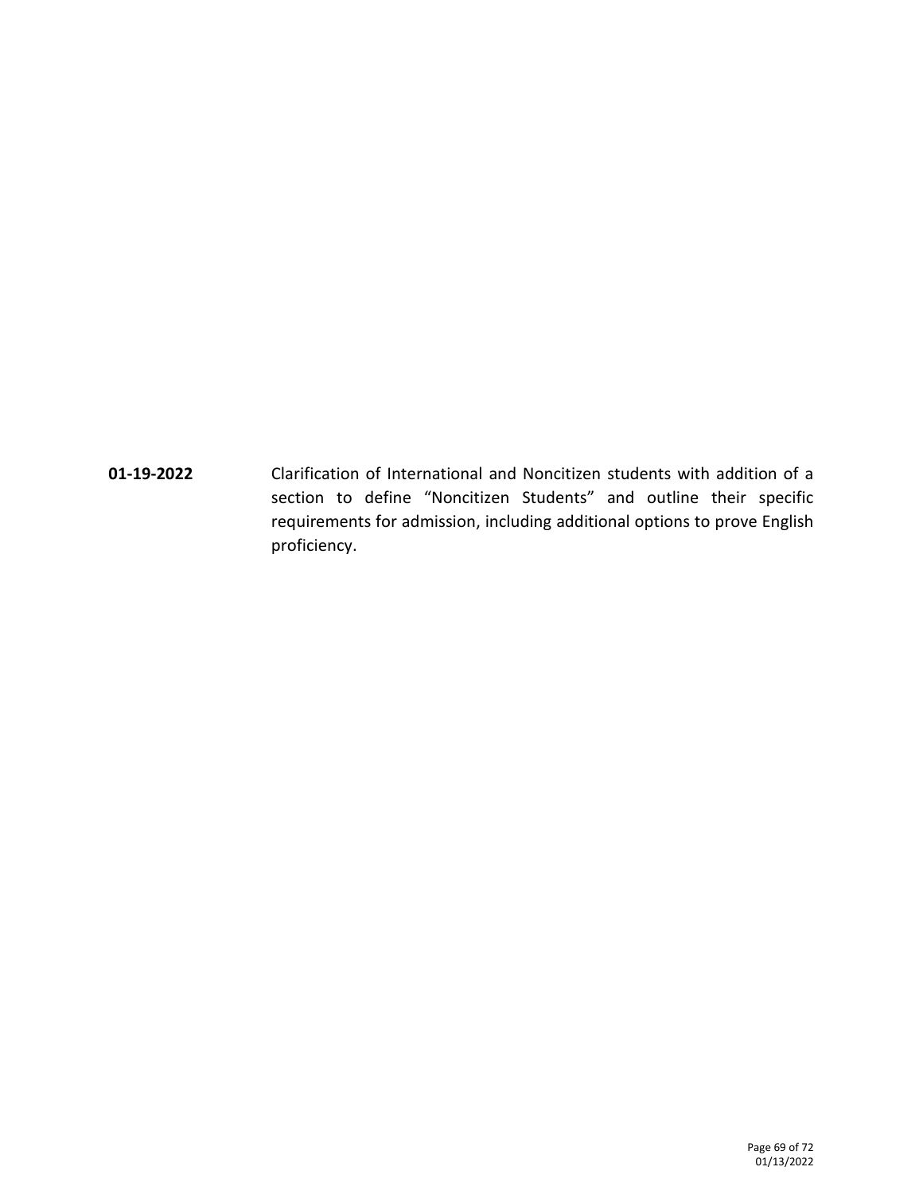| | |
|---|---|
| **01-19-2022** | Clarification of International and Noncitizen students with addition of a section to define “Noncitizen Students” and outline their specific requirements for admission, including additional options to prove English proficiency. |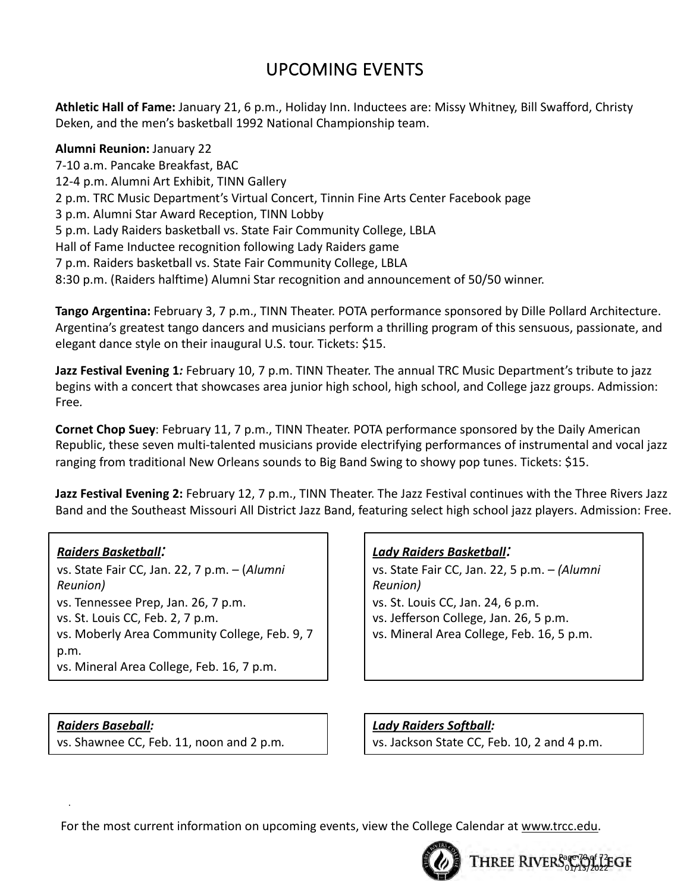# UPCOMING EVENTS

**Athletic Hall of Fame:** January 21, 6 p.m., Holiday Inn. Inductees are: Missy Whitney, Bill Swafford, Christy Deken, and the men's basketball 1992 National Championship team.

**Alumni Reunion:** January 22
7-10 a.m. Pancake Breakfast, BAC
12-4 p.m. Alumni Art Exhibit, TINN Gallery
2 p.m. TRC Music Department's Virtual Concert, Tinnin Fine Arts Center Facebook page
3 p.m. Alumni Star Award Reception, TINN Lobby
5 p.m. Lady Raiders basketball vs. State Fair Community College, LBLA
Hall of Fame Inductee recognition following Lady Raiders game
7 p.m. Raiders basketball vs. State Fair Community College, LBLA
8:30 p.m. (Raiders halftime) Alumni Star recognition and announcement of 50/50 winner.

**Tango Argentina:** February 3, 7 p.m., TINN Theater. POTA performance sponsored by Dille Pollard Architecture. Argentina's greatest tango dancers and musicians perform a thrilling program of this sensuous, passionate, and elegant dance style on their inaugural U.S. tour. Tickets: $15.

**Jazz Festival Evening 1***:* February 10, 7 p.m. TINN Theater. The annual TRC Music Department's tribute to jazz begins with a concert that showcases area junior high school, high school, and College jazz groups. Admission: Free.

**Cornet Chop Suey**: February 11, 7 p.m., TINN Theater. POTA performance sponsored by the Daily American Republic, these seven multi-talented musicians provide electrifying performances of instrumental and vocal jazz ranging from traditional New Orleans sounds to Big Band Swing to showy pop tunes. Tickets: $15.

**Jazz Festival Evening 2:** February 12, 7 p.m., TINN Theater. The Jazz Festival continues with the Three Rivers Jazz Band and the Southeast Missouri All District Jazz Band, featuring select high school jazz players. Admission: Free.

***Raiders Basketball:***
vs. State Fair CC, Jan. 22, 7 p.m. – (*Alumni Reunion)*
vs. Tennessee Prep, Jan. 26, 7 p.m.
vs. St. Louis CC, Feb. 2, 7 p.m.
vs. Moberly Area Community College, Feb. 9, 7 p.m.
vs. Mineral Area College, Feb. 16, 7 p.m.

***Lady Raiders Basketball:***
vs. State Fair CC, Jan. 22, 5 p.m. – *(Alumni Reunion)*
vs. St. Louis CC, Jan. 24, 6 p.m.
vs. Jefferson College, Jan. 26, 5 p.m.
vs. Mineral Area College, Feb. 16, 5 p.m.

***Raiders Baseball:***
vs. Shawnee CC, Feb. 11, noon and 2 p.m.

***Lady Raiders Softball:***
vs. Jackson State CC, Feb. 10, 2 and 4 p.m.

For the most current information on upcoming events, view the College Calendar at www.trcc.edu.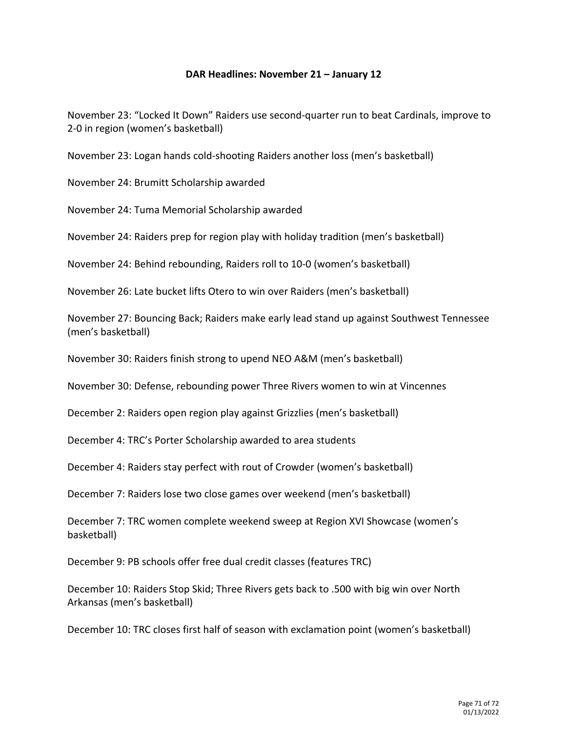**DAR Headlines: November 21 – January 12**

November 23: "Locked It Down" Raiders use second-quarter run to beat Cardinals, improve to 2-0 in region (women's basketball)

November 23: Logan hands cold-shooting Raiders another loss (men's basketball)

November 24: Brumitt Scholarship awarded

November 24: Tuma Memorial Scholarship awarded

November 24: Raiders prep for region play with holiday tradition (men's basketball)

November 24: Behind rebounding, Raiders roll to 10-0 (women's basketball)

November 26: Late bucket lifts Otero to win over Raiders (men's basketball)

November 27: Bouncing Back; Raiders make early lead stand up against Southwest Tennessee (men's basketball)

November 30: Raiders finish strong to upend NEO A&M (men's basketball)

November 30: Defense, rebounding power Three Rivers women to win at Vincennes

December 2: Raiders open region play against Grizzlies (men's basketball)

December 4: TRC's Porter Scholarship awarded to area students

December 4: Raiders stay perfect with rout of Crowder (women's basketball)

December 7: Raiders lose two close games over weekend (men's basketball)

December 7: TRC women complete weekend sweep at Region XVI Showcase (women's basketball)

December 9: PB schools offer free dual credit classes (features TRC)

December 10: Raiders Stop Skid; Three Rivers gets back to .500 with big win over North Arkansas (men's basketball)

December 10: TRC closes first half of season with exclamation point (women's basketball)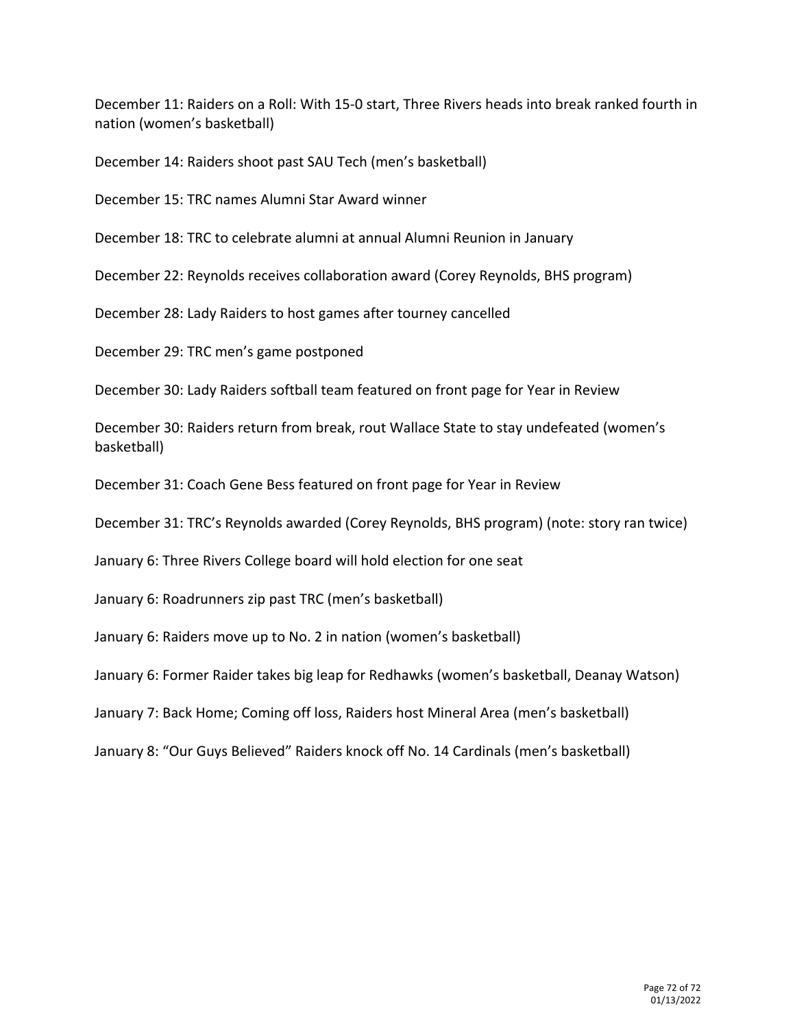December 11: Raiders on a Roll: With 15-0 start, Three Rivers heads into break ranked fourth in nation (women's basketball)

December 14: Raiders shoot past SAU Tech (men's basketball)

December 15: TRC names Alumni Star Award winner

December 18: TRC to celebrate alumni at annual Alumni Reunion in January

December 22: Reynolds receives collaboration award (Corey Reynolds, BHS program)

December 28: Lady Raiders to host games after tourney cancelled

December 29: TRC men's game postponed

December 30: Lady Raiders softball team featured on front page for Year in Review

December 30: Raiders return from break, rout Wallace State to stay undefeated (women's basketball)

December 31: Coach Gene Bess featured on front page for Year in Review

December 31: TRC's Reynolds awarded (Corey Reynolds, BHS program) (note: story ran twice)

January 6: Three Rivers College board will hold election for one seat

January 6: Roadrunners zip past TRC (men's basketball)

January 6: Raiders move up to No. 2 in nation (women's basketball)

January 6: Former Raider takes big leap for Redhawks (women's basketball, Deanay Watson)

January 7: Back Home; Coming off loss, Raiders host Mineral Area (men's basketball)

January 8: "Our Guys Believed" Raiders knock off No. 14 Cardinals (men's basketball)